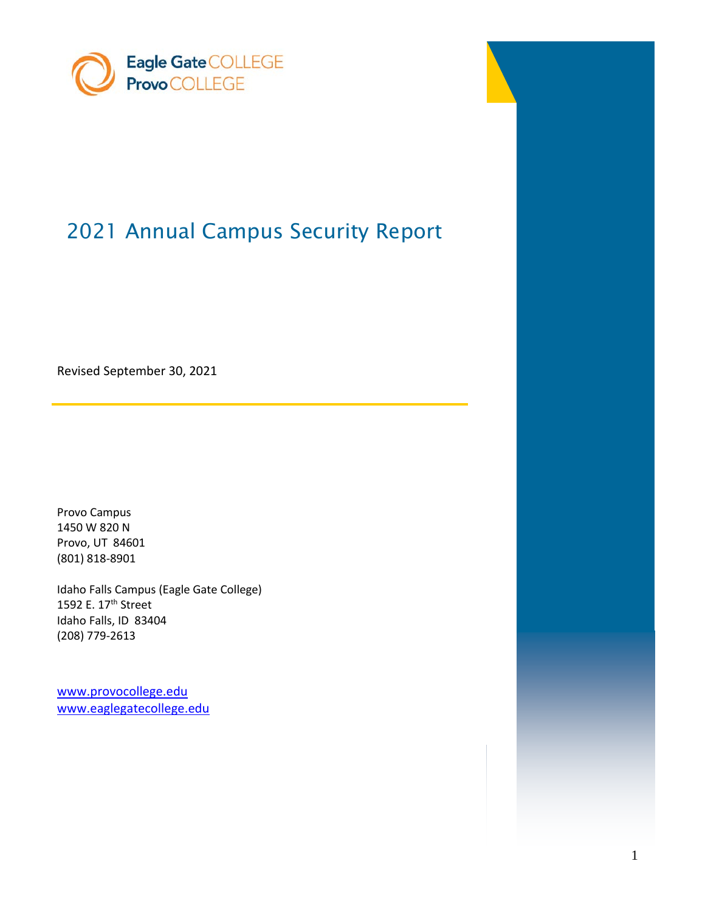Eagle Gate COLLEGE
Provo COLLEGE

# 2021 Annual Campus Security Report

Revised September 30, 2021

Provo Campus
1450 W 820 N
Provo, UT 84601
(801) 818-8901

Idaho Falls Campus (Eagle Gate College)
1592 E. 17th Street
Idaho Falls, ID 83404
(208) 779-2613

[www.provocollege.edu](http://www.provocollege.edu)
[www.eaglegatecollege.edu](http://www.eaglegatecollege.edu)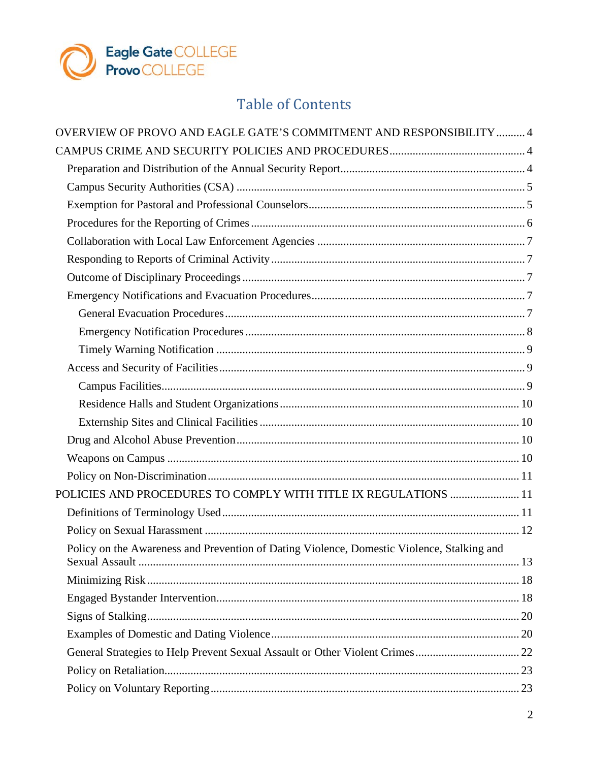# Table of Contents

OVERVIEW OF PROVO AND EAGLE GATE'S COMMITMENT AND RESPONSIBILITY .......... 4

CAMPUS CRIME AND SECURITY POLICIES AND PROCEDURES .......... 4

- Preparation and Distribution of the Annual Security Report .......... 4
- Campus Security Authorities (CSA) .......... 5
- Exemption for Pastoral and Professional Counselors .......... 5
- Procedures for the Reporting of Crimes .......... 6
- Collaboration with Local Law Enforcement Agencies .......... 7
- Responding to Reports of Criminal Activity .......... 7
- Outcome of Disciplinary Proceedings .......... 7
- Emergency Notifications and Evacuation Procedures .......... 7
  - General Evacuation Procedures .......... 7
  - Emergency Notification Procedures .......... 8
  - Timely Warning Notification .......... 9
- Access and Security of Facilities .......... 9
  - Campus Facilities .......... 9
  - Residence Halls and Student Organizations .......... 10
  - Externship Sites and Clinical Facilities .......... 10
- Drug and Alcohol Abuse Prevention .......... 10
- Weapons on Campus .......... 10
- Policy on Non-Discrimination .......... 11

POLICIES AND PROCEDURES TO COMPLY WITH TITLE IX REGULATIONS .......... 11

- Definitions of Terminology Used .......... 11
- Policy on Sexual Harassment .......... 12
- Policy on the Awareness and Prevention of Dating Violence, Domestic Violence, Stalking and Sexual Assault .......... 13
- Minimizing Risk .......... 18
- Engaged Bystander Intervention .......... 18
- Signs of Stalking .......... 20
- Examples of Domestic and Dating Violence .......... 20
- General Strategies to Help Prevent Sexual Assault or Other Violent Crimes .......... 22
- Policy on Retaliation .......... 23
- Policy on Voluntary Reporting .......... 23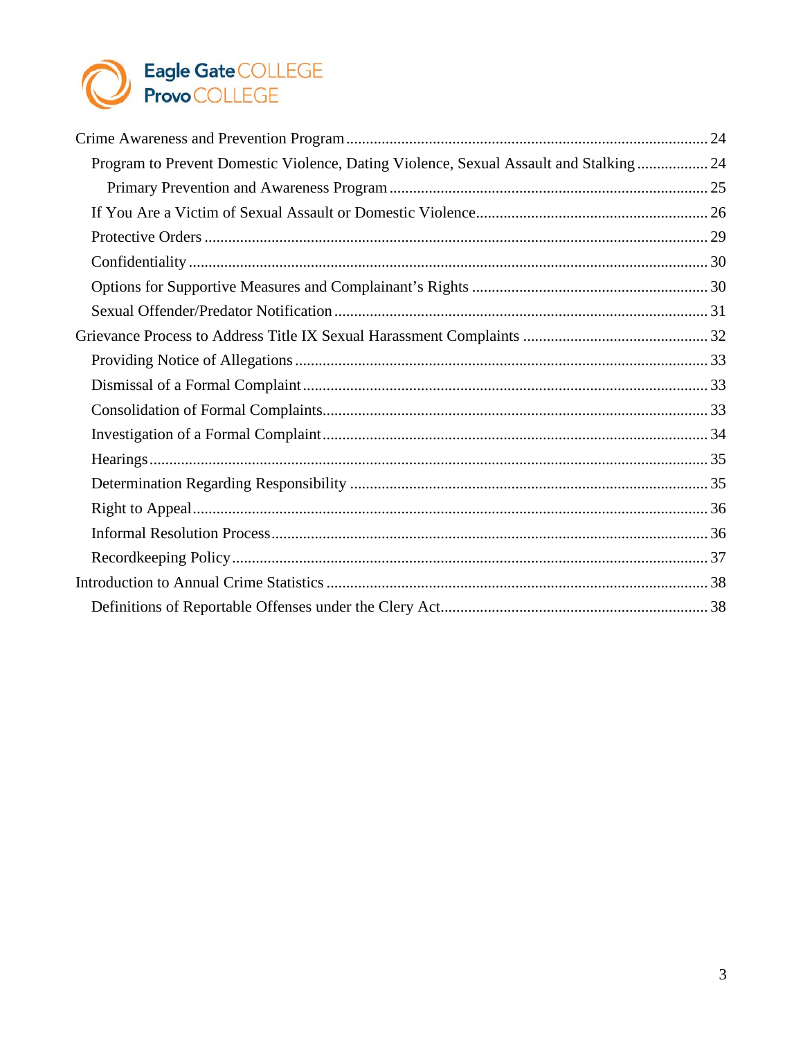- Crime Awareness and Prevention Program ........................................ 24
  - Program to Prevent Domestic Violence, Dating Violence, Sexual Assault and Stalking ........ 24
    - Primary Prevention and Awareness Program ........................................ 25
  - If You Are a Victim of Sexual Assault or Domestic Violence ........................................ 26
  - Protective Orders ........................................ 29
  - Confidentiality ........................................ 30
  - Options for Supportive Measures and Complainant's Rights ........................................ 30
  - Sexual Offender/Predator Notification ........................................ 31
- Grievance Process to Address Title IX Sexual Harassment Complaints ........................................ 32
  - Providing Notice of Allegations ........................................ 33
  - Dismissal of a Formal Complaint ........................................ 33
  - Consolidation of Formal Complaints ........................................ 33
  - Investigation of a Formal Complaint ........................................ 34
  - Hearings ........................................ 35
  - Determination Regarding Responsibility ........................................ 35
  - Right to Appeal ........................................ 36
  - Informal Resolution Process ........................................ 36
  - Recordkeeping Policy ........................................ 37
- Introduction to Annual Crime Statistics ........................................ 38
  - Definitions of Reportable Offenses under the Clery Act ........................................ 38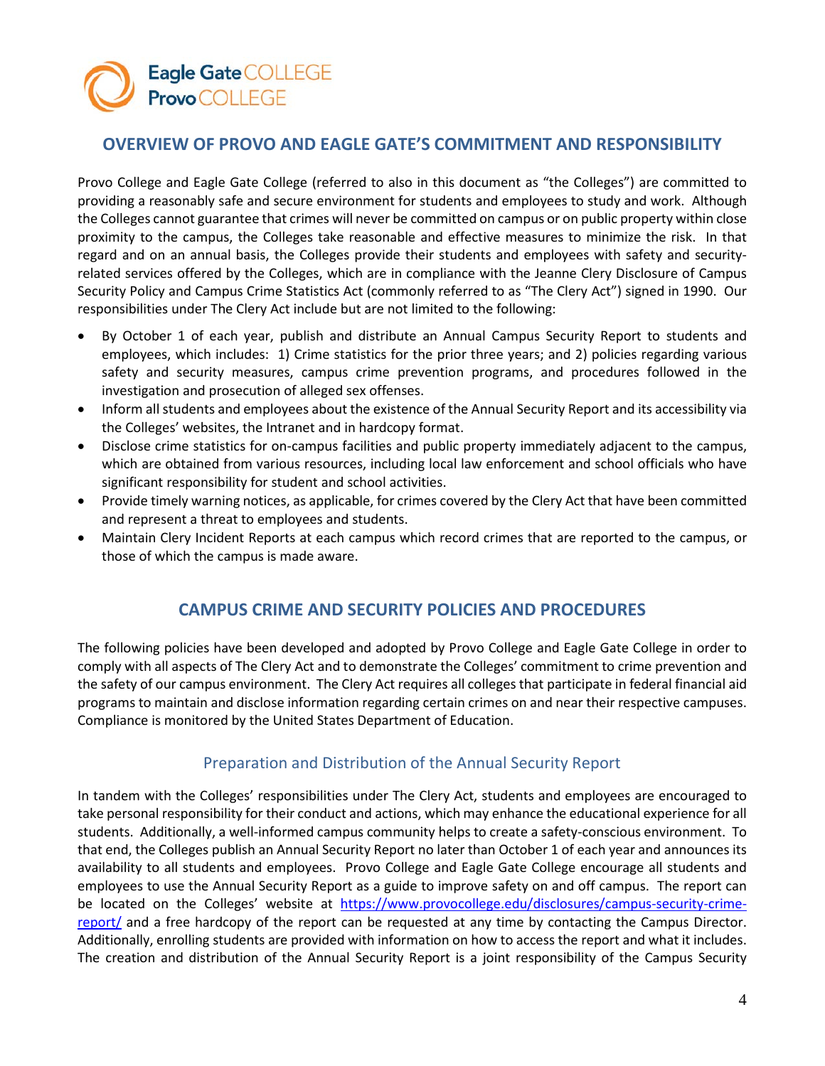## OVERVIEW OF PROVO AND EAGLE GATE'S COMMITMENT AND RESPONSIBILITY

Provo College and Eagle Gate College (referred to also in this document as "the Colleges") are committed to providing a reasonably safe and secure environment for students and employees to study and work. Although the Colleges cannot guarantee that crimes will never be committed on campus or on public property within close proximity to the campus, the Colleges take reasonable and effective measures to minimize the risk. In that regard and on an annual basis, the Colleges provide their students and employees with safety and security-related services offered by the Colleges, which are in compliance with the Jeanne Clery Disclosure of Campus Security Policy and Campus Crime Statistics Act (commonly referred to as "The Clery Act") signed in 1990. Our responsibilities under The Clery Act include but are not limited to the following:

- By October 1 of each year, publish and distribute an Annual Campus Security Report to students and employees, which includes: 1) Crime statistics for the prior three years; and 2) policies regarding various safety and security measures, campus crime prevention programs, and procedures followed in the investigation and prosecution of alleged sex offenses.
- Inform all students and employees about the existence of the Annual Security Report and its accessibility via the Colleges' websites, the Intranet and in hardcopy format.
- Disclose crime statistics for on-campus facilities and public property immediately adjacent to the campus, which are obtained from various resources, including local law enforcement and school officials who have significant responsibility for student and school activities.
- Provide timely warning notices, as applicable, for crimes covered by the Clery Act that have been committed and represent a threat to employees and students.
- Maintain Clery Incident Reports at each campus which record crimes that are reported to the campus, or those of which the campus is made aware.

## CAMPUS CRIME AND SECURITY POLICIES AND PROCEDURES

The following policies have been developed and adopted by Provo College and Eagle Gate College in order to comply with all aspects of The Clery Act and to demonstrate the Colleges' commitment to crime prevention and the safety of our campus environment. The Clery Act requires all colleges that participate in federal financial aid programs to maintain and disclose information regarding certain crimes on and near their respective campuses. Compliance is monitored by the United States Department of Education.

### Preparation and Distribution of the Annual Security Report

In tandem with the Colleges' responsibilities under The Clery Act, students and employees are encouraged to take personal responsibility for their conduct and actions, which may enhance the educational experience for all students. Additionally, a well-informed campus community helps to create a safety-conscious environment. To that end, the Colleges publish an Annual Security Report no later than October 1 of each year and announces its availability to all students and employees. Provo College and Eagle Gate College encourage all students and employees to use the Annual Security Report as a guide to improve safety on and off campus. The report can be located on the Colleges' website at [https://www.provocollege.edu/disclosures/campus-security-crime-report/](https://www.provocollege.edu/disclosures/campus-security-crime-report/) and a free hardcopy of the report can be requested at any time by contacting the Campus Director. Additionally, enrolling students are provided with information on how to access the report and what it includes. The creation and distribution of the Annual Security Report is a joint responsibility of the Campus Security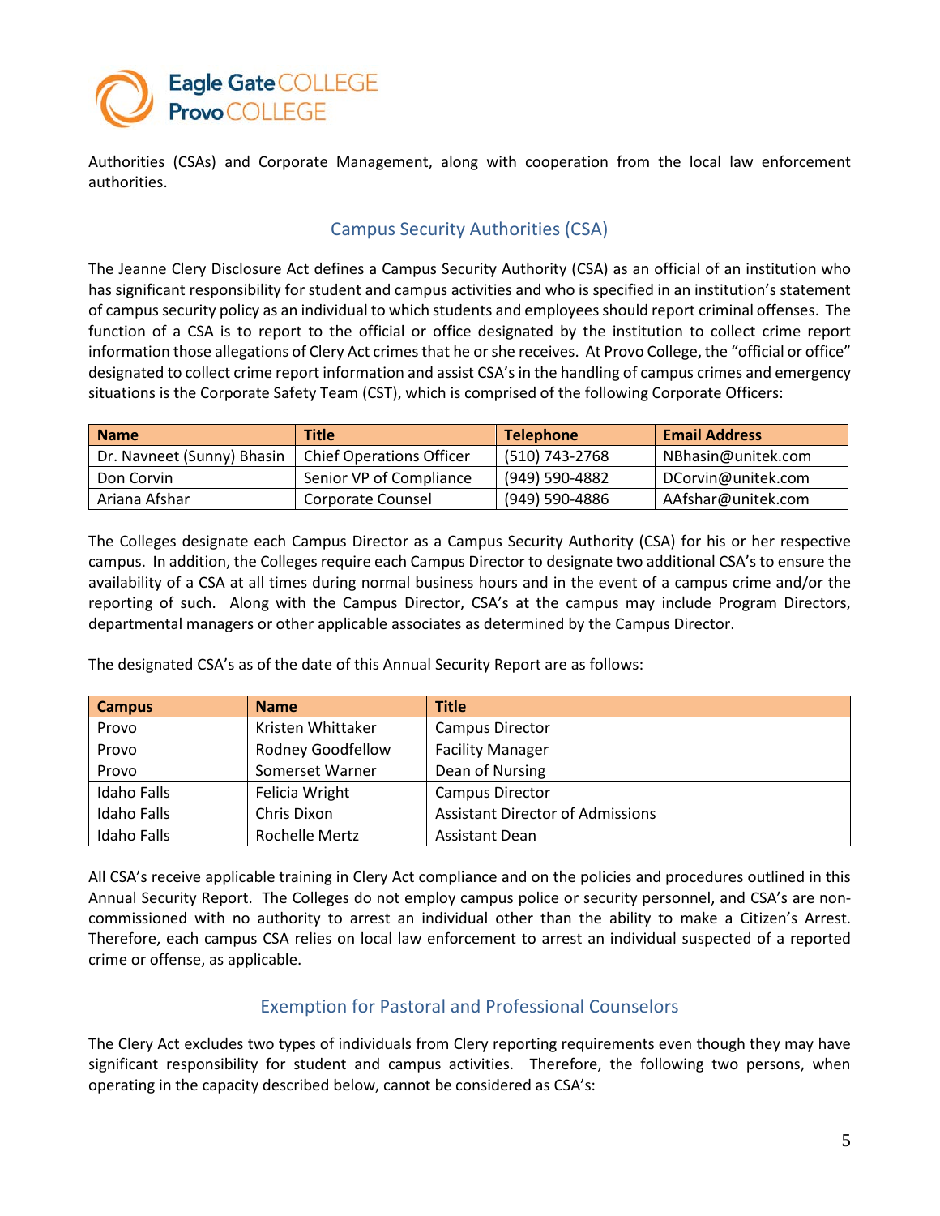Authorities (CSAs) and Corporate Management, along with cooperation from the local law enforcement authorities.

## Campus Security Authorities (CSA)

The Jeanne Clery Disclosure Act defines a Campus Security Authority (CSA) as an official of an institution who has significant responsibility for student and campus activities and who is specified in an institution's statement of campus security policy as an individual to which students and employees should report criminal offenses. The function of a CSA is to report to the official or office designated by the institution to collect crime report information those allegations of Clery Act crimes that he or she receives. At Provo College, the "official or office" designated to collect crime report information and assist CSA's in the handling of campus crimes and emergency situations is the Corporate Safety Team (CST), which is comprised of the following Corporate Officers:

| Name | Title | Telephone | Email Address |
|---|---|---|---|
| Dr. Navneet (Sunny) Bhasin | Chief Operations Officer | (510) 743-2768 | NBhasin@unitek.com |
| Don Corvin | Senior VP of Compliance | (949) 590-4882 | DCorvin@unitek.com |
| Ariana Afshar | Corporate Counsel | (949) 590-4886 | AAfshar@unitek.com |

The Colleges designate each Campus Director as a Campus Security Authority (CSA) for his or her respective campus. In addition, the Colleges require each Campus Director to designate two additional CSA's to ensure the availability of a CSA at all times during normal business hours and in the event of a campus crime and/or the reporting of such. Along with the Campus Director, CSA's at the campus may include Program Directors, departmental managers or other applicable associates as determined by the Campus Director.

The designated CSA's as of the date of this Annual Security Report are as follows:

| Campus | Name | Title |
|---|---|---|
| Provo | Kristen Whittaker | Campus Director |
| Provo | Rodney Goodfellow | Facility Manager |
| Provo | Somerset Warner | Dean of Nursing |
| Idaho Falls | Felicia Wright | Campus Director |
| Idaho Falls | Chris Dixon | Assistant Director of Admissions |
| Idaho Falls | Rochelle Mertz | Assistant Dean |

All CSA's receive applicable training in Clery Act compliance and on the policies and procedures outlined in this Annual Security Report. The Colleges do not employ campus police or security personnel, and CSA's are non-commissioned with no authority to arrest an individual other than the ability to make a Citizen's Arrest. Therefore, each campus CSA relies on local law enforcement to arrest an individual suspected of a reported crime or offense, as applicable.

## Exemption for Pastoral and Professional Counselors

The Clery Act excludes two types of individuals from Clery reporting requirements even though they may have significant responsibility for student and campus activities. Therefore, the following two persons, when operating in the capacity described below, cannot be considered as CSA's: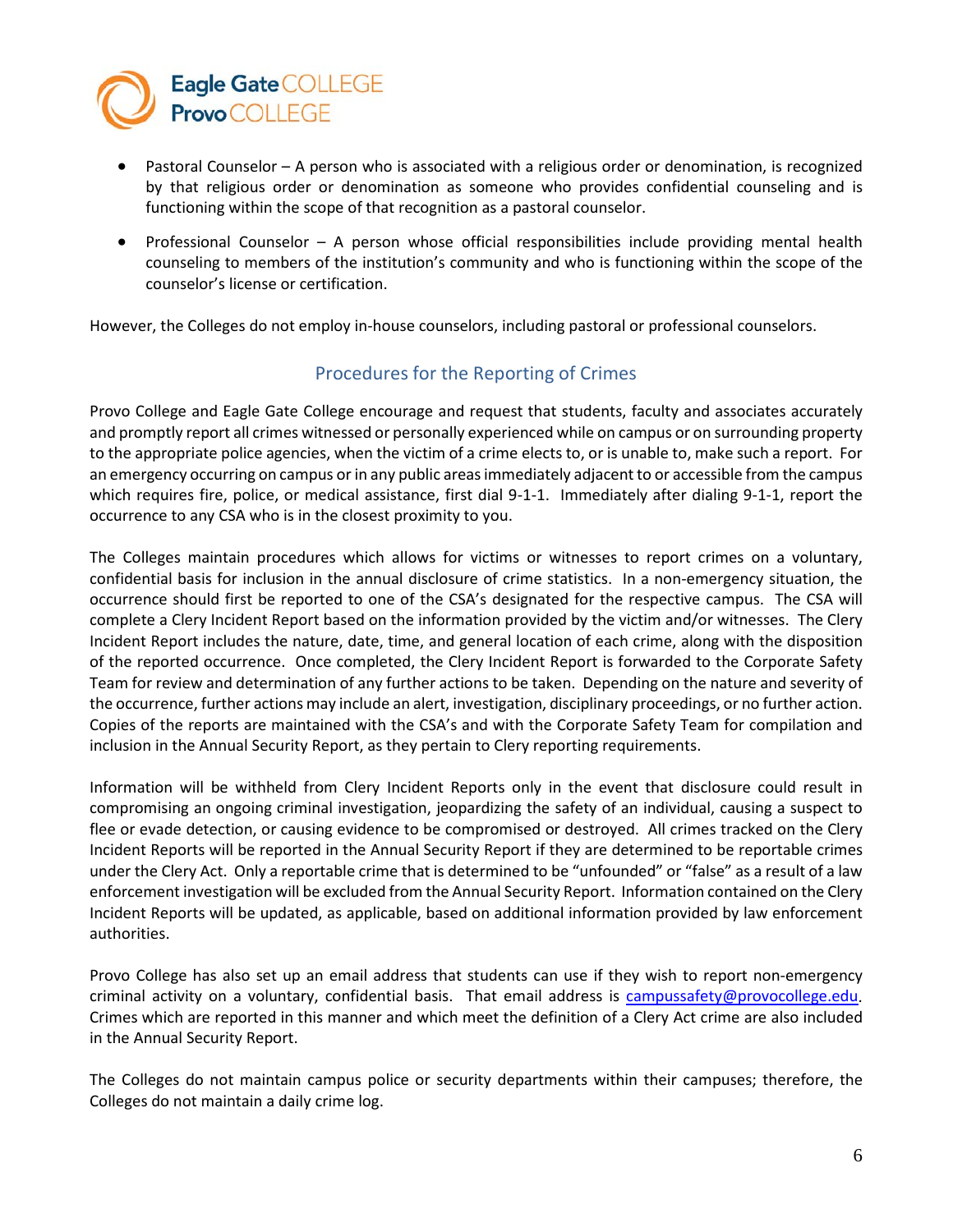- Pastoral Counselor – A person who is associated with a religious order or denomination, is recognized by that religious order or denomination as someone who provides confidential counseling and is functioning within the scope of that recognition as a pastoral counselor.
- Professional Counselor – A person whose official responsibilities include providing mental health counseling to members of the institution's community and who is functioning within the scope of the counselor's license or certification.

However, the Colleges do not employ in-house counselors, including pastoral or professional counselors.

## Procedures for the Reporting of Crimes

Provo College and Eagle Gate College encourage and request that students, faculty and associates accurately and promptly report all crimes witnessed or personally experienced while on campus or on surrounding property to the appropriate police agencies, when the victim of a crime elects to, or is unable to, make such a report. For an emergency occurring on campus or in any public areas immediately adjacent to or accessible from the campus which requires fire, police, or medical assistance, first dial 9-1-1. Immediately after dialing 9-1-1, report the occurrence to any CSA who is in the closest proximity to you.

The Colleges maintain procedures which allows for victims or witnesses to report crimes on a voluntary, confidential basis for inclusion in the annual disclosure of crime statistics. In a non-emergency situation, the occurrence should first be reported to one of the CSA's designated for the respective campus. The CSA will complete a Clery Incident Report based on the information provided by the victim and/or witnesses. The Clery Incident Report includes the nature, date, time, and general location of each crime, along with the disposition of the reported occurrence. Once completed, the Clery Incident Report is forwarded to the Corporate Safety Team for review and determination of any further actions to be taken. Depending on the nature and severity of the occurrence, further actions may include an alert, investigation, disciplinary proceedings, or no further action. Copies of the reports are maintained with the CSA's and with the Corporate Safety Team for compilation and inclusion in the Annual Security Report, as they pertain to Clery reporting requirements.

Information will be withheld from Clery Incident Reports only in the event that disclosure could result in compromising an ongoing criminal investigation, jeopardizing the safety of an individual, causing a suspect to flee or evade detection, or causing evidence to be compromised or destroyed. All crimes tracked on the Clery Incident Reports will be reported in the Annual Security Report if they are determined to be reportable crimes under the Clery Act. Only a reportable crime that is determined to be "unfounded" or "false" as a result of a law enforcement investigation will be excluded from the Annual Security Report. Information contained on the Clery Incident Reports will be updated, as applicable, based on additional information provided by law enforcement authorities.

Provo College has also set up an email address that students can use if they wish to report non-emergency criminal activity on a voluntary, confidential basis. That email address is campussafety@provocollege.edu. Crimes which are reported in this manner and which meet the definition of a Clery Act crime are also included in the Annual Security Report.

The Colleges do not maintain campus police or security departments within their campuses; therefore, the Colleges do not maintain a daily crime log.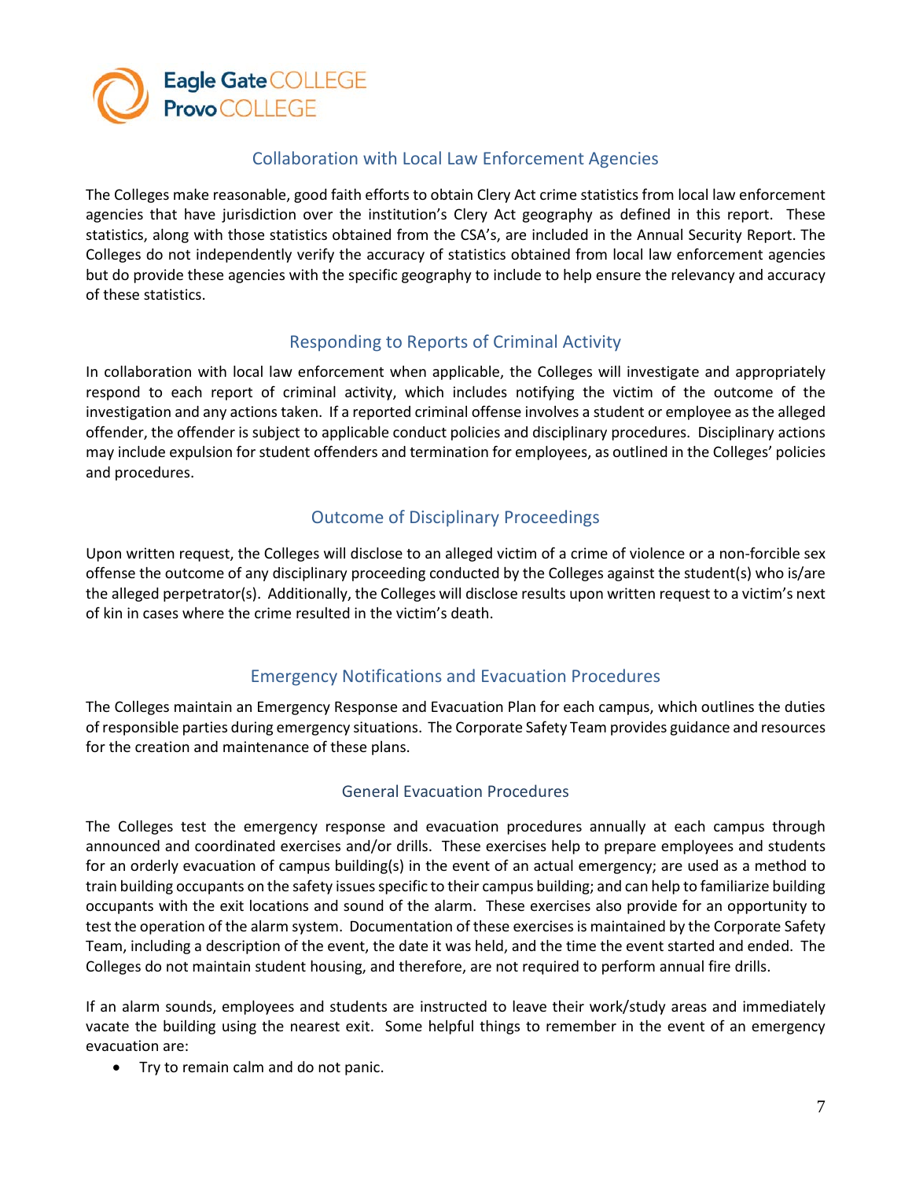## Collaboration with Local Law Enforcement Agencies

The Colleges make reasonable, good faith efforts to obtain Clery Act crime statistics from local law enforcement agencies that have jurisdiction over the institution's Clery Act geography as defined in this report. These statistics, along with those statistics obtained from the CSA's, are included in the Annual Security Report. The Colleges do not independently verify the accuracy of statistics obtained from local law enforcement agencies but do provide these agencies with the specific geography to include to help ensure the relevancy and accuracy of these statistics.

## Responding to Reports of Criminal Activity

In collaboration with local law enforcement when applicable, the Colleges will investigate and appropriately respond to each report of criminal activity, which includes notifying the victim of the outcome of the investigation and any actions taken. If a reported criminal offense involves a student or employee as the alleged offender, the offender is subject to applicable conduct policies and disciplinary procedures. Disciplinary actions may include expulsion for student offenders and termination for employees, as outlined in the Colleges' policies and procedures.

## Outcome of Disciplinary Proceedings

Upon written request, the Colleges will disclose to an alleged victim of a crime of violence or a non-forcible sex offense the outcome of any disciplinary proceeding conducted by the Colleges against the student(s) who is/are the alleged perpetrator(s). Additionally, the Colleges will disclose results upon written request to a victim's next of kin in cases where the crime resulted in the victim's death.

## Emergency Notifications and Evacuation Procedures

The Colleges maintain an Emergency Response and Evacuation Plan for each campus, which outlines the duties of responsible parties during emergency situations. The Corporate Safety Team provides guidance and resources for the creation and maintenance of these plans.

### General Evacuation Procedures

The Colleges test the emergency response and evacuation procedures annually at each campus through announced and coordinated exercises and/or drills. These exercises help to prepare employees and students for an orderly evacuation of campus building(s) in the event of an actual emergency; are used as a method to train building occupants on the safety issues specific to their campus building; and can help to familiarize building occupants with the exit locations and sound of the alarm. These exercises also provide for an opportunity to test the operation of the alarm system. Documentation of these exercises is maintained by the Corporate Safety Team, including a description of the event, the date it was held, and the time the event started and ended. The Colleges do not maintain student housing, and therefore, are not required to perform annual fire drills.

If an alarm sounds, employees and students are instructed to leave their work/study areas and immediately vacate the building using the nearest exit. Some helpful things to remember in the event of an emergency evacuation are:

- Try to remain calm and do not panic.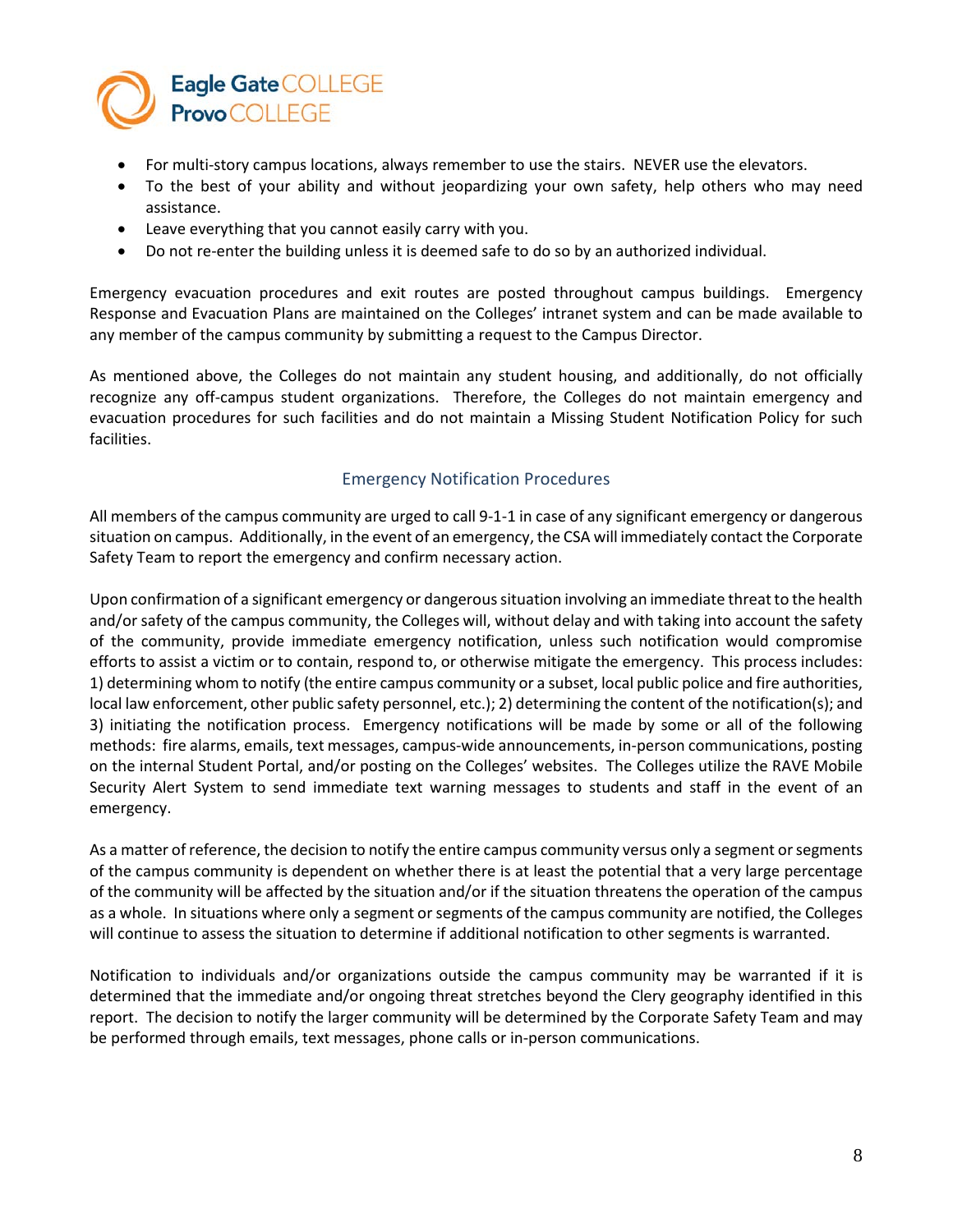- For multi-story campus locations, always remember to use the stairs. NEVER use the elevators.
- To the best of your ability and without jeopardizing your own safety, help others who may need assistance.
- Leave everything that you cannot easily carry with you.
- Do not re-enter the building unless it is deemed safe to do so by an authorized individual.

Emergency evacuation procedures and exit routes are posted throughout campus buildings. Emergency Response and Evacuation Plans are maintained on the Colleges' intranet system and can be made available to any member of the campus community by submitting a request to the Campus Director.

As mentioned above, the Colleges do not maintain any student housing, and additionally, do not officially recognize any off-campus student organizations. Therefore, the Colleges do not maintain emergency and evacuation procedures for such facilities and do not maintain a Missing Student Notification Policy for such facilities.

## Emergency Notification Procedures

All members of the campus community are urged to call 9-1-1 in case of any significant emergency or dangerous situation on campus. Additionally, in the event of an emergency, the CSA will immediately contact the Corporate Safety Team to report the emergency and confirm necessary action.

Upon confirmation of a significant emergency or dangerous situation involving an immediate threat to the health and/or safety of the campus community, the Colleges will, without delay and with taking into account the safety of the community, provide immediate emergency notification, unless such notification would compromise efforts to assist a victim or to contain, respond to, or otherwise mitigate the emergency. This process includes: 1) determining whom to notify (the entire campus community or a subset, local public police and fire authorities, local law enforcement, other public safety personnel, etc.); 2) determining the content of the notification(s); and 3) initiating the notification process. Emergency notifications will be made by some or all of the following methods: fire alarms, emails, text messages, campus-wide announcements, in-person communications, posting on the internal Student Portal, and/or posting on the Colleges' websites. The Colleges utilize the RAVE Mobile Security Alert System to send immediate text warning messages to students and staff in the event of an emergency.

As a matter of reference, the decision to notify the entire campus community versus only a segment or segments of the campus community is dependent on whether there is at least the potential that a very large percentage of the community will be affected by the situation and/or if the situation threatens the operation of the campus as a whole. In situations where only a segment or segments of the campus community are notified, the Colleges will continue to assess the situation to determine if additional notification to other segments is warranted.

Notification to individuals and/or organizations outside the campus community may be warranted if it is determined that the immediate and/or ongoing threat stretches beyond the Clery geography identified in this report. The decision to notify the larger community will be determined by the Corporate Safety Team and may be performed through emails, text messages, phone calls or in-person communications.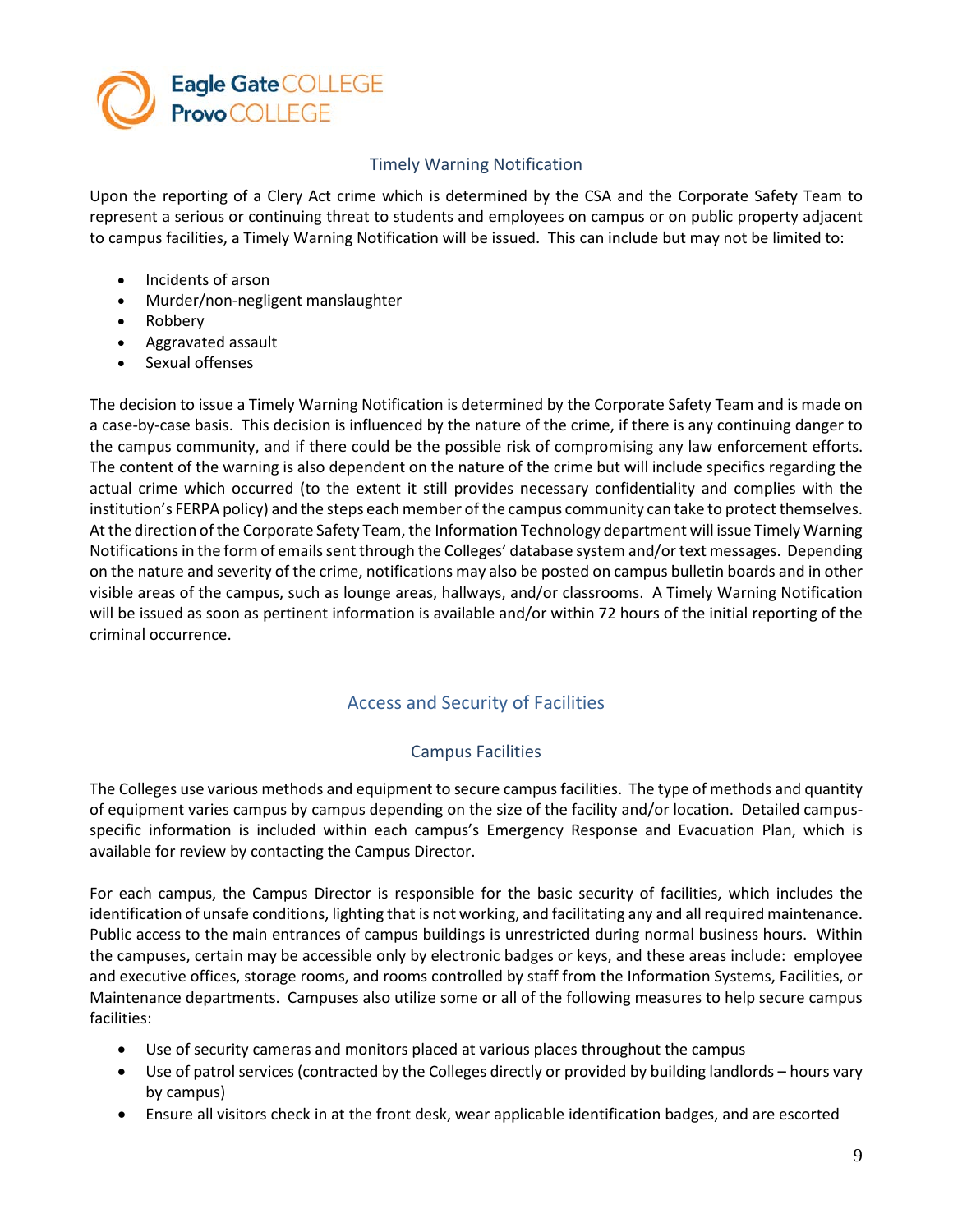## Timely Warning Notification

Upon the reporting of a Clery Act crime which is determined by the CSA and the Corporate Safety Team to represent a serious or continuing threat to students and employees on campus or on public property adjacent to campus facilities, a Timely Warning Notification will be issued. This can include but may not be limited to:

- Incidents of arson
- Murder/non-negligent manslaughter
- Robbery
- Aggravated assault
- Sexual offenses

The decision to issue a Timely Warning Notification is determined by the Corporate Safety Team and is made on a case-by-case basis. This decision is influenced by the nature of the crime, if there is any continuing danger to the campus community, and if there could be the possible risk of compromising any law enforcement efforts. The content of the warning is also dependent on the nature of the crime but will include specifics regarding the actual crime which occurred (to the extent it still provides necessary confidentiality and complies with the institution's FERPA policy) and the steps each member of the campus community can take to protect themselves. At the direction of the Corporate Safety Team, the Information Technology department will issue Timely Warning Notifications in the form of emails sent through the Colleges' database system and/or text messages. Depending on the nature and severity of the crime, notifications may also be posted on campus bulletin boards and in other visible areas of the campus, such as lounge areas, hallways, and/or classrooms. A Timely Warning Notification will be issued as soon as pertinent information is available and/or within 72 hours of the initial reporting of the criminal occurrence.

## Access and Security of Facilities

### Campus Facilities

The Colleges use various methods and equipment to secure campus facilities. The type of methods and quantity of equipment varies campus by campus depending on the size of the facility and/or location. Detailed campus-specific information is included within each campus's Emergency Response and Evacuation Plan, which is available for review by contacting the Campus Director.

For each campus, the Campus Director is responsible for the basic security of facilities, which includes the identification of unsafe conditions, lighting that is not working, and facilitating any and all required maintenance. Public access to the main entrances of campus buildings is unrestricted during normal business hours. Within the campuses, certain may be accessible only by electronic badges or keys, and these areas include: employee and executive offices, storage rooms, and rooms controlled by staff from the Information Systems, Facilities, or Maintenance departments. Campuses also utilize some or all of the following measures to help secure campus facilities:

- Use of security cameras and monitors placed at various places throughout the campus
- Use of patrol services (contracted by the Colleges directly or provided by building landlords – hours vary by campus)
- Ensure all visitors check in at the front desk, wear applicable identification badges, and are escorted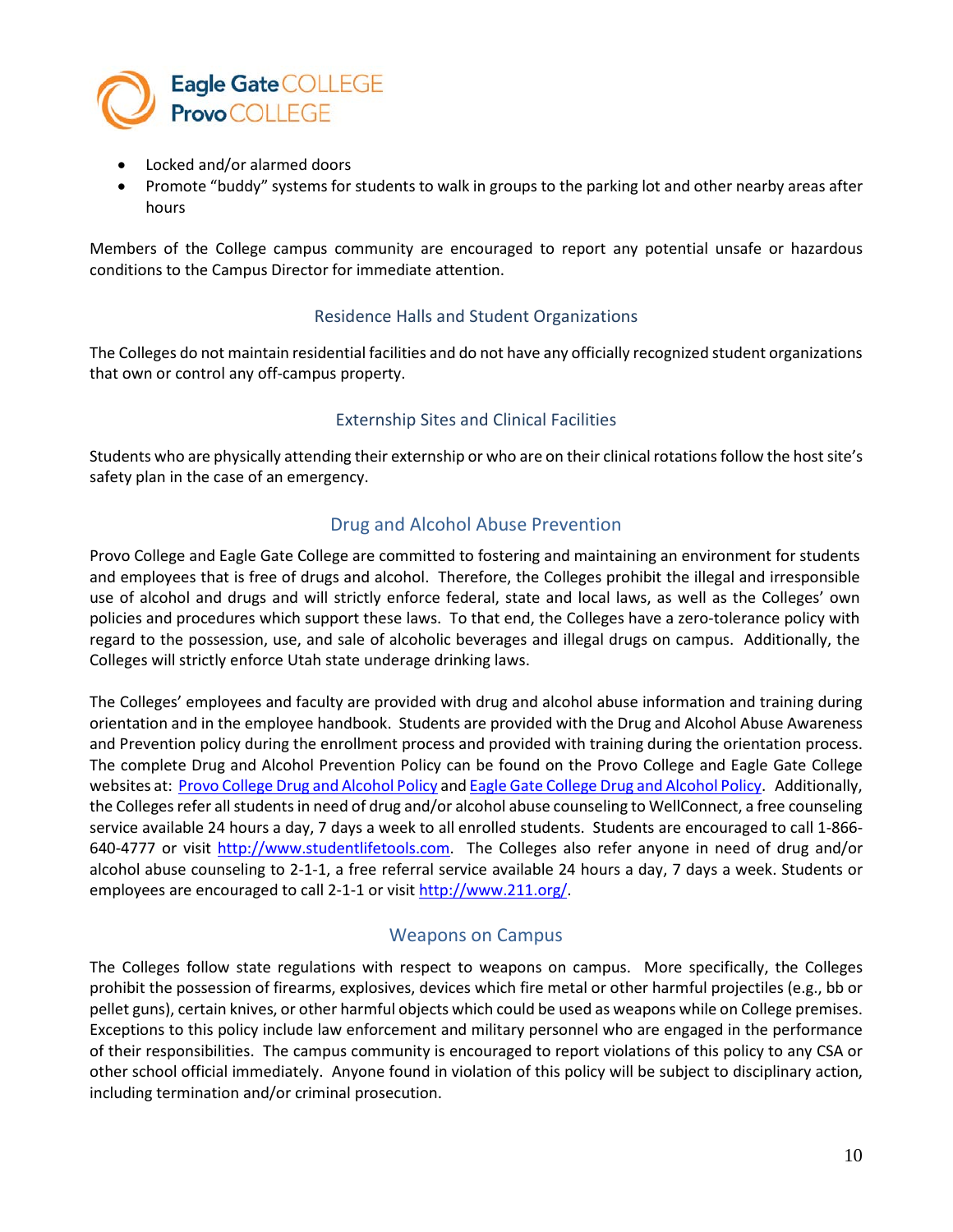- Locked and/or alarmed doors
- Promote "buddy" systems for students to walk in groups to the parking lot and other nearby areas after hours

Members of the College campus community are encouraged to report any potential unsafe or hazardous conditions to the Campus Director for immediate attention.

### Residence Halls and Student Organizations

The Colleges do not maintain residential facilities and do not have any officially recognized student organizations that own or control any off-campus property.

### Externship Sites and Clinical Facilities

Students who are physically attending their externship or who are on their clinical rotations follow the host site's safety plan in the case of an emergency.

## Drug and Alcohol Abuse Prevention

Provo College and Eagle Gate College are committed to fostering and maintaining an environment for students and employees that is free of drugs and alcohol. Therefore, the Colleges prohibit the illegal and irresponsible use of alcohol and drugs and will strictly enforce federal, state and local laws, as well as the Colleges' own policies and procedures which support these laws. To that end, the Colleges have a zero-tolerance policy with regard to the possession, use, and sale of alcoholic beverages and illegal drugs on campus. Additionally, the Colleges will strictly enforce Utah state underage drinking laws.

The Colleges' employees and faculty are provided with drug and alcohol abuse information and training during orientation and in the employee handbook. Students are provided with the Drug and Alcohol Abuse Awareness and Prevention policy during the enrollment process and provided with training during the orientation process. The complete Drug and Alcohol Prevention Policy can be found on the Provo College and Eagle Gate College websites at: Provo College Drug and Alcohol Policy and Eagle Gate College Drug and Alcohol Policy. Additionally, the Colleges refer all students in need of drug and/or alcohol abuse counseling to WellConnect, a free counseling service available 24 hours a day, 7 days a week to all enrolled students. Students are encouraged to call 1-866-640-4777 or visit http://www.studentlifetools.com. The Colleges also refer anyone in need of drug and/or alcohol abuse counseling to 2-1-1, a free referral service available 24 hours a day, 7 days a week. Students or employees are encouraged to call 2-1-1 or visit http://www.211.org/.

## Weapons on Campus

The Colleges follow state regulations with respect to weapons on campus. More specifically, the Colleges prohibit the possession of firearms, explosives, devices which fire metal or other harmful projectiles (e.g., bb or pellet guns), certain knives, or other harmful objects which could be used as weapons while on College premises. Exceptions to this policy include law enforcement and military personnel who are engaged in the performance of their responsibilities. The campus community is encouraged to report violations of this policy to any CSA or other school official immediately. Anyone found in violation of this policy will be subject to disciplinary action, including termination and/or criminal prosecution.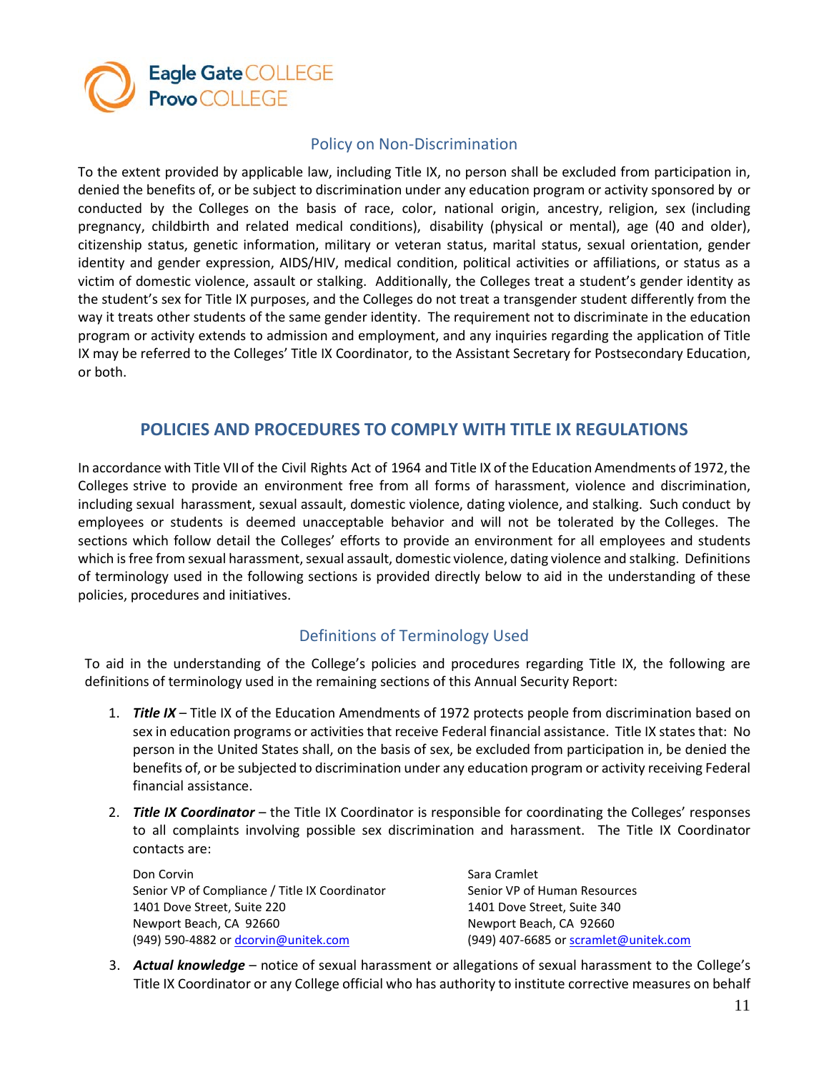## Policy on Non-Discrimination

To the extent provided by applicable law, including Title IX, no person shall be excluded from participation in, denied the benefits of, or be subject to discrimination under any education program or activity sponsored by or conducted by the Colleges on the basis of race, color, national origin, ancestry, religion, sex (including pregnancy, childbirth and related medical conditions), disability (physical or mental), age (40 and older), citizenship status, genetic information, military or veteran status, marital status, sexual orientation, gender identity and gender expression, AIDS/HIV, medical condition, political activities or affiliations, or status as a victim of domestic violence, assault or stalking. Additionally, the Colleges treat a student's gender identity as the student's sex for Title IX purposes, and the Colleges do not treat a transgender student differently from the way it treats other students of the same gender identity. The requirement not to discriminate in the education program or activity extends to admission and employment, and any inquiries regarding the application of Title IX may be referred to the Colleges' Title IX Coordinator, to the Assistant Secretary for Postsecondary Education, or both.

# POLICIES AND PROCEDURES TO COMPLY WITH TITLE IX REGULATIONS

In accordance with Title VII of the Civil Rights Act of 1964 and Title IX of the Education Amendments of 1972, the Colleges strive to provide an environment free from all forms of harassment, violence and discrimination, including sexual harassment, sexual assault, domestic violence, dating violence, and stalking. Such conduct by employees or students is deemed unacceptable behavior and will not be tolerated by the Colleges. The sections which follow detail the Colleges' efforts to provide an environment for all employees and students which is free from sexual harassment, sexual assault, domestic violence, dating violence and stalking. Definitions of terminology used in the following sections is provided directly below to aid in the understanding of these policies, procedures and initiatives.

## Definitions of Terminology Used

To aid in the understanding of the College's policies and procedures regarding Title IX, the following are definitions of terminology used in the remaining sections of this Annual Security Report:

1. ***Title IX*** – Title IX of the Education Amendments of 1972 protects people from discrimination based on sex in education programs or activities that receive Federal financial assistance. Title IX states that: No person in the United States shall, on the basis of sex, be excluded from participation in, be denied the benefits of, or be subjected to discrimination under any education program or activity receiving Federal financial assistance.
2. ***Title IX Coordinator*** – the Title IX Coordinator is responsible for coordinating the Colleges' responses to all complaints involving possible sex discrimination and harassment. The Title IX Coordinator contacts are:

   Don Corvin
   Senior VP of Compliance / Title IX Coordinator
   1401 Dove Street, Suite 220
   Newport Beach, CA 92660
   (949) 590-4882 or dcorvin@unitek.com

   Sara Cramlet
   Senior VP of Human Resources
   1401 Dove Street, Suite 340
   Newport Beach, CA 92660
   (949) 407-6685 or scramlet@unitek.com

3. ***Actual knowledge*** – notice of sexual harassment or allegations of sexual harassment to the College's Title IX Coordinator or any College official who has authority to institute corrective measures on behalf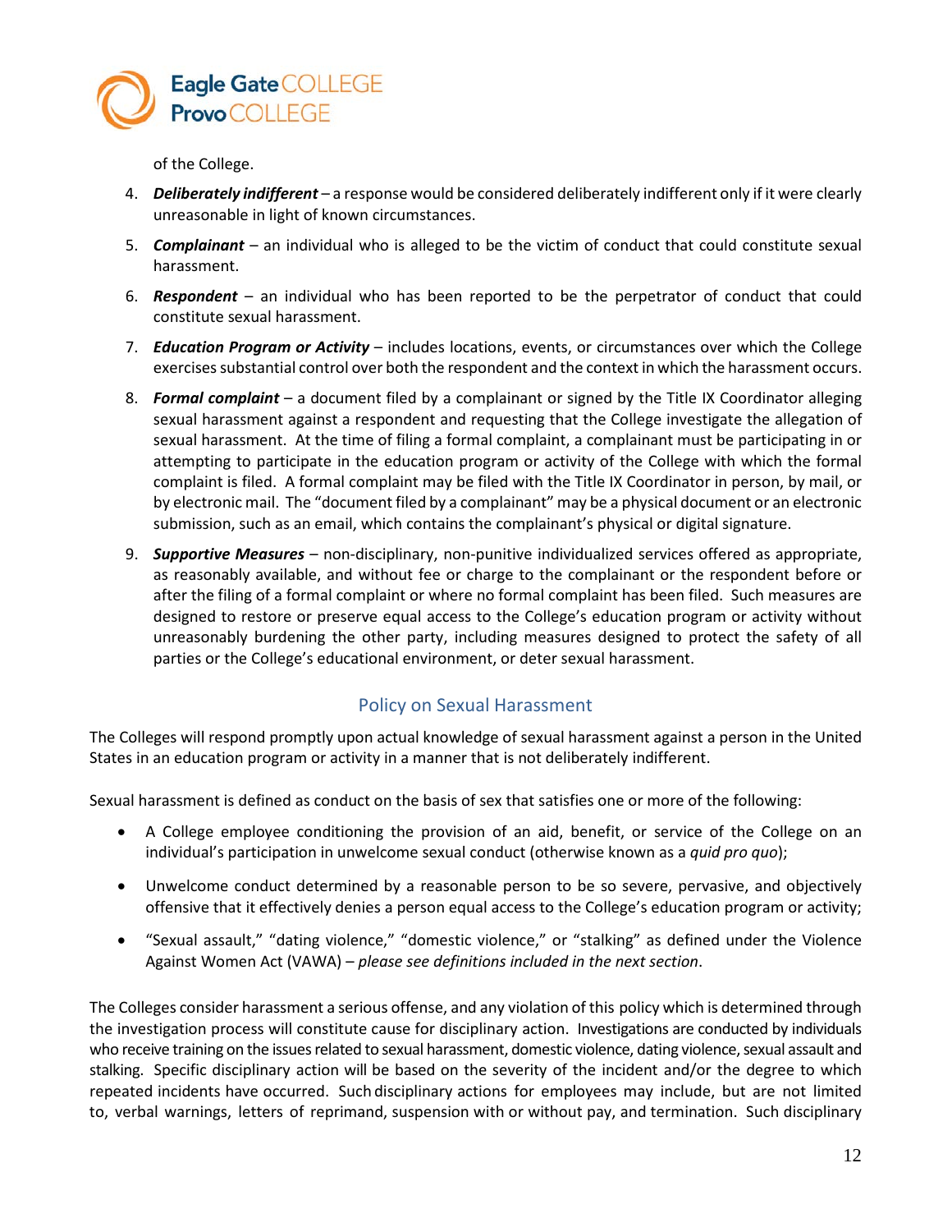of the College.

4. ***Deliberately indifferent*** – a response would be considered deliberately indifferent only if it were clearly unreasonable in light of known circumstances.
5. ***Complainant*** – an individual who is alleged to be the victim of conduct that could constitute sexual harassment.
6. ***Respondent*** – an individual who has been reported to be the perpetrator of conduct that could constitute sexual harassment.
7. ***Education Program or Activity*** – includes locations, events, or circumstances over which the College exercises substantial control over both the respondent and the context in which the harassment occurs.
8. ***Formal complaint*** – a document filed by a complainant or signed by the Title IX Coordinator alleging sexual harassment against a respondent and requesting that the College investigate the allegation of sexual harassment. At the time of filing a formal complaint, a complainant must be participating in or attempting to participate in the education program or activity of the College with which the formal complaint is filed. A formal complaint may be filed with the Title IX Coordinator in person, by mail, or by electronic mail. The "document filed by a complainant" may be a physical document or an electronic submission, such as an email, which contains the complainant's physical or digital signature.
9. ***Supportive Measures*** – non-disciplinary, non-punitive individualized services offered as appropriate, as reasonably available, and without fee or charge to the complainant or the respondent before or after the filing of a formal complaint or where no formal complaint has been filed. Such measures are designed to restore or preserve equal access to the College's education program or activity without unreasonably burdening the other party, including measures designed to protect the safety of all parties or the College's educational environment, or deter sexual harassment.

## Policy on Sexual Harassment

The Colleges will respond promptly upon actual knowledge of sexual harassment against a person in the United States in an education program or activity in a manner that is not deliberately indifferent.

Sexual harassment is defined as conduct on the basis of sex that satisfies one or more of the following:

- A College employee conditioning the provision of an aid, benefit, or service of the College on an individual's participation in unwelcome sexual conduct (otherwise known as a *quid pro quo*);
- Unwelcome conduct determined by a reasonable person to be so severe, pervasive, and objectively offensive that it effectively denies a person equal access to the College's education program or activity;
- "Sexual assault," "dating violence," "domestic violence," or "stalking" as defined under the Violence Against Women Act (VAWA) – *please see definitions included in the next section*.

The Colleges consider harassment a serious offense, and any violation of this policy which is determined through the investigation process will constitute cause for disciplinary action. Investigations are conducted by individuals who receive training on the issues related to sexual harassment, domestic violence, dating violence, sexual assault and stalking. Specific disciplinary action will be based on the severity of the incident and/or the degree to which repeated incidents have occurred. Such disciplinary actions for employees may include, but are not limited to, verbal warnings, letters of reprimand, suspension with or without pay, and termination. Such disciplinary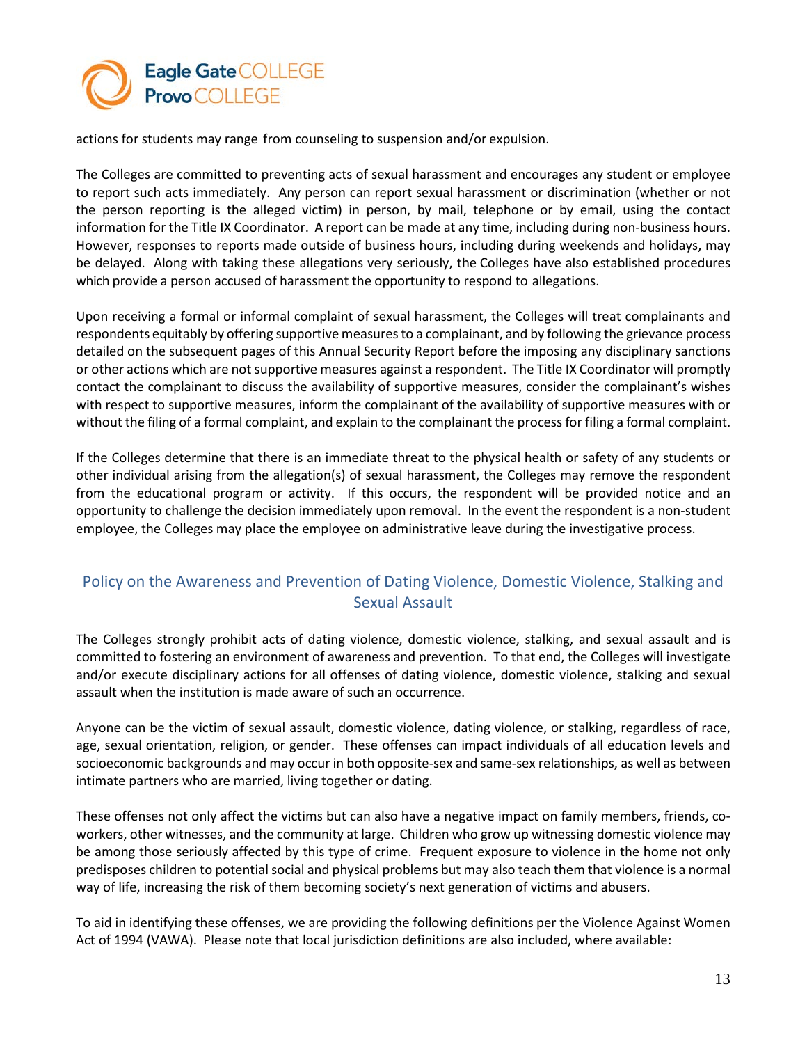actions for students may range from counseling to suspension and/or expulsion.

The Colleges are committed to preventing acts of sexual harassment and encourages any student or employee to report such acts immediately. Any person can report sexual harassment or discrimination (whether or not the person reporting is the alleged victim) in person, by mail, telephone or by email, using the contact information for the Title IX Coordinator. A report can be made at any time, including during non-business hours. However, responses to reports made outside of business hours, including during weekends and holidays, may be delayed. Along with taking these allegations very seriously, the Colleges have also established procedures which provide a person accused of harassment the opportunity to respond to allegations.

Upon receiving a formal or informal complaint of sexual harassment, the Colleges will treat complainants and respondents equitably by offering supportive measures to a complainant, and by following the grievance process detailed on the subsequent pages of this Annual Security Report before the imposing any disciplinary sanctions or other actions which are not supportive measures against a respondent. The Title IX Coordinator will promptly contact the complainant to discuss the availability of supportive measures, consider the complainant's wishes with respect to supportive measures, inform the complainant of the availability of supportive measures with or without the filing of a formal complaint, and explain to the complainant the process for filing a formal complaint.

If the Colleges determine that there is an immediate threat to the physical health or safety of any students or other individual arising from the allegation(s) of sexual harassment, the Colleges may remove the respondent from the educational program or activity. If this occurs, the respondent will be provided notice and an opportunity to challenge the decision immediately upon removal. In the event the respondent is a non-student employee, the Colleges may place the employee on administrative leave during the investigative process.

## Policy on the Awareness and Prevention of Dating Violence, Domestic Violence, Stalking and Sexual Assault

The Colleges strongly prohibit acts of dating violence, domestic violence, stalking, and sexual assault and is committed to fostering an environment of awareness and prevention. To that end, the Colleges will investigate and/or execute disciplinary actions for all offenses of dating violence, domestic violence, stalking and sexual assault when the institution is made aware of such an occurrence.

Anyone can be the victim of sexual assault, domestic violence, dating violence, or stalking, regardless of race, age, sexual orientation, religion, or gender. These offenses can impact individuals of all education levels and socioeconomic backgrounds and may occur in both opposite-sex and same-sex relationships, as well as between intimate partners who are married, living together or dating.

These offenses not only affect the victims but can also have a negative impact on family members, friends, co-workers, other witnesses, and the community at large. Children who grow up witnessing domestic violence may be among those seriously affected by this type of crime. Frequent exposure to violence in the home not only predisposes children to potential social and physical problems but may also teach them that violence is a normal way of life, increasing the risk of them becoming society's next generation of victims and abusers.

To aid in identifying these offenses, we are providing the following definitions per the Violence Against Women Act of 1994 (VAWA). Please note that local jurisdiction definitions are also included, where available: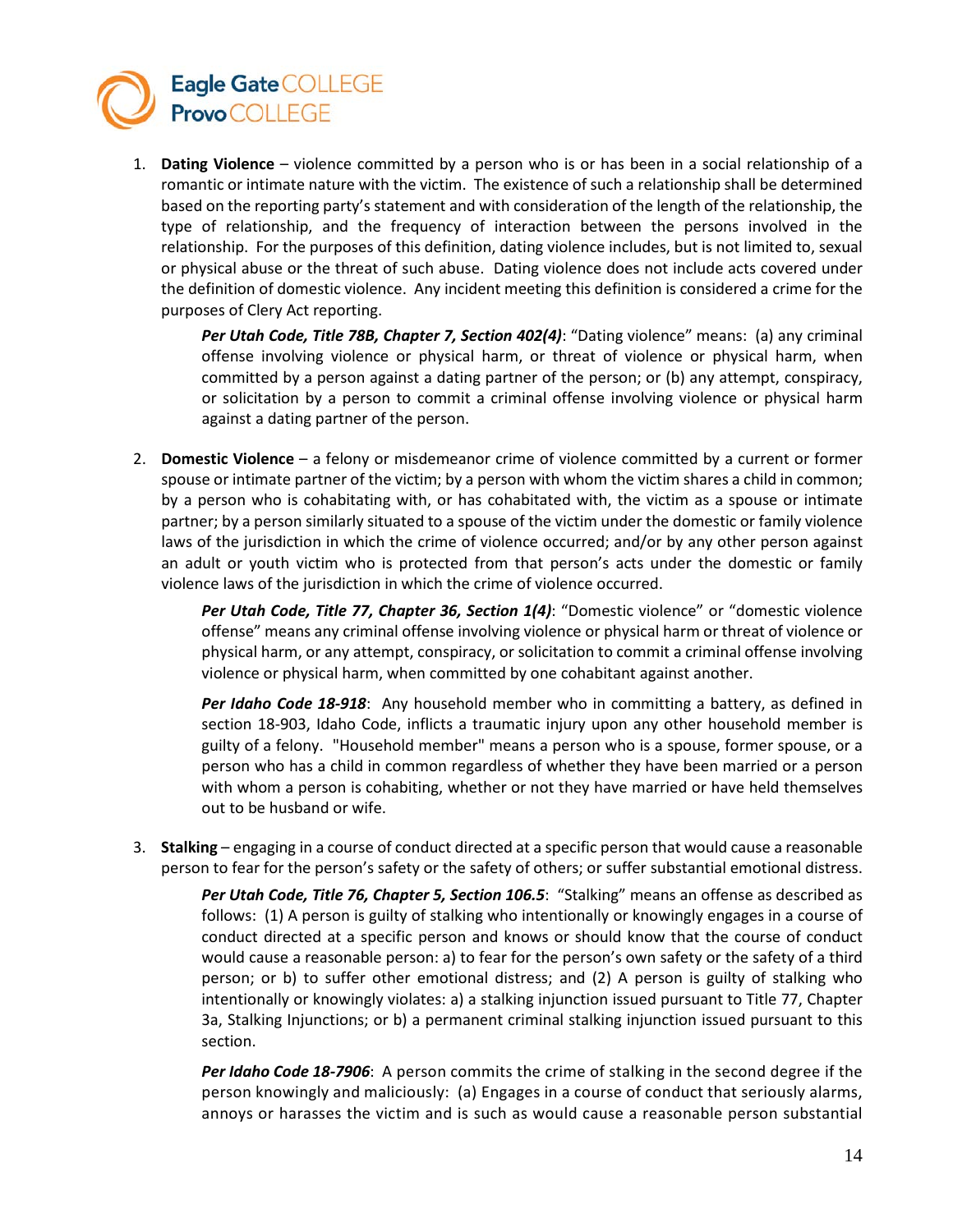1. **Dating Violence** – violence committed by a person who is or has been in a social relationship of a romantic or intimate nature with the victim. The existence of such a relationship shall be determined based on the reporting party's statement and with consideration of the length of the relationship, the type of relationship, and the frequency of interaction between the persons involved in the relationship. For the purposes of this definition, dating violence includes, but is not limited to, sexual or physical abuse or the threat of such abuse. Dating violence does not include acts covered under the definition of domestic violence. Any incident meeting this definition is considered a crime for the purposes of Clery Act reporting.

   ***Per Utah Code, Title 78B, Chapter 7, Section 402(4)***: "Dating violence" means: (a) any criminal offense involving violence or physical harm, or threat of violence or physical harm, when committed by a person against a dating partner of the person; or (b) any attempt, conspiracy, or solicitation by a person to commit a criminal offense involving violence or physical harm against a dating partner of the person.

2. **Domestic Violence** – a felony or misdemeanor crime of violence committed by a current or former spouse or intimate partner of the victim; by a person with whom the victim shares a child in common; by a person who is cohabitating with, or has cohabitated with, the victim as a spouse or intimate partner; by a person similarly situated to a spouse of the victim under the domestic or family violence laws of the jurisdiction in which the crime of violence occurred; and/or by any other person against an adult or youth victim who is protected from that person's acts under the domestic or family violence laws of the jurisdiction in which the crime of violence occurred.

   ***Per Utah Code, Title 77, Chapter 36, Section 1(4)***: "Domestic violence" or "domestic violence offense" means any criminal offense involving violence or physical harm or threat of violence or physical harm, or any attempt, conspiracy, or solicitation to commit a criminal offense involving violence or physical harm, when committed by one cohabitant against another.

   ***Per Idaho Code 18-918***: Any household member who in committing a battery, as defined in section 18-903, Idaho Code, inflicts a traumatic injury upon any other household member is guilty of a felony. "Household member" means a person who is a spouse, former spouse, or a person who has a child in common regardless of whether they have been married or a person with whom a person is cohabiting, whether or not they have married or have held themselves out to be husband or wife.

3. **Stalking** – engaging in a course of conduct directed at a specific person that would cause a reasonable person to fear for the person's safety or the safety of others; or suffer substantial emotional distress.

   ***Per Utah Code, Title 76, Chapter 5, Section 106.5***: "Stalking" means an offense as described as follows: (1) A person is guilty of stalking who intentionally or knowingly engages in a course of conduct directed at a specific person and knows or should know that the course of conduct would cause a reasonable person: a) to fear for the person's own safety or the safety of a third person; or b) to suffer other emotional distress; and (2) A person is guilty of stalking who intentionally or knowingly violates: a) a stalking injunction issued pursuant to Title 77, Chapter 3a, Stalking Injunctions; or b) a permanent criminal stalking injunction issued pursuant to this section.

   ***Per Idaho Code 18-7906***: A person commits the crime of stalking in the second degree if the person knowingly and maliciously: (a) Engages in a course of conduct that seriously alarms, annoys or harasses the victim and is such as would cause a reasonable person substantial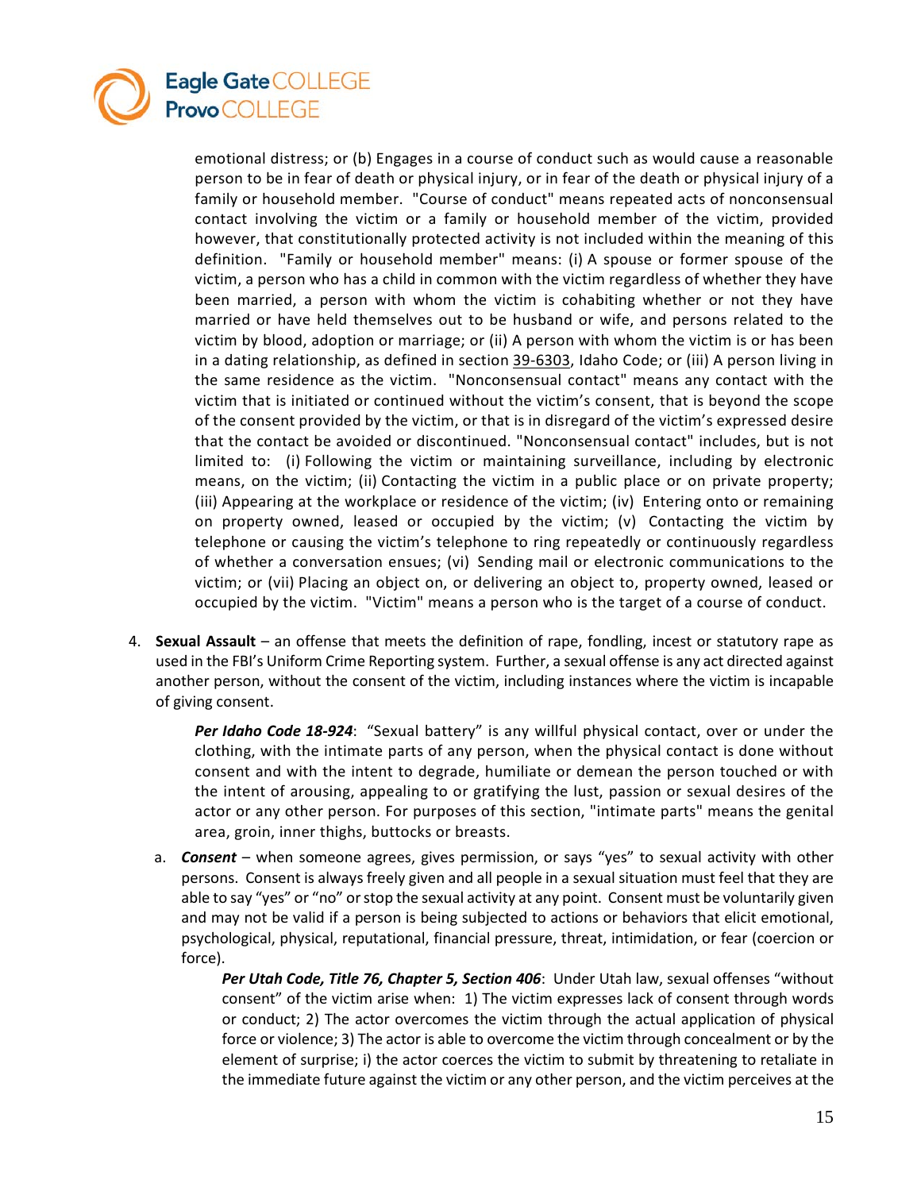emotional distress; or (b) Engages in a course of conduct such as would cause a reasonable person to be in fear of death or physical injury, or in fear of the death or physical injury of a family or household member. "Course of conduct" means repeated acts of nonconsensual contact involving the victim or a family or household member of the victim, provided however, that constitutionally protected activity is not included within the meaning of this definition. "Family or household member" means: (i) A spouse or former spouse of the victim, a person who has a child in common with the victim regardless of whether they have been married, a person with whom the victim is cohabiting whether or not they have married or have held themselves out to be husband or wife, and persons related to the victim by blood, adoption or marriage; or (ii) A person with whom the victim is or has been in a dating relationship, as defined in section 39-6303, Idaho Code; or (iii) A person living in the same residence as the victim. "Nonconsensual contact" means any contact with the victim that is initiated or continued without the victim's consent, that is beyond the scope of the consent provided by the victim, or that is in disregard of the victim's expressed desire that the contact be avoided or discontinued. "Nonconsensual contact" includes, but is not limited to: (i) Following the victim or maintaining surveillance, including by electronic means, on the victim; (ii) Contacting the victim in a public place or on private property; (iii) Appearing at the workplace or residence of the victim; (iv) Entering onto or remaining on property owned, leased or occupied by the victim; (v) Contacting the victim by telephone or causing the victim's telephone to ring repeatedly or continuously regardless of whether a conversation ensues; (vi) Sending mail or electronic communications to the victim; or (vii) Placing an object on, or delivering an object to, property owned, leased or occupied by the victim. "Victim" means a person who is the target of a course of conduct.

4. **Sexual Assault** – an offense that meets the definition of rape, fondling, incest or statutory rape as used in the FBI's Uniform Crime Reporting system. Further, a sexual offense is any act directed against another person, without the consent of the victim, including instances where the victim is incapable of giving consent.

   ***Per Idaho Code 18-924***: "Sexual battery" is any willful physical contact, over or under the clothing, with the intimate parts of any person, when the physical contact is done without consent and with the intent to degrade, humiliate or demean the person touched or with the intent of arousing, appealing to or gratifying the lust, passion or sexual desires of the actor or any other person. For purposes of this section, "intimate parts" means the genital area, groin, inner thighs, buttocks or breasts.

   a. ***Consent*** – when someone agrees, gives permission, or says "yes" to sexual activity with other persons. Consent is always freely given and all people in a sexual situation must feel that they are able to say "yes" or "no" or stop the sexual activity at any point. Consent must be voluntarily given and may not be valid if a person is being subjected to actions or behaviors that elicit emotional, psychological, physical, reputational, financial pressure, threat, intimidation, or fear (coercion or force).

      ***Per Utah Code, Title 76, Chapter 5, Section 406***: Under Utah law, sexual offenses "without consent" of the victim arise when: 1) The victim expresses lack of consent through words or conduct; 2) The actor overcomes the victim through the actual application of physical force or violence; 3) The actor is able to overcome the victim through concealment or by the element of surprise; i) the actor coerces the victim to submit by threatening to retaliate in the immediate future against the victim or any other person, and the victim perceives at the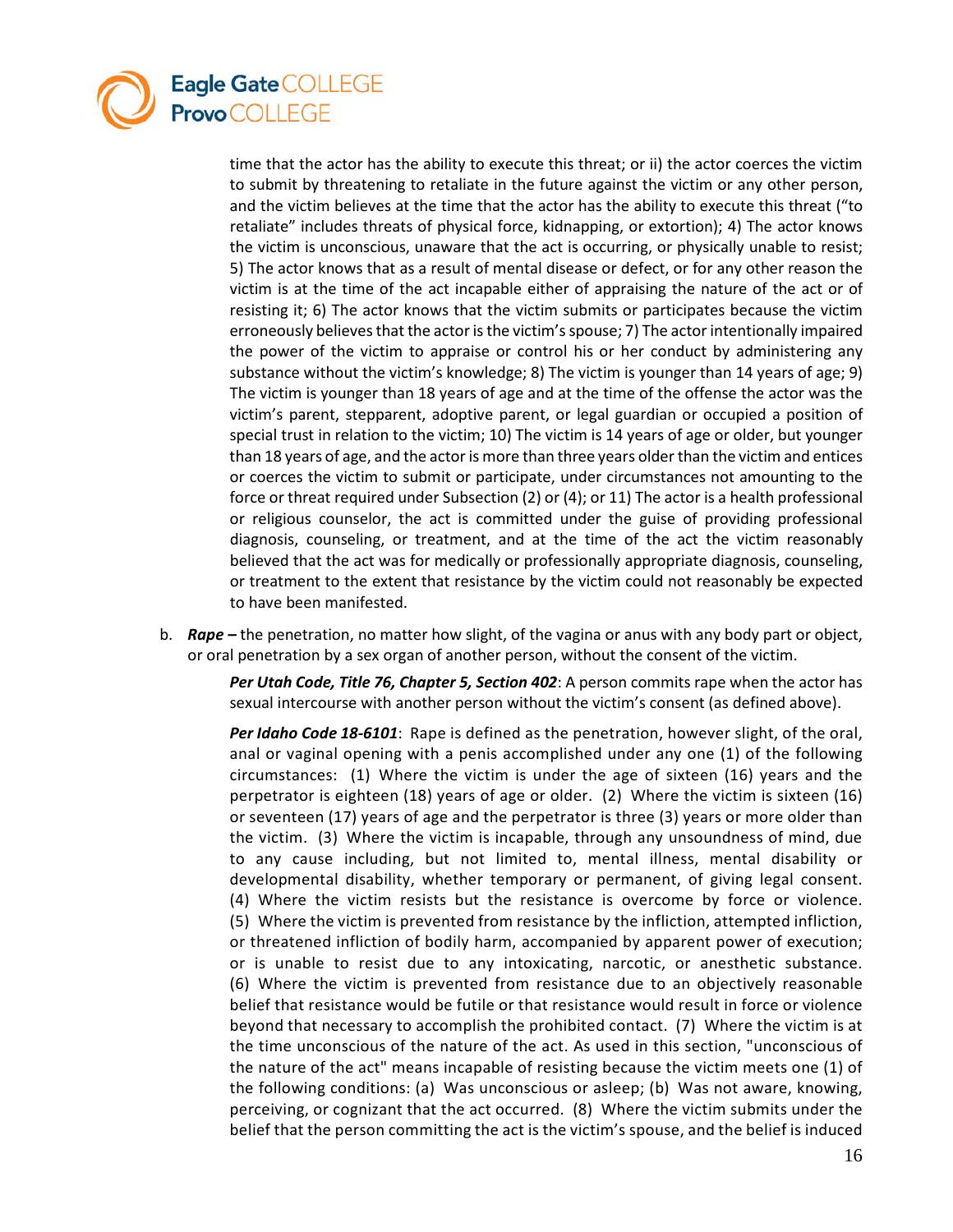time that the actor has the ability to execute this threat; or ii) the actor coerces the victim to submit by threatening to retaliate in the future against the victim or any other person, and the victim believes at the time that the actor has the ability to execute this threat ("to retaliate" includes threats of physical force, kidnapping, or extortion); 4) The actor knows the victim is unconscious, unaware that the act is occurring, or physically unable to resist; 5) The actor knows that as a result of mental disease or defect, or for any other reason the victim is at the time of the act incapable either of appraising the nature of the act or of resisting it; 6) The actor knows that the victim submits or participates because the victim erroneously believes that the actor is the victim's spouse; 7) The actor intentionally impaired the power of the victim to appraise or control his or her conduct by administering any substance without the victim's knowledge; 8) The victim is younger than 14 years of age; 9) The victim is younger than 18 years of age and at the time of the offense the actor was the victim's parent, stepparent, adoptive parent, or legal guardian or occupied a position of special trust in relation to the victim; 10) The victim is 14 years of age or older, but younger than 18 years of age, and the actor is more than three years older than the victim and entices or coerces the victim to submit or participate, under circumstances not amounting to the force or threat required under Subsection (2) or (4); or 11) The actor is a health professional or religious counselor, the act is committed under the guise of providing professional diagnosis, counseling, or treatment, and at the time of the act the victim reasonably believed that the act was for medically or professionally appropriate diagnosis, counseling, or treatment to the extent that resistance by the victim could not reasonably be expected to have been manifested.

b. ***Rape –*** the penetration, no matter how slight, of the vagina or anus with any body part or object, or oral penetration by a sex organ of another person, without the consent of the victim.

  ***Per Utah Code, Title 76, Chapter 5, Section 402***: A person commits rape when the actor has sexual intercourse with another person without the victim's consent (as defined above).

  ***Per Idaho Code 18-6101***: Rape is defined as the penetration, however slight, of the oral, anal or vaginal opening with a penis accomplished under any one (1) of the following circumstances: (1) Where the victim is under the age of sixteen (16) years and the perpetrator is eighteen (18) years of age or older. (2) Where the victim is sixteen (16) or seventeen (17) years of age and the perpetrator is three (3) years or more older than the victim. (3) Where the victim is incapable, through any unsoundness of mind, due to any cause including, but not limited to, mental illness, mental disability or developmental disability, whether temporary or permanent, of giving legal consent. (4) Where the victim resists but the resistance is overcome by force or violence. (5) Where the victim is prevented from resistance by the infliction, attempted infliction, or threatened infliction of bodily harm, accompanied by apparent power of execution; or is unable to resist due to any intoxicating, narcotic, or anesthetic substance. (6) Where the victim is prevented from resistance due to an objectively reasonable belief that resistance would be futile or that resistance would result in force or violence beyond that necessary to accomplish the prohibited contact. (7) Where the victim is at the time unconscious of the nature of the act. As used in this section, "unconscious of the nature of the act" means incapable of resisting because the victim meets one (1) of the following conditions: (a) Was unconscious or asleep; (b) Was not aware, knowing, perceiving, or cognizant that the act occurred. (8) Where the victim submits under the belief that the person committing the act is the victim's spouse, and the belief is induced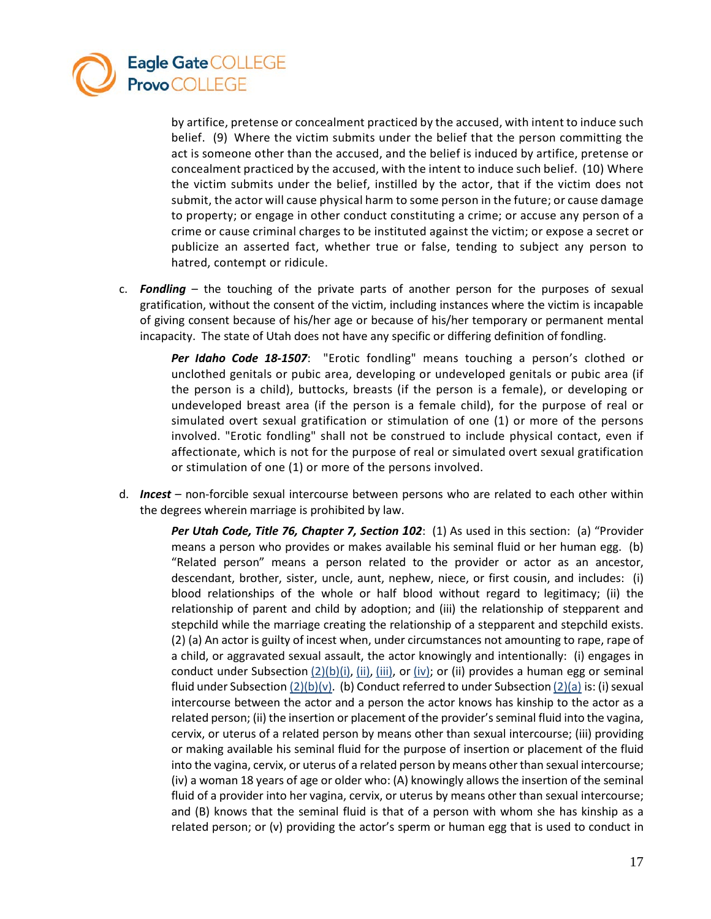by artifice, pretense or concealment practiced by the accused, with intent to induce such belief. (9) Where the victim submits under the belief that the person committing the act is someone other than the accused, and the belief is induced by artifice, pretense or concealment practiced by the accused, with the intent to induce such belief. (10) Where the victim submits under the belief, instilled by the actor, that if the victim does not submit, the actor will cause physical harm to some person in the future; or cause damage to property; or engage in other conduct constituting a crime; or accuse any person of a crime or cause criminal charges to be instituted against the victim; or expose a secret or publicize an asserted fact, whether true or false, tending to subject any person to hatred, contempt or ridicule.

c. ***Fondling*** – the touching of the private parts of another person for the purposes of sexual gratification, without the consent of the victim, including instances where the victim is incapable of giving consent because of his/her age or because of his/her temporary or permanent mental incapacity. The state of Utah does not have any specific or differing definition of fondling.

   ***Per Idaho Code 18-1507***: "Erotic fondling" means touching a person's clothed or unclothed genitals or pubic area, developing or undeveloped genitals or pubic area (if the person is a child), buttocks, breasts (if the person is a female), or developing or undeveloped breast area (if the person is a female child), for the purpose of real or simulated overt sexual gratification or stimulation of one (1) or more of the persons involved. "Erotic fondling" shall not be construed to include physical contact, even if affectionate, which is not for the purpose of real or simulated overt sexual gratification or stimulation of one (1) or more of the persons involved.

d. ***Incest*** – non-forcible sexual intercourse between persons who are related to each other within the degrees wherein marriage is prohibited by law.

   ***Per Utah Code, Title 76, Chapter 7, Section 102***: (1) As used in this section: (a) "Provider means a person who provides or makes available his seminal fluid or her human egg. (b) "Related person" means a person related to the provider or actor as an ancestor, descendant, brother, sister, uncle, aunt, nephew, niece, or first cousin, and includes: (i) blood relationships of the whole or half blood without regard to legitimacy; (ii) the relationship of parent and child by adoption; and (iii) the relationship of stepparent and stepchild while the marriage creating the relationship of a stepparent and stepchild exists. (2) (a) An actor is guilty of incest when, under circumstances not amounting to rape, rape of a child, or aggravated sexual assault, the actor knowingly and intentionally: (i) engages in conduct under Subsection (2)(b)(i), (ii), (iii), or (iv); or (ii) provides a human egg or seminal fluid under Subsection (2)(b)(v). (b) Conduct referred to under Subsection (2)(a) is: (i) sexual intercourse between the actor and a person the actor knows has kinship to the actor as a related person; (ii) the insertion or placement of the provider's seminal fluid into the vagina, cervix, or uterus of a related person by means other than sexual intercourse; (iii) providing or making available his seminal fluid for the purpose of insertion or placement of the fluid into the vagina, cervix, or uterus of a related person by means other than sexual intercourse; (iv) a woman 18 years of age or older who: (A) knowingly allows the insertion of the seminal fluid of a provider into her vagina, cervix, or uterus by means other than sexual intercourse; and (B) knows that the seminal fluid is that of a person with whom she has kinship as a related person; or (v) providing the actor's sperm or human egg that is used to conduct in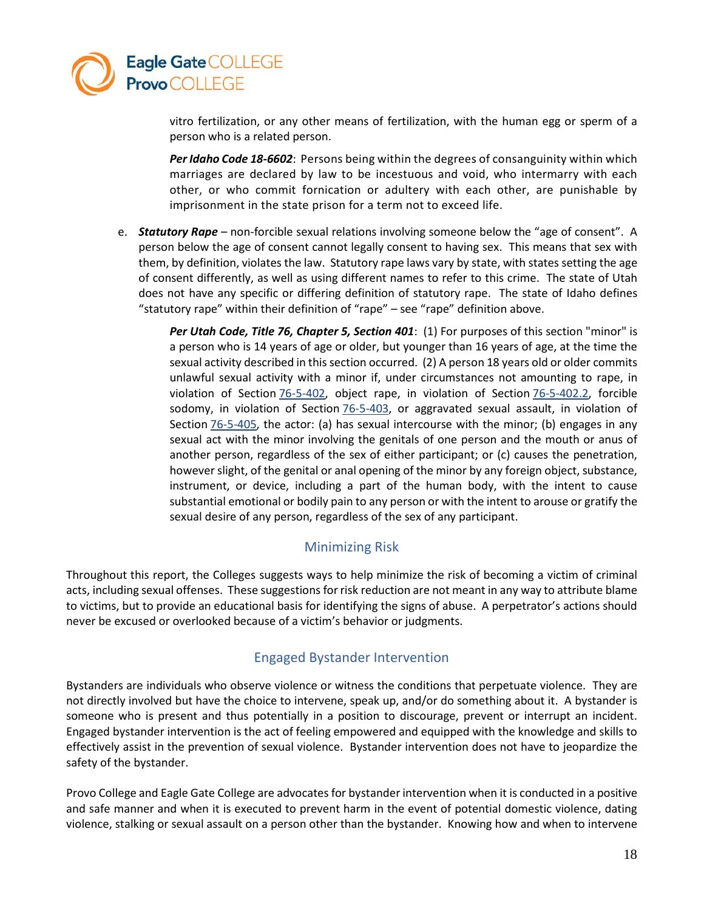vitro fertilization, or any other means of fertilization, with the human egg or sperm of a person who is a related person.

***Per Idaho Code 18-6602***: Persons being within the degrees of consanguinity within which marriages are declared by law to be incestuous and void, who intermarry with each other, or who commit fornication or adultery with each other, are punishable by imprisonment in the state prison for a term not to exceed life.

e. ***Statutory Rape*** – non-forcible sexual relations involving someone below the "age of consent". A person below the age of consent cannot legally consent to having sex. This means that sex with them, by definition, violates the law. Statutory rape laws vary by state, with states setting the age of consent differently, as well as using different names to refer to this crime. The state of Utah does not have any specific or differing definition of statutory rape. The state of Idaho defines "statutory rape" within their definition of "rape" – see "rape" definition above.

***Per Utah Code, Title 76, Chapter 5, Section 401***: (1) For purposes of this section "minor" is a person who is 14 years of age or older, but younger than 16 years of age, at the time the sexual activity described in this section occurred. (2) A person 18 years old or older commits unlawful sexual activity with a minor if, under circumstances not amounting to rape, in violation of Section 76-5-402, object rape, in violation of Section 76-5-402.2, forcible sodomy, in violation of Section 76-5-403, or aggravated sexual assault, in violation of Section 76-5-405, the actor: (a) has sexual intercourse with the minor; (b) engages in any sexual act with the minor involving the genitals of one person and the mouth or anus of another person, regardless of the sex of either participant; or (c) causes the penetration, however slight, of the genital or anal opening of the minor by any foreign object, substance, instrument, or device, including a part of the human body, with the intent to cause substantial emotional or bodily pain to any person or with the intent to arouse or gratify the sexual desire of any person, regardless of the sex of any participant.

## Minimizing Risk

Throughout this report, the Colleges suggests ways to help minimize the risk of becoming a victim of criminal acts, including sexual offenses. These suggestions for risk reduction are not meant in any way to attribute blame to victims, but to provide an educational basis for identifying the signs of abuse. A perpetrator's actions should never be excused or overlooked because of a victim's behavior or judgments.

## Engaged Bystander Intervention

Bystanders are individuals who observe violence or witness the conditions that perpetuate violence. They are not directly involved but have the choice to intervene, speak up, and/or do something about it. A bystander is someone who is present and thus potentially in a position to discourage, prevent or interrupt an incident. Engaged bystander intervention is the act of feeling empowered and equipped with the knowledge and skills to effectively assist in the prevention of sexual violence. Bystander intervention does not have to jeopardize the safety of the bystander.

Provo College and Eagle Gate College are advocates for bystander intervention when it is conducted in a positive and safe manner and when it is executed to prevent harm in the event of potential domestic violence, dating violence, stalking or sexual assault on a person other than the bystander. Knowing how and when to intervene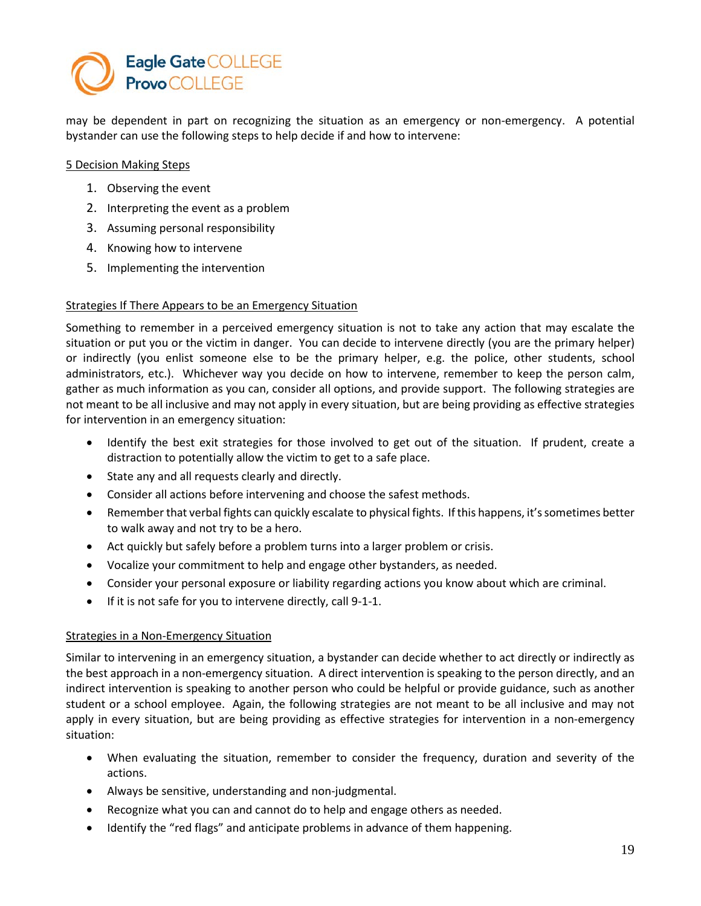may be dependent in part on recognizing the situation as an emergency or non-emergency. A potential bystander can use the following steps to help decide if and how to intervene:

<u>5 Decision Making Steps</u>

1. Observing the event
2. Interpreting the event as a problem
3. Assuming personal responsibility
4. Knowing how to intervene
5. Implementing the intervention

<u>Strategies If There Appears to be an Emergency Situation</u>

Something to remember in a perceived emergency situation is not to take any action that may escalate the situation or put you or the victim in danger. You can decide to intervene directly (you are the primary helper) or indirectly (you enlist someone else to be the primary helper, e.g. the police, other students, school administrators, etc.). Whichever way you decide on how to intervene, remember to keep the person calm, gather as much information as you can, consider all options, and provide support. The following strategies are not meant to be all inclusive and may not apply in every situation, but are being providing as effective strategies for intervention in an emergency situation:

- Identify the best exit strategies for those involved to get out of the situation. If prudent, create a distraction to potentially allow the victim to get to a safe place.
- State any and all requests clearly and directly.
- Consider all actions before intervening and choose the safest methods.
- Remember that verbal fights can quickly escalate to physical fights. If this happens, it's sometimes better to walk away and not try to be a hero.
- Act quickly but safely before a problem turns into a larger problem or crisis.
- Vocalize your commitment to help and engage other bystanders, as needed.
- Consider your personal exposure or liability regarding actions you know about which are criminal.
- If it is not safe for you to intervene directly, call 9-1-1.

<u>Strategies in a Non-Emergency Situation</u>

Similar to intervening in an emergency situation, a bystander can decide whether to act directly or indirectly as the best approach in a non-emergency situation. A direct intervention is speaking to the person directly, and an indirect intervention is speaking to another person who could be helpful or provide guidance, such as another student or a school employee. Again, the following strategies are not meant to be all inclusive and may not apply in every situation, but are being providing as effective strategies for intervention in a non-emergency situation:

- When evaluating the situation, remember to consider the frequency, duration and severity of the actions.
- Always be sensitive, understanding and non-judgmental.
- Recognize what you can and cannot do to help and engage others as needed.
- Identify the "red flags" and anticipate problems in advance of them happening.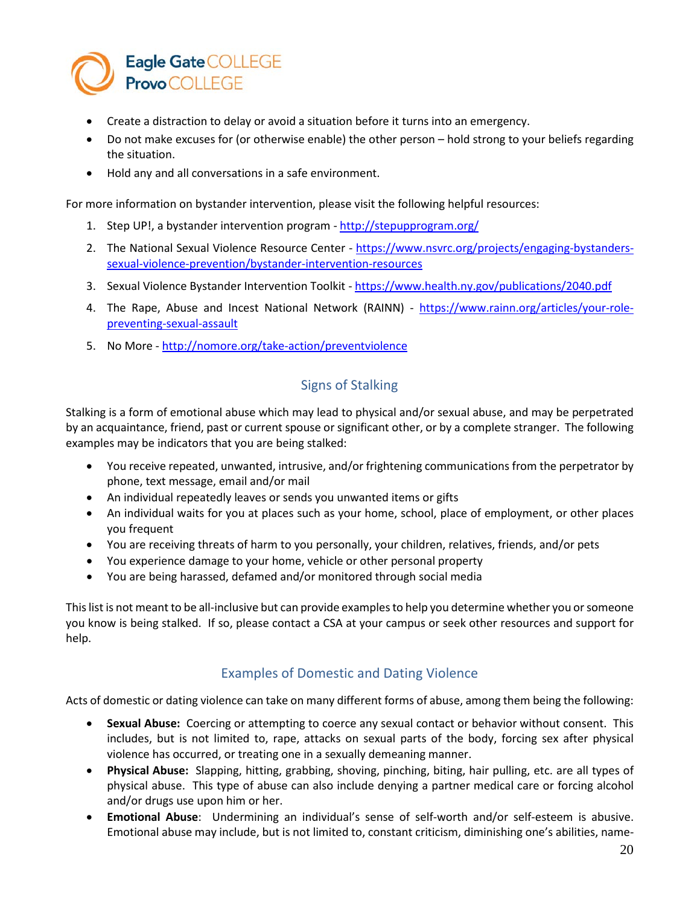- Create a distraction to delay or avoid a situation before it turns into an emergency.
- Do not make excuses for (or otherwise enable) the other person – hold strong to your beliefs regarding the situation.
- Hold any and all conversations in a safe environment.

For more information on bystander intervention, please visit the following helpful resources:

1. Step UP!, a bystander intervention program - http://stepupprogram.org/
2. The National Sexual Violence Resource Center - https://www.nsvrc.org/projects/engaging-bystanders-sexual-violence-prevention/bystander-intervention-resources
3. Sexual Violence Bystander Intervention Toolkit - https://www.health.ny.gov/publications/2040.pdf
4. The Rape, Abuse and Incest National Network (RAINN) - https://www.rainn.org/articles/your-role-preventing-sexual-assault
5. No More - http://nomore.org/take-action/preventviolence

## Signs of Stalking

Stalking is a form of emotional abuse which may lead to physical and/or sexual abuse, and may be perpetrated by an acquaintance, friend, past or current spouse or significant other, or by a complete stranger. The following examples may be indicators that you are being stalked:

- You receive repeated, unwanted, intrusive, and/or frightening communications from the perpetrator by phone, text message, email and/or mail
- An individual repeatedly leaves or sends you unwanted items or gifts
- An individual waits for you at places such as your home, school, place of employment, or other places you frequent
- You are receiving threats of harm to you personally, your children, relatives, friends, and/or pets
- You experience damage to your home, vehicle or other personal property
- You are being harassed, defamed and/or monitored through social media

This list is not meant to be all-inclusive but can provide examples to help you determine whether you or someone you know is being stalked. If so, please contact a CSA at your campus or seek other resources and support for help.

## Examples of Domestic and Dating Violence

Acts of domestic or dating violence can take on many different forms of abuse, among them being the following:

- **Sexual Abuse:** Coercing or attempting to coerce any sexual contact or behavior without consent. This includes, but is not limited to, rape, attacks on sexual parts of the body, forcing sex after physical violence has occurred, or treating one in a sexually demeaning manner.
- **Physical Abuse:** Slapping, hitting, grabbing, shoving, pinching, biting, hair pulling, etc. are all types of physical abuse. This type of abuse can also include denying a partner medical care or forcing alcohol and/or drugs use upon him or her.
- **Emotional Abuse**: Undermining an individual's sense of self-worth and/or self-esteem is abusive. Emotional abuse may include, but is not limited to, constant criticism, diminishing one's abilities, name-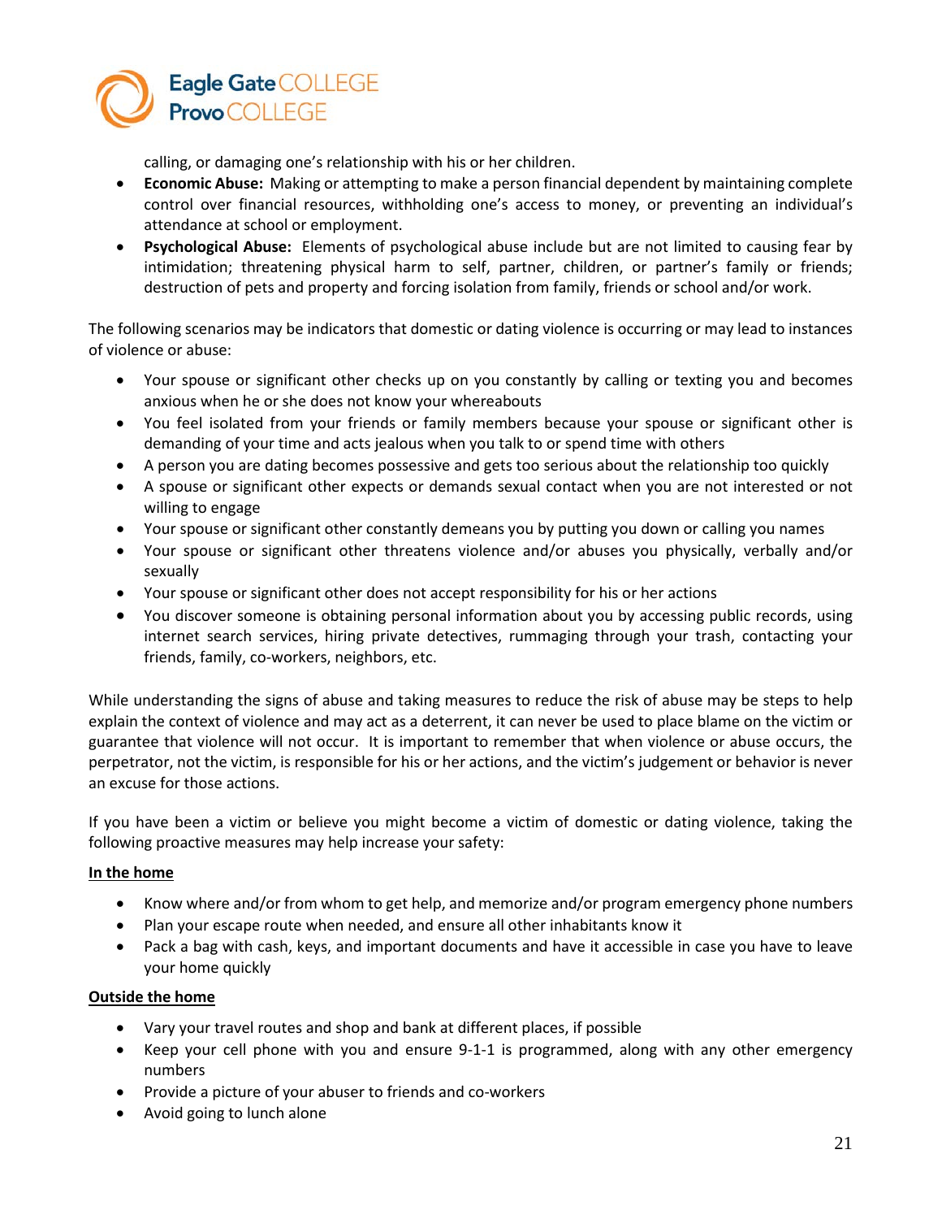calling, or damaging one's relationship with his or her children.

- **Economic Abuse:** Making or attempting to make a person financial dependent by maintaining complete control over financial resources, withholding one's access to money, or preventing an individual's attendance at school or employment.
- **Psychological Abuse:** Elements of psychological abuse include but are not limited to causing fear by intimidation; threatening physical harm to self, partner, children, or partner's family or friends; destruction of pets and property and forcing isolation from family, friends or school and/or work.

The following scenarios may be indicators that domestic or dating violence is occurring or may lead to instances of violence or abuse:

- Your spouse or significant other checks up on you constantly by calling or texting you and becomes anxious when he or she does not know your whereabouts
- You feel isolated from your friends or family members because your spouse or significant other is demanding of your time and acts jealous when you talk to or spend time with others
- A person you are dating becomes possessive and gets too serious about the relationship too quickly
- A spouse or significant other expects or demands sexual contact when you are not interested or not willing to engage
- Your spouse or significant other constantly demeans you by putting you down or calling you names
- Your spouse or significant other threatens violence and/or abuses you physically, verbally and/or sexually
- Your spouse or significant other does not accept responsibility for his or her actions
- You discover someone is obtaining personal information about you by accessing public records, using internet search services, hiring private detectives, rummaging through your trash, contacting your friends, family, co-workers, neighbors, etc.

While understanding the signs of abuse and taking measures to reduce the risk of abuse may be steps to help explain the context of violence and may act as a deterrent, it can never be used to place blame on the victim or guarantee that violence will not occur. It is important to remember that when violence or abuse occurs, the perpetrator, not the victim, is responsible for his or her actions, and the victim's judgement or behavior is never an excuse for those actions.

If you have been a victim or believe you might become a victim of domestic or dating violence, taking the following proactive measures may help increase your safety:

**<u>In the home</u>**

- Know where and/or from whom to get help, and memorize and/or program emergency phone numbers
- Plan your escape route when needed, and ensure all other inhabitants know it
- Pack a bag with cash, keys, and important documents and have it accessible in case you have to leave your home quickly

**<u>Outside the home</u>**

- Vary your travel routes and shop and bank at different places, if possible
- Keep your cell phone with you and ensure 9-1-1 is programmed, along with any other emergency numbers
- Provide a picture of your abuser to friends and co-workers
- Avoid going to lunch alone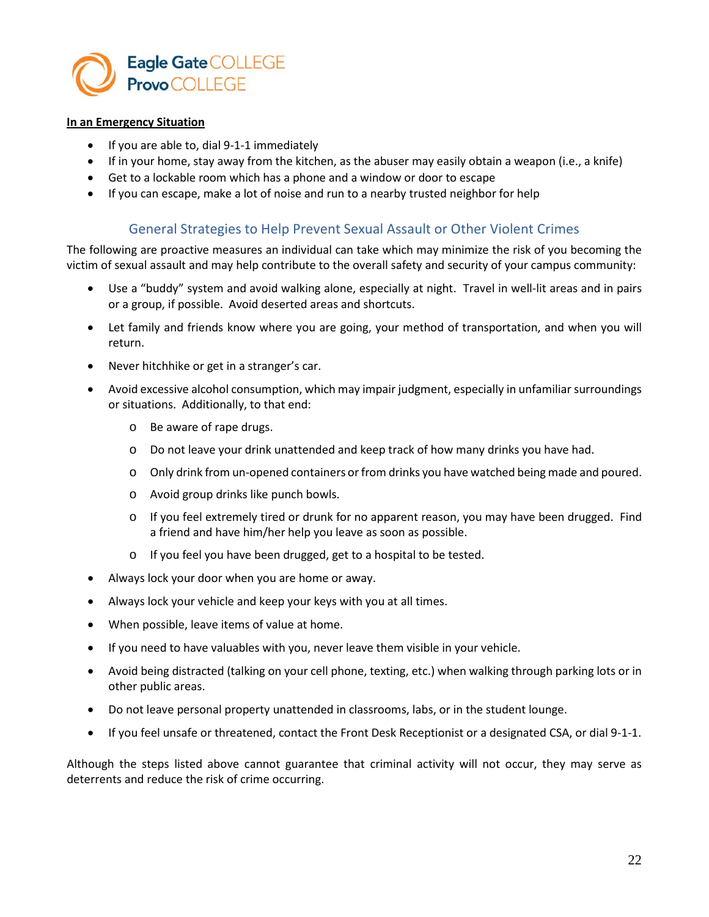**In an Emergency Situation**

- If you are able to, dial 9-1-1 immediately
- If in your home, stay away from the kitchen, as the abuser may easily obtain a weapon (i.e., a knife)
- Get to a lockable room which has a phone and a window or door to escape
- If you can escape, make a lot of noise and run to a nearby trusted neighbor for help

## General Strategies to Help Prevent Sexual Assault or Other Violent Crimes

The following are proactive measures an individual can take which may minimize the risk of you becoming the victim of sexual assault and may help contribute to the overall safety and security of your campus community:

- Use a "buddy" system and avoid walking alone, especially at night. Travel in well-lit areas and in pairs or a group, if possible. Avoid deserted areas and shortcuts.
- Let family and friends know where you are going, your method of transportation, and when you will return.
- Never hitchhike or get in a stranger's car.
- Avoid excessive alcohol consumption, which may impair judgment, especially in unfamiliar surroundings or situations. Additionally, to that end:
  - Be aware of rape drugs.
  - Do not leave your drink unattended and keep track of how many drinks you have had.
  - Only drink from un-opened containers or from drinks you have watched being made and poured.
  - Avoid group drinks like punch bowls.
  - If you feel extremely tired or drunk for no apparent reason, you may have been drugged. Find a friend and have him/her help you leave as soon as possible.
  - If you feel you have been drugged, get to a hospital to be tested.
- Always lock your door when you are home or away.
- Always lock your vehicle and keep your keys with you at all times.
- When possible, leave items of value at home.
- If you need to have valuables with you, never leave them visible in your vehicle.
- Avoid being distracted (talking on your cell phone, texting, etc.) when walking through parking lots or in other public areas.
- Do not leave personal property unattended in classrooms, labs, or in the student lounge.
- If you feel unsafe or threatened, contact the Front Desk Receptionist or a designated CSA, or dial 9-1-1.

Although the steps listed above cannot guarantee that criminal activity will not occur, they may serve as deterrents and reduce the risk of crime occurring.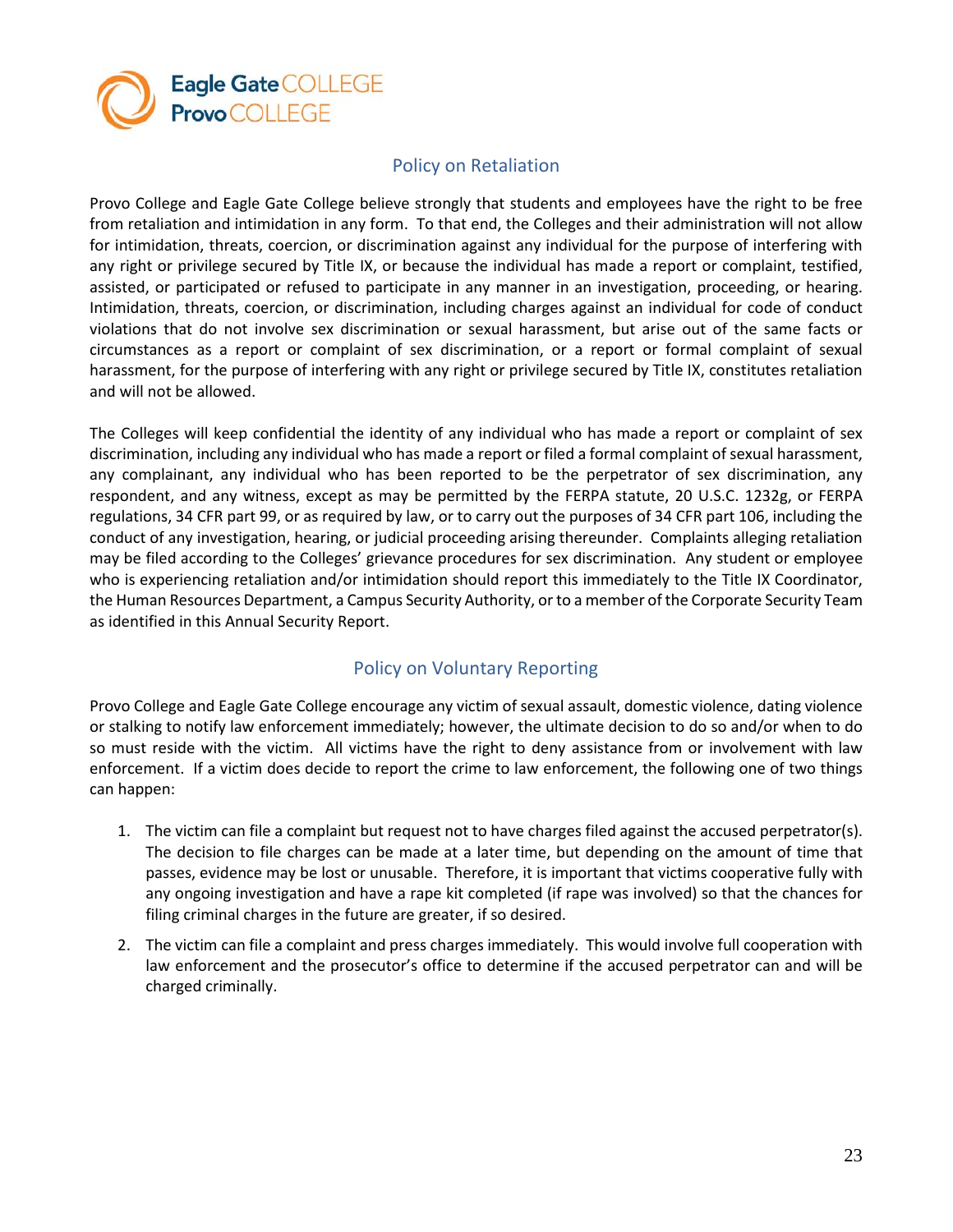## Policy on Retaliation

Provo College and Eagle Gate College believe strongly that students and employees have the right to be free from retaliation and intimidation in any form. To that end, the Colleges and their administration will not allow for intimidation, threats, coercion, or discrimination against any individual for the purpose of interfering with any right or privilege secured by Title IX, or because the individual has made a report or complaint, testified, assisted, or participated or refused to participate in any manner in an investigation, proceeding, or hearing. Intimidation, threats, coercion, or discrimination, including charges against an individual for code of conduct violations that do not involve sex discrimination or sexual harassment, but arise out of the same facts or circumstances as a report or complaint of sex discrimination, or a report or formal complaint of sexual harassment, for the purpose of interfering with any right or privilege secured by Title IX, constitutes retaliation and will not be allowed.

The Colleges will keep confidential the identity of any individual who has made a report or complaint of sex discrimination, including any individual who has made a report or filed a formal complaint of sexual harassment, any complainant, any individual who has been reported to be the perpetrator of sex discrimination, any respondent, and any witness, except as may be permitted by the FERPA statute, 20 U.S.C. 1232g, or FERPA regulations, 34 CFR part 99, or as required by law, or to carry out the purposes of 34 CFR part 106, including the conduct of any investigation, hearing, or judicial proceeding arising thereunder. Complaints alleging retaliation may be filed according to the Colleges' grievance procedures for sex discrimination. Any student or employee who is experiencing retaliation and/or intimidation should report this immediately to the Title IX Coordinator, the Human Resources Department, a Campus Security Authority, or to a member of the Corporate Security Team as identified in this Annual Security Report.

## Policy on Voluntary Reporting

Provo College and Eagle Gate College encourage any victim of sexual assault, domestic violence, dating violence or stalking to notify law enforcement immediately; however, the ultimate decision to do so and/or when to do so must reside with the victim. All victims have the right to deny assistance from or involvement with law enforcement. If a victim does decide to report the crime to law enforcement, the following one of two things can happen:

1. The victim can file a complaint but request not to have charges filed against the accused perpetrator(s). The decision to file charges can be made at a later time, but depending on the amount of time that passes, evidence may be lost or unusable. Therefore, it is important that victims cooperative fully with any ongoing investigation and have a rape kit completed (if rape was involved) so that the chances for filing criminal charges in the future are greater, if so desired.
2. The victim can file a complaint and press charges immediately. This would involve full cooperation with law enforcement and the prosecutor's office to determine if the accused perpetrator can and will be charged criminally.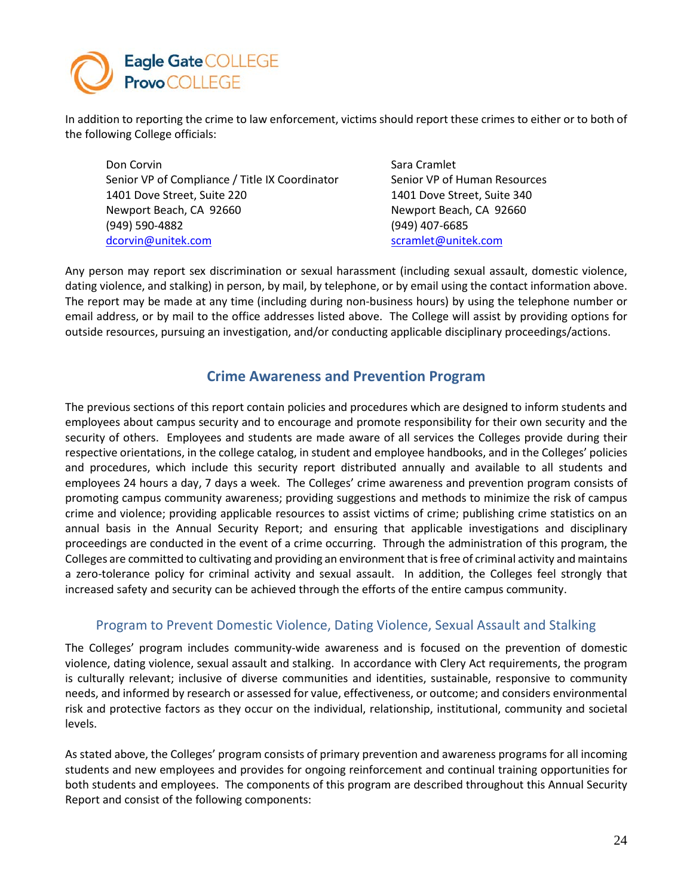In addition to reporting the crime to law enforcement, victims should report these crimes to either or to both of the following College officials:

Don Corvin
Senior VP of Compliance / Title IX Coordinator
1401 Dove Street, Suite 220
Newport Beach, CA 92660
(949) 590-4882
dcorvin@unitek.com

Sara Cramlet
Senior VP of Human Resources
1401 Dove Street, Suite 340
Newport Beach, CA 92660
(949) 407-6685
scramlet@unitek.com

Any person may report sex discrimination or sexual harassment (including sexual assault, domestic violence, dating violence, and stalking) in person, by mail, by telephone, or by email using the contact information above. The report may be made at any time (including during non-business hours) by using the telephone number or email address, or by mail to the office addresses listed above. The College will assist by providing options for outside resources, pursuing an investigation, and/or conducting applicable disciplinary proceedings/actions.

## Crime Awareness and Prevention Program

The previous sections of this report contain policies and procedures which are designed to inform students and employees about campus security and to encourage and promote responsibility for their own security and the security of others. Employees and students are made aware of all services the Colleges provide during their respective orientations, in the college catalog, in student and employee handbooks, and in the Colleges' policies and procedures, which include this security report distributed annually and available to all students and employees 24 hours a day, 7 days a week. The Colleges' crime awareness and prevention program consists of promoting campus community awareness; providing suggestions and methods to minimize the risk of campus crime and violence; providing applicable resources to assist victims of crime; publishing crime statistics on an annual basis in the Annual Security Report; and ensuring that applicable investigations and disciplinary proceedings are conducted in the event of a crime occurring. Through the administration of this program, the Colleges are committed to cultivating and providing an environment that is free of criminal activity and maintains a zero-tolerance policy for criminal activity and sexual assault. In addition, the Colleges feel strongly that increased safety and security can be achieved through the efforts of the entire campus community.

### Program to Prevent Domestic Violence, Dating Violence, Sexual Assault and Stalking

The Colleges' program includes community-wide awareness and is focused on the prevention of domestic violence, dating violence, sexual assault and stalking. In accordance with Clery Act requirements, the program is culturally relevant; inclusive of diverse communities and identities, sustainable, responsive to community needs, and informed by research or assessed for value, effectiveness, or outcome; and considers environmental risk and protective factors as they occur on the individual, relationship, institutional, community and societal levels.

As stated above, the Colleges' program consists of primary prevention and awareness programs for all incoming students and new employees and provides for ongoing reinforcement and continual training opportunities for both students and employees. The components of this program are described throughout this Annual Security Report and consist of the following components: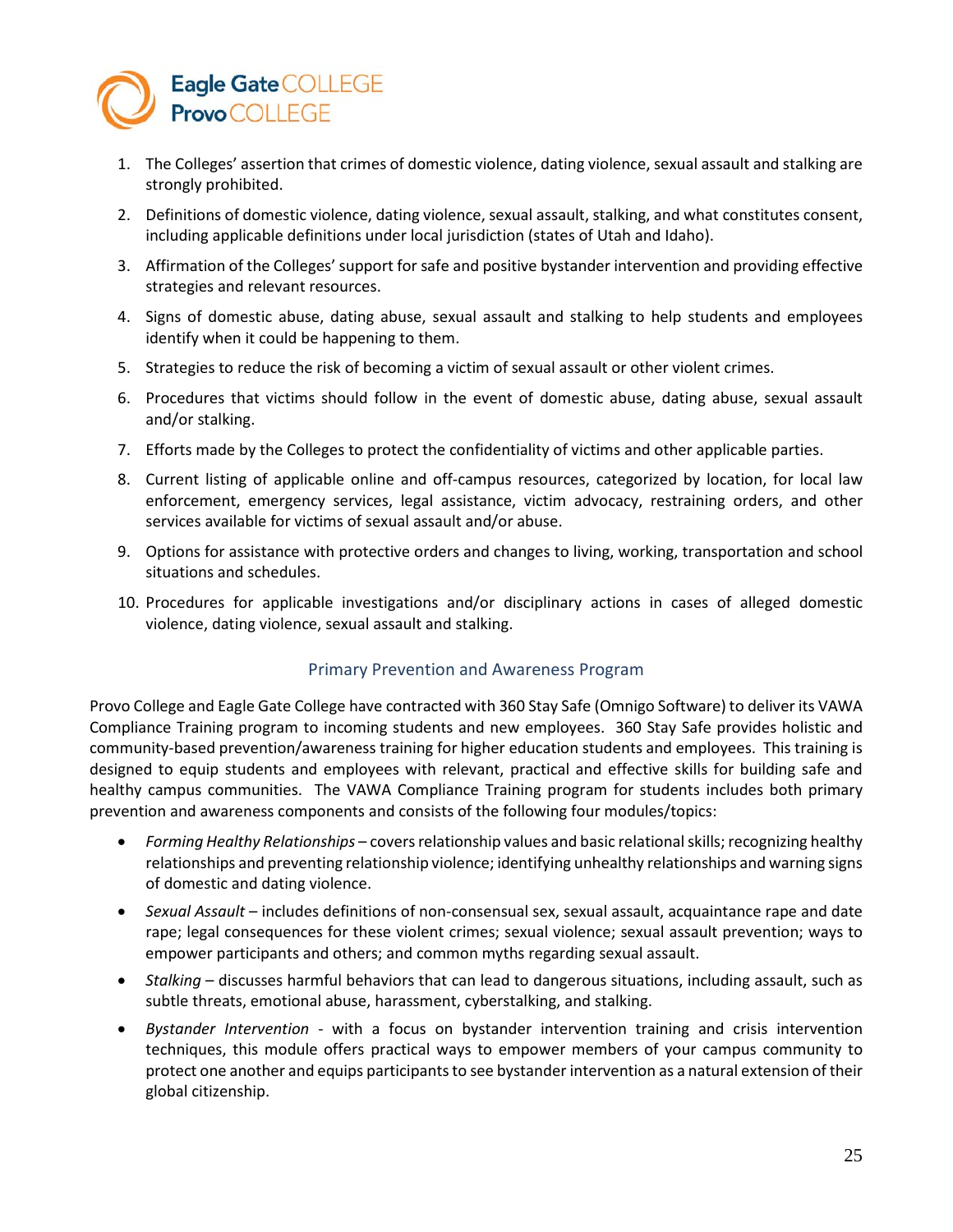1. The Colleges' assertion that crimes of domestic violence, dating violence, sexual assault and stalking are strongly prohibited.
2. Definitions of domestic violence, dating violence, sexual assault, stalking, and what constitutes consent, including applicable definitions under local jurisdiction (states of Utah and Idaho).
3. Affirmation of the Colleges' support for safe and positive bystander intervention and providing effective strategies and relevant resources.
4. Signs of domestic abuse, dating abuse, sexual assault and stalking to help students and employees identify when it could be happening to them.
5. Strategies to reduce the risk of becoming a victim of sexual assault or other violent crimes.
6. Procedures that victims should follow in the event of domestic abuse, dating abuse, sexual assault and/or stalking.
7. Efforts made by the Colleges to protect the confidentiality of victims and other applicable parties.
8. Current listing of applicable online and off-campus resources, categorized by location, for local law enforcement, emergency services, legal assistance, victim advocacy, restraining orders, and other services available for victims of sexual assault and/or abuse.
9. Options for assistance with protective orders and changes to living, working, transportation and school situations and schedules.
10. Procedures for applicable investigations and/or disciplinary actions in cases of alleged domestic violence, dating violence, sexual assault and stalking.

## Primary Prevention and Awareness Program

Provo College and Eagle Gate College have contracted with 360 Stay Safe (Omnigo Software) to deliver its VAWA Compliance Training program to incoming students and new employees. 360 Stay Safe provides holistic and community-based prevention/awareness training for higher education students and employees. This training is designed to equip students and employees with relevant, practical and effective skills for building safe and healthy campus communities. The VAWA Compliance Training program for students includes both primary prevention and awareness components and consists of the following four modules/topics:

- *Forming Healthy Relationships* – covers relationship values and basic relational skills; recognizing healthy relationships and preventing relationship violence; identifying unhealthy relationships and warning signs of domestic and dating violence.
- *Sexual Assault* – includes definitions of non-consensual sex, sexual assault, acquaintance rape and date rape; legal consequences for these violent crimes; sexual violence; sexual assault prevention; ways to empower participants and others; and common myths regarding sexual assault.
- *Stalking* – discusses harmful behaviors that can lead to dangerous situations, including assault, such as subtle threats, emotional abuse, harassment, cyberstalking, and stalking.
- *Bystander Intervention* - with a focus on bystander intervention training and crisis intervention techniques, this module offers practical ways to empower members of your campus community to protect one another and equips participants to see bystander intervention as a natural extension of their global citizenship.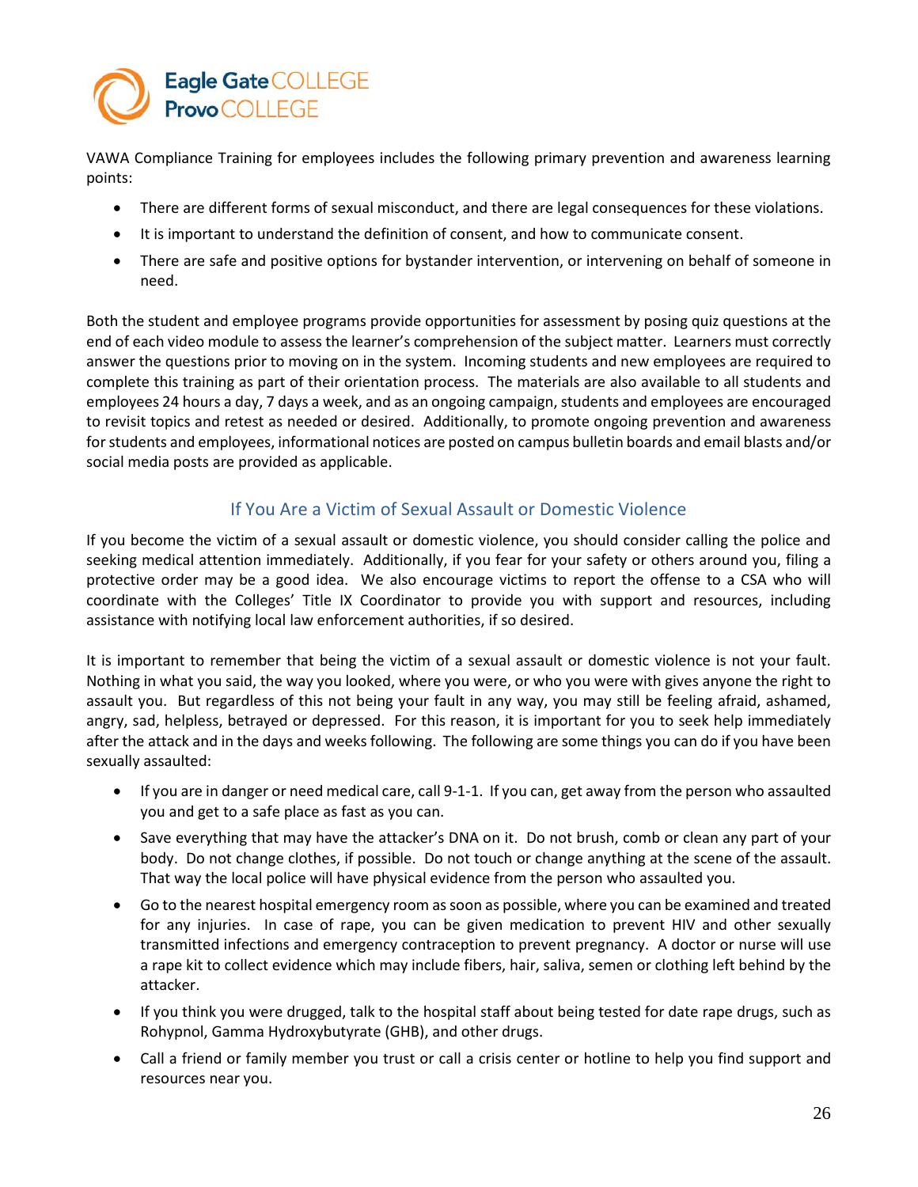VAWA Compliance Training for employees includes the following primary prevention and awareness learning points:

- There are different forms of sexual misconduct, and there are legal consequences for these violations.
- It is important to understand the definition of consent, and how to communicate consent.
- There are safe and positive options for bystander intervention, or intervening on behalf of someone in need.

Both the student and employee programs provide opportunities for assessment by posing quiz questions at the end of each video module to assess the learner's comprehension of the subject matter. Learners must correctly answer the questions prior to moving on in the system. Incoming students and new employees are required to complete this training as part of their orientation process. The materials are also available to all students and employees 24 hours a day, 7 days a week, and as an ongoing campaign, students and employees are encouraged to revisit topics and retest as needed or desired. Additionally, to promote ongoing prevention and awareness for students and employees, informational notices are posted on campus bulletin boards and email blasts and/or social media posts are provided as applicable.

## If You Are a Victim of Sexual Assault or Domestic Violence

If you become the victim of a sexual assault or domestic violence, you should consider calling the police and seeking medical attention immediately. Additionally, if you fear for your safety or others around you, filing a protective order may be a good idea. We also encourage victims to report the offense to a CSA who will coordinate with the Colleges' Title IX Coordinator to provide you with support and resources, including assistance with notifying local law enforcement authorities, if so desired.

It is important to remember that being the victim of a sexual assault or domestic violence is not your fault. Nothing in what you said, the way you looked, where you were, or who you were with gives anyone the right to assault you. But regardless of this not being your fault in any way, you may still be feeling afraid, ashamed, angry, sad, helpless, betrayed or depressed. For this reason, it is important for you to seek help immediately after the attack and in the days and weeks following. The following are some things you can do if you have been sexually assaulted:

- If you are in danger or need medical care, call 9-1-1. If you can, get away from the person who assaulted you and get to a safe place as fast as you can.
- Save everything that may have the attacker's DNA on it. Do not brush, comb or clean any part of your body. Do not change clothes, if possible. Do not touch or change anything at the scene of the assault. That way the local police will have physical evidence from the person who assaulted you.
- Go to the nearest hospital emergency room as soon as possible, where you can be examined and treated for any injuries. In case of rape, you can be given medication to prevent HIV and other sexually transmitted infections and emergency contraception to prevent pregnancy. A doctor or nurse will use a rape kit to collect evidence which may include fibers, hair, saliva, semen or clothing left behind by the attacker.
- If you think you were drugged, talk to the hospital staff about being tested for date rape drugs, such as Rohypnol, Gamma Hydroxybutyrate (GHB), and other drugs.
- Call a friend or family member you trust or call a crisis center or hotline to help you find support and resources near you.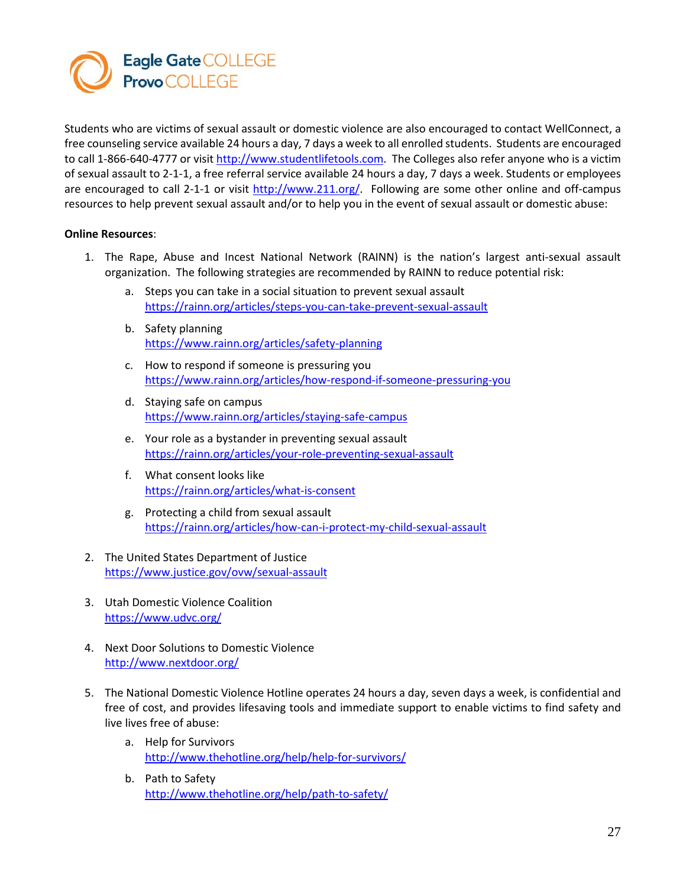Students who are victims of sexual assault or domestic violence are also encouraged to contact WellConnect, a free counseling service available 24 hours a day, 7 days a week to all enrolled students. Students are encouraged to call 1-866-640-4777 or visit http://www.studentlifetools.com. The Colleges also refer anyone who is a victim of sexual assault to 2-1-1, a free referral service available 24 hours a day, 7 days a week. Students or employees are encouraged to call 2-1-1 or visit http://www.211.org/. Following are some other online and off-campus resources to help prevent sexual assault and/or to help you in the event of sexual assault or domestic abuse:

**Online Resources**:

1. The Rape, Abuse and Incest National Network (RAINN) is the nation's largest anti-sexual assault organization. The following strategies are recommended by RAINN to reduce potential risk:
   a. Steps you can take in a social situation to prevent sexual assault
   https://rainn.org/articles/steps-you-can-take-prevent-sexual-assault
   b. Safety planning
   https://www.rainn.org/articles/safety-planning
   c. How to respond if someone is pressuring you
   https://www.rainn.org/articles/how-respond-if-someone-pressuring-you
   d. Staying safe on campus
   https://www.rainn.org/articles/staying-safe-campus
   e. Your role as a bystander in preventing sexual assault
   https://rainn.org/articles/your-role-preventing-sexual-assault
   f. What consent looks like
   https://rainn.org/articles/what-is-consent
   g. Protecting a child from sexual assault
   https://rainn.org/articles/how-can-i-protect-my-child-sexual-assault

2. The United States Department of Justice
   https://www.justice.gov/ovw/sexual-assault

3. Utah Domestic Violence Coalition
   https://www.udvc.org/

4. Next Door Solutions to Domestic Violence
   http://www.nextdoor.org/

5. The National Domestic Violence Hotline operates 24 hours a day, seven days a week, is confidential and free of cost, and provides lifesaving tools and immediate support to enable victims to find safety and live lives free of abuse:
   a. Help for Survivors
   http://www.thehotline.org/help/help-for-survivors/
   b. Path to Safety
   http://www.thehotline.org/help/path-to-safety/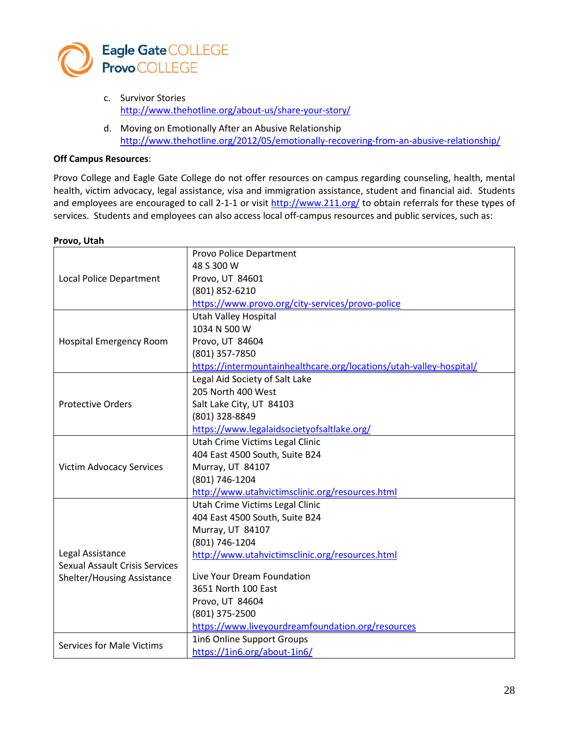c. Survivor Stories
   http://www.thehotline.org/about-us/share-your-story/

d. Moving on Emotionally After an Abusive Relationship
   http://www.thehotline.org/2012/05/emotionally-recovering-from-an-abusive-relationship/

**Off Campus Resources**:

Provo College and Eagle Gate College do not offer resources on campus regarding counseling, health, mental health, victim advocacy, legal assistance, visa and immigration assistance, student and financial aid. Students and employees are encouraged to call 2-1-1 or visit http://www.211.org/ to obtain referrals for these types of services. Students and employees can also access local off-campus resources and public services, such as:

**Provo, Utah**

| | |
|---|---|
| Local Police Department | Provo Police Department<br>48 S 300 W<br>Provo, UT 84601<br>(801) 852-6210<br>https://www.provo.org/city-services/provo-police |
| Hospital Emergency Room | Utah Valley Hospital<br>1034 N 500 W<br>Provo, UT 84604<br>(801) 357-7850<br>https://intermountainhealthcare.org/locations/utah-valley-hospital/ |
| Protective Orders | Legal Aid Society of Salt Lake<br>205 North 400 West<br>Salt Lake City, UT 84103<br>(801) 328-8849<br>https://www.legalaidsocietyofsaltlake.org/ |
| Victim Advocacy Services | Utah Crime Victims Legal Clinic<br>404 East 4500 South, Suite B24<br>Murray, UT 84107<br>(801) 746-1204<br>http://www.utahvictimsclinic.org/resources.html |
| Legal Assistance<br>Sexual Assault Crisis Services<br>Shelter/Housing Assistance | Utah Crime Victims Legal Clinic<br>404 East 4500 South, Suite B24<br>Murray, UT 84107<br>(801) 746-1204<br>http://www.utahvictimsclinic.org/resources.html<br><br>Live Your Dream Foundation<br>3651 North 100 East<br>Provo, UT 84604<br>(801) 375-2500<br>https://www.liveyourdreamfoundation.org/resources |
| Services for Male Victims | 1in6 Online Support Groups<br>https://1in6.org/about-1in6/ |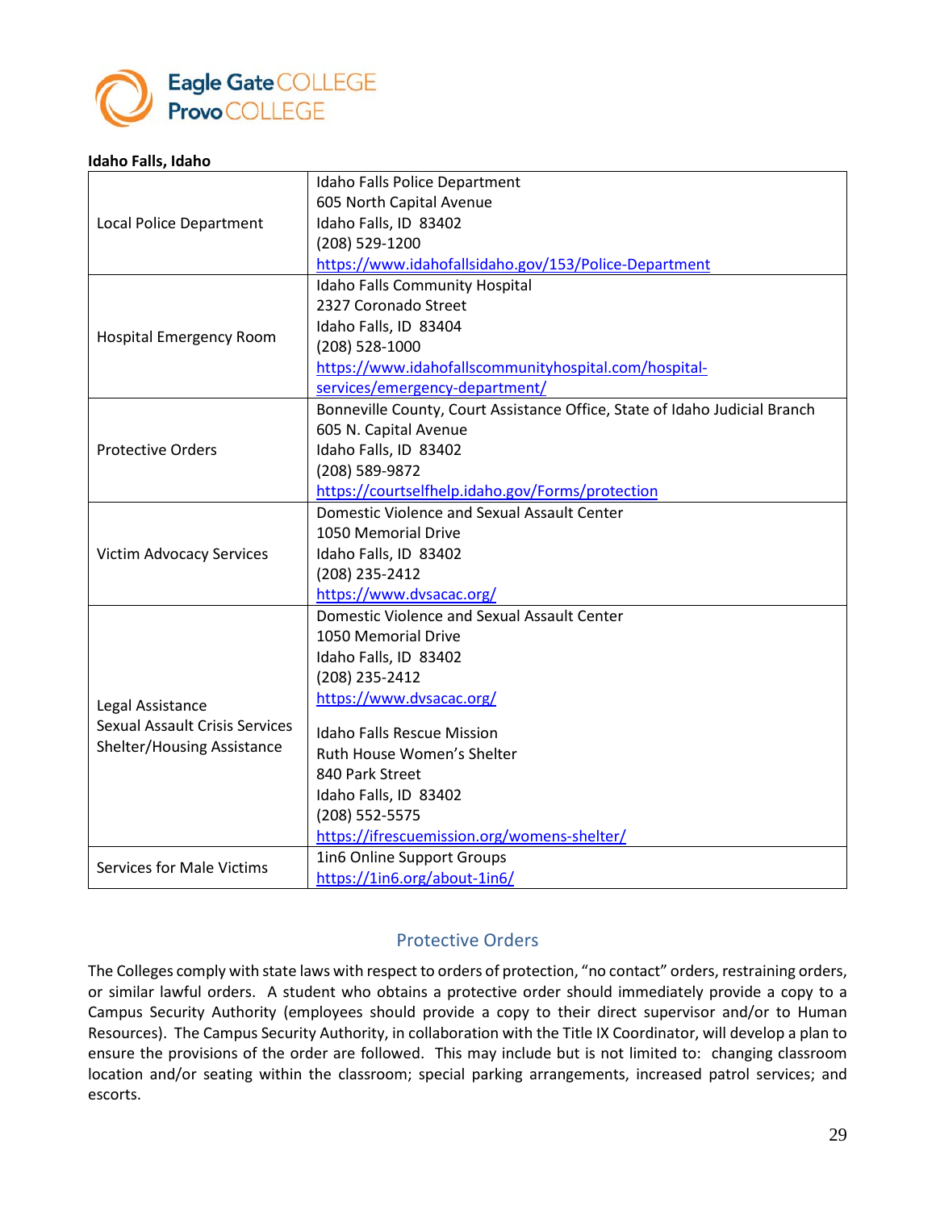**Idaho Falls, Idaho**

| | |
|---|---|
| Local Police Department | Idaho Falls Police Department<br>605 North Capital Avenue<br>Idaho Falls, ID 83402<br>(208) 529-1200<br>https://www.idahofallsidaho.gov/153/Police-Department |
| Hospital Emergency Room | Idaho Falls Community Hospital<br>2327 Coronado Street<br>Idaho Falls, ID 83404<br>(208) 528-1000<br>https://www.idahofallscommunityhospital.com/hospital-services/emergency-department/ |
| Protective Orders | Bonneville County, Court Assistance Office, State of Idaho Judicial Branch<br>605 N. Capital Avenue<br>Idaho Falls, ID 83402<br>(208) 589-9872<br>https://courtselfhelp.idaho.gov/Forms/protection |
| Victim Advocacy Services | Domestic Violence and Sexual Assault Center<br>1050 Memorial Drive<br>Idaho Falls, ID 83402<br>(208) 235-2412<br>https://www.dvsacac.org/ |
| Legal Assistance<br>Sexual Assault Crisis Services<br>Shelter/Housing Assistance | Domestic Violence and Sexual Assault Center<br>1050 Memorial Drive<br>Idaho Falls, ID 83402<br>(208) 235-2412<br>https://www.dvsacac.org/<br><br>Idaho Falls Rescue Mission<br>Ruth House Women's Shelter<br>840 Park Street<br>Idaho Falls, ID 83402<br>(208) 552-5575<br>https://ifrescuemission.org/womens-shelter/ |
| Services for Male Victims | 1in6 Online Support Groups<br>https://1in6.org/about-1in6/ |

## Protective Orders

The Colleges comply with state laws with respect to orders of protection, "no contact" orders, restraining orders, or similar lawful orders. A student who obtains a protective order should immediately provide a copy to a Campus Security Authority (employees should provide a copy to their direct supervisor and/or to Human Resources). The Campus Security Authority, in collaboration with the Title IX Coordinator, will develop a plan to ensure the provisions of the order are followed. This may include but is not limited to: changing classroom location and/or seating within the classroom; special parking arrangements, increased patrol services; and escorts.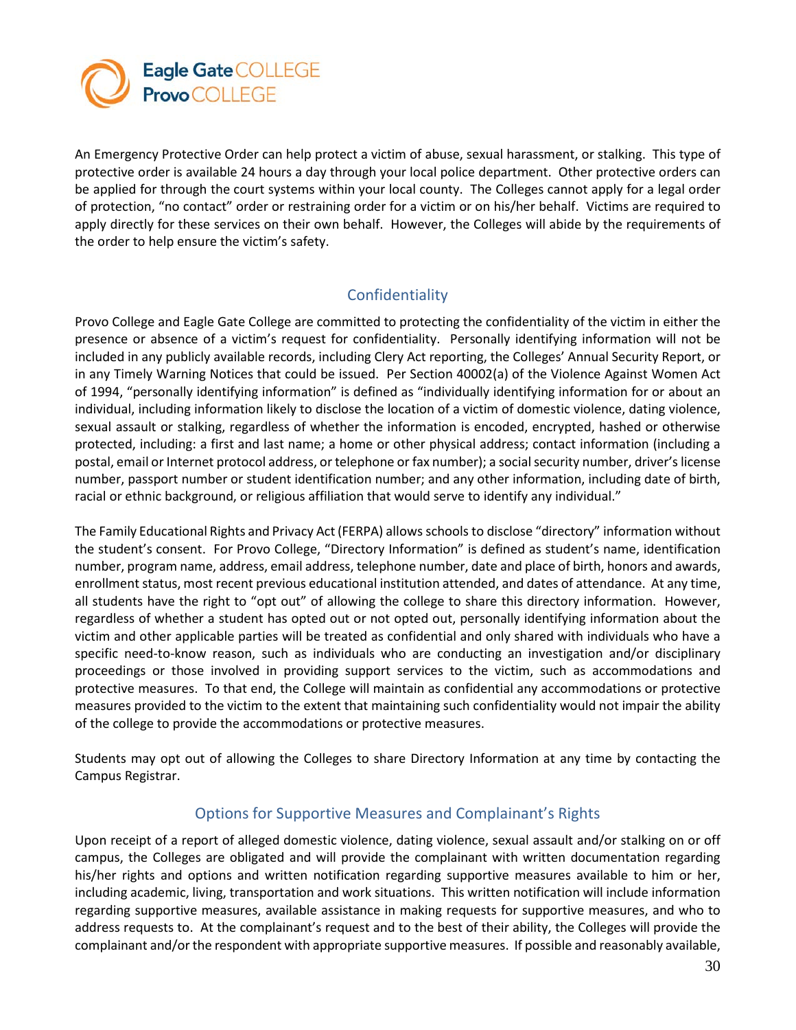An Emergency Protective Order can help protect a victim of abuse, sexual harassment, or stalking. This type of protective order is available 24 hours a day through your local police department. Other protective orders can be applied for through the court systems within your local county. The Colleges cannot apply for a legal order of protection, "no contact" order or restraining order for a victim or on his/her behalf. Victims are required to apply directly for these services on their own behalf. However, the Colleges will abide by the requirements of the order to help ensure the victim's safety.

## Confidentiality

Provo College and Eagle Gate College are committed to protecting the confidentiality of the victim in either the presence or absence of a victim's request for confidentiality. Personally identifying information will not be included in any publicly available records, including Clery Act reporting, the Colleges' Annual Security Report, or in any Timely Warning Notices that could be issued. Per Section 40002(a) of the Violence Against Women Act of 1994, "personally identifying information" is defined as "individually identifying information for or about an individual, including information likely to disclose the location of a victim of domestic violence, dating violence, sexual assault or stalking, regardless of whether the information is encoded, encrypted, hashed or otherwise protected, including: a first and last name; a home or other physical address; contact information (including a postal, email or Internet protocol address, or telephone or fax number); a social security number, driver's license number, passport number or student identification number; and any other information, including date of birth, racial or ethnic background, or religious affiliation that would serve to identify any individual."

The Family Educational Rights and Privacy Act (FERPA) allows schools to disclose "directory" information without the student's consent. For Provo College, "Directory Information" is defined as student's name, identification number, program name, address, email address, telephone number, date and place of birth, honors and awards, enrollment status, most recent previous educational institution attended, and dates of attendance. At any time, all students have the right to "opt out" of allowing the college to share this directory information. However, regardless of whether a student has opted out or not opted out, personally identifying information about the victim and other applicable parties will be treated as confidential and only shared with individuals who have a specific need-to-know reason, such as individuals who are conducting an investigation and/or disciplinary proceedings or those involved in providing support services to the victim, such as accommodations and protective measures. To that end, the College will maintain as confidential any accommodations or protective measures provided to the victim to the extent that maintaining such confidentiality would not impair the ability of the college to provide the accommodations or protective measures.

Students may opt out of allowing the Colleges to share Directory Information at any time by contacting the Campus Registrar.

## Options for Supportive Measures and Complainant's Rights

Upon receipt of a report of alleged domestic violence, dating violence, sexual assault and/or stalking on or off campus, the Colleges are obligated and will provide the complainant with written documentation regarding his/her rights and options and written notification regarding supportive measures available to him or her, including academic, living, transportation and work situations. This written notification will include information regarding supportive measures, available assistance in making requests for supportive measures, and who to address requests to. At the complainant's request and to the best of their ability, the Colleges will provide the complainant and/or the respondent with appropriate supportive measures. If possible and reasonably available,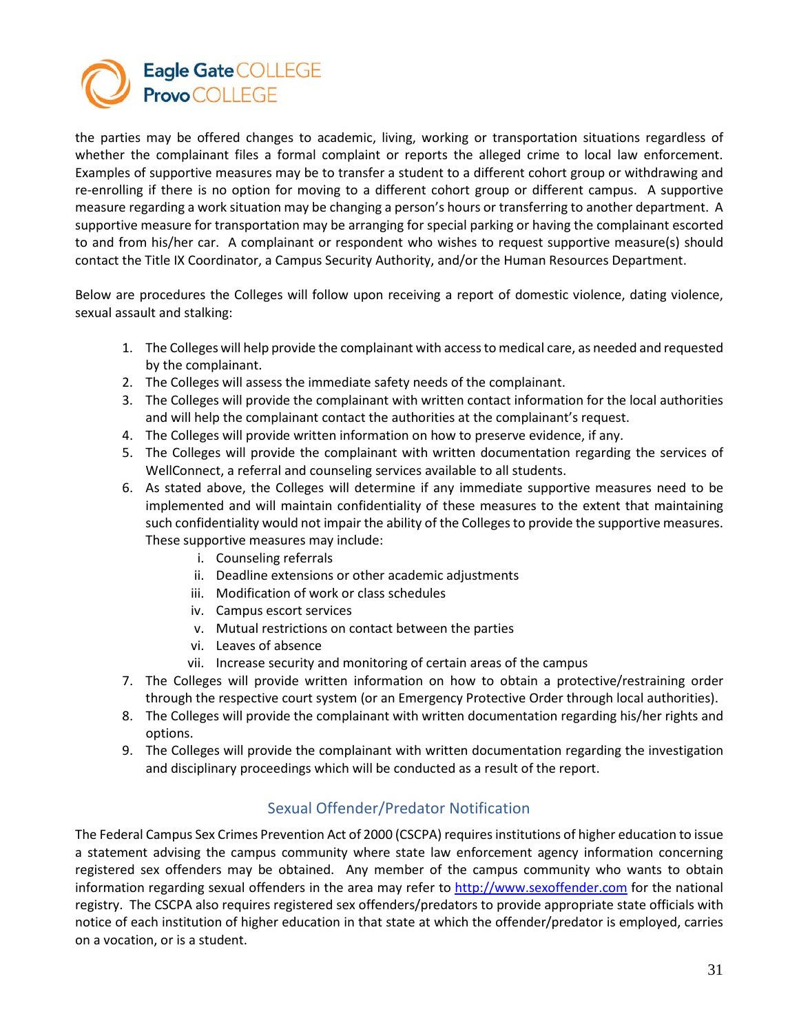the parties may be offered changes to academic, living, working or transportation situations regardless of whether the complainant files a formal complaint or reports the alleged crime to local law enforcement. Examples of supportive measures may be to transfer a student to a different cohort group or withdrawing and re-enrolling if there is no option for moving to a different cohort group or different campus. A supportive measure regarding a work situation may be changing a person's hours or transferring to another department. A supportive measure for transportation may be arranging for special parking or having the complainant escorted to and from his/her car. A complainant or respondent who wishes to request supportive measure(s) should contact the Title IX Coordinator, a Campus Security Authority, and/or the Human Resources Department.

Below are procedures the Colleges will follow upon receiving a report of domestic violence, dating violence, sexual assault and stalking:

1. The Colleges will help provide the complainant with access to medical care, as needed and requested by the complainant.
2. The Colleges will assess the immediate safety needs of the complainant.
3. The Colleges will provide the complainant with written contact information for the local authorities and will help the complainant contact the authorities at the complainant's request.
4. The Colleges will provide written information on how to preserve evidence, if any.
5. The Colleges will provide the complainant with written documentation regarding the services of WellConnect, a referral and counseling services available to all students.
6. As stated above, the Colleges will determine if any immediate supportive measures need to be implemented and will maintain confidentiality of these measures to the extent that maintaining such confidentiality would not impair the ability of the Colleges to provide the supportive measures. These supportive measures may include:
   i. Counseling referrals
   ii. Deadline extensions or other academic adjustments
   iii. Modification of work or class schedules
   iv. Campus escort services
   v. Mutual restrictions on contact between the parties
   vi. Leaves of absence
   vii. Increase security and monitoring of certain areas of the campus
7. The Colleges will provide written information on how to obtain a protective/restraining order through the respective court system (or an Emergency Protective Order through local authorities).
8. The Colleges will provide the complainant with written documentation regarding his/her rights and options.
9. The Colleges will provide the complainant with written documentation regarding the investigation and disciplinary proceedings which will be conducted as a result of the report.

## Sexual Offender/Predator Notification

The Federal Campus Sex Crimes Prevention Act of 2000 (CSCPA) requires institutions of higher education to issue a statement advising the campus community where state law enforcement agency information concerning registered sex offenders may be obtained. Any member of the campus community who wants to obtain information regarding sexual offenders in the area may refer to http://www.sexoffender.com for the national registry. The CSCPA also requires registered sex offenders/predators to provide appropriate state officials with notice of each institution of higher education in that state at which the offender/predator is employed, carries on a vocation, or is a student.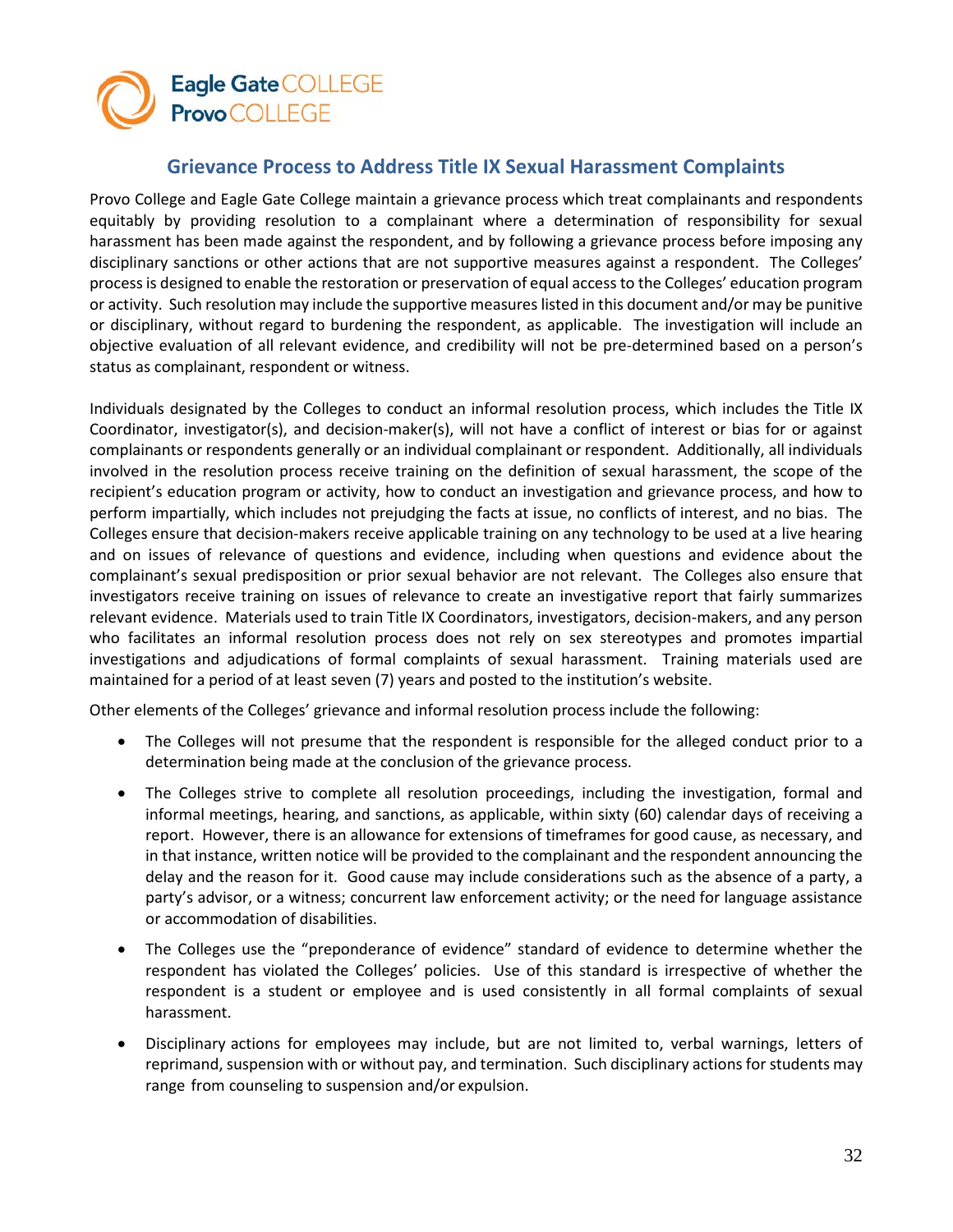## Grievance Process to Address Title IX Sexual Harassment Complaints

Provo College and Eagle Gate College maintain a grievance process which treat complainants and respondents equitably by providing resolution to a complainant where a determination of responsibility for sexual harassment has been made against the respondent, and by following a grievance process before imposing any disciplinary sanctions or other actions that are not supportive measures against a respondent. The Colleges' process is designed to enable the restoration or preservation of equal access to the Colleges' education program or activity. Such resolution may include the supportive measures listed in this document and/or may be punitive or disciplinary, without regard to burdening the respondent, as applicable. The investigation will include an objective evaluation of all relevant evidence, and credibility will not be pre-determined based on a person's status as complainant, respondent or witness.

Individuals designated by the Colleges to conduct an informal resolution process, which includes the Title IX Coordinator, investigator(s), and decision-maker(s), will not have a conflict of interest or bias for or against complainants or respondents generally or an individual complainant or respondent. Additionally, all individuals involved in the resolution process receive training on the definition of sexual harassment, the scope of the recipient's education program or activity, how to conduct an investigation and grievance process, and how to perform impartially, which includes not prejudging the facts at issue, no conflicts of interest, and no bias. The Colleges ensure that decision-makers receive applicable training on any technology to be used at a live hearing and on issues of relevance of questions and evidence, including when questions and evidence about the complainant's sexual predisposition or prior sexual behavior are not relevant. The Colleges also ensure that investigators receive training on issues of relevance to create an investigative report that fairly summarizes relevant evidence. Materials used to train Title IX Coordinators, investigators, decision-makers, and any person who facilitates an informal resolution process does not rely on sex stereotypes and promotes impartial investigations and adjudications of formal complaints of sexual harassment. Training materials used are maintained for a period of at least seven (7) years and posted to the institution's website.

Other elements of the Colleges' grievance and informal resolution process include the following:

- The Colleges will not presume that the respondent is responsible for the alleged conduct prior to a determination being made at the conclusion of the grievance process.
- The Colleges strive to complete all resolution proceedings, including the investigation, formal and informal meetings, hearing, and sanctions, as applicable, within sixty (60) calendar days of receiving a report. However, there is an allowance for extensions of timeframes for good cause, as necessary, and in that instance, written notice will be provided to the complainant and the respondent announcing the delay and the reason for it. Good cause may include considerations such as the absence of a party, a party's advisor, or a witness; concurrent law enforcement activity; or the need for language assistance or accommodation of disabilities.
- The Colleges use the "preponderance of evidence" standard of evidence to determine whether the respondent has violated the Colleges' policies. Use of this standard is irrespective of whether the respondent is a student or employee and is used consistently in all formal complaints of sexual harassment.
- Disciplinary actions for employees may include, but are not limited to, verbal warnings, letters of reprimand, suspension with or without pay, and termination. Such disciplinary actions for students may range from counseling to suspension and/or expulsion.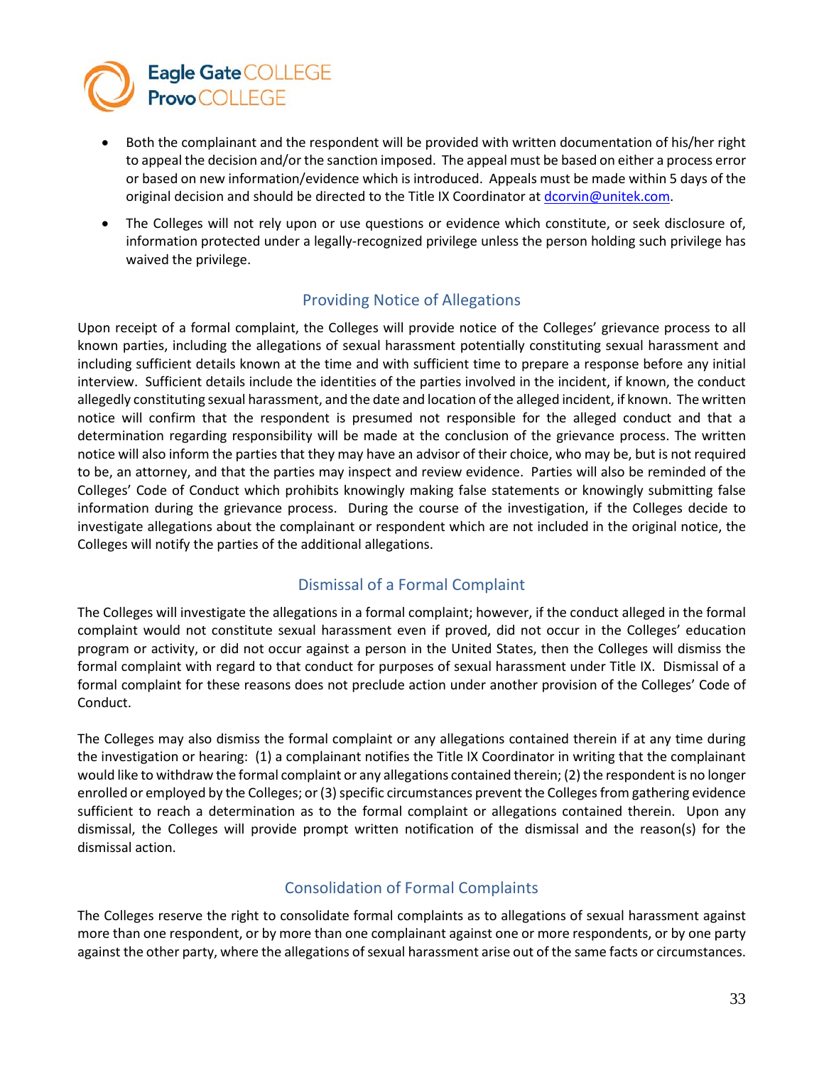- Both the complainant and the respondent will be provided with written documentation of his/her right to appeal the decision and/or the sanction imposed. The appeal must be based on either a process error or based on new information/evidence which is introduced. Appeals must be made within 5 days of the original decision and should be directed to the Title IX Coordinator at dcorvin@unitek.com.
- The Colleges will not rely upon or use questions or evidence which constitute, or seek disclosure of, information protected under a legally-recognized privilege unless the person holding such privilege has waived the privilege.

## Providing Notice of Allegations

Upon receipt of a formal complaint, the Colleges will provide notice of the Colleges' grievance process to all known parties, including the allegations of sexual harassment potentially constituting sexual harassment and including sufficient details known at the time and with sufficient time to prepare a response before any initial interview. Sufficient details include the identities of the parties involved in the incident, if known, the conduct allegedly constituting sexual harassment, and the date and location of the alleged incident, if known. The written notice will confirm that the respondent is presumed not responsible for the alleged conduct and that a determination regarding responsibility will be made at the conclusion of the grievance process. The written notice will also inform the parties that they may have an advisor of their choice, who may be, but is not required to be, an attorney, and that the parties may inspect and review evidence. Parties will also be reminded of the Colleges' Code of Conduct which prohibits knowingly making false statements or knowingly submitting false information during the grievance process. During the course of the investigation, if the Colleges decide to investigate allegations about the complainant or respondent which are not included in the original notice, the Colleges will notify the parties of the additional allegations.

## Dismissal of a Formal Complaint

The Colleges will investigate the allegations in a formal complaint; however, if the conduct alleged in the formal complaint would not constitute sexual harassment even if proved, did not occur in the Colleges' education program or activity, or did not occur against a person in the United States, then the Colleges will dismiss the formal complaint with regard to that conduct for purposes of sexual harassment under Title IX. Dismissal of a formal complaint for these reasons does not preclude action under another provision of the Colleges' Code of Conduct.

The Colleges may also dismiss the formal complaint or any allegations contained therein if at any time during the investigation or hearing: (1) a complainant notifies the Title IX Coordinator in writing that the complainant would like to withdraw the formal complaint or any allegations contained therein; (2) the respondent is no longer enrolled or employed by the Colleges; or (3) specific circumstances prevent the Colleges from gathering evidence sufficient to reach a determination as to the formal complaint or allegations contained therein. Upon any dismissal, the Colleges will provide prompt written notification of the dismissal and the reason(s) for the dismissal action.

## Consolidation of Formal Complaints

The Colleges reserve the right to consolidate formal complaints as to allegations of sexual harassment against more than one respondent, or by more than one complainant against one or more respondents, or by one party against the other party, where the allegations of sexual harassment arise out of the same facts or circumstances.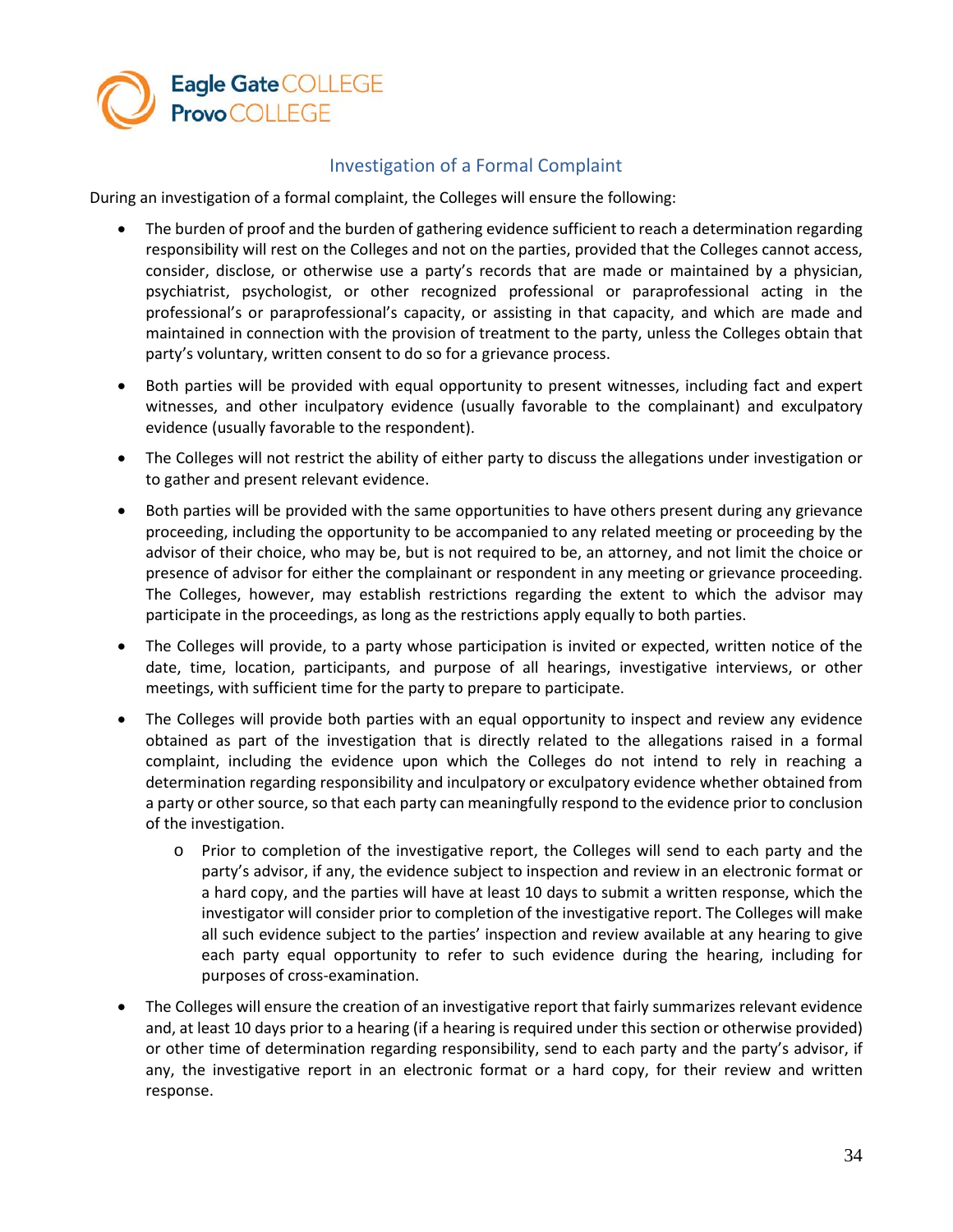## Investigation of a Formal Complaint

During an investigation of a formal complaint, the Colleges will ensure the following:

- The burden of proof and the burden of gathering evidence sufficient to reach a determination regarding responsibility will rest on the Colleges and not on the parties, provided that the Colleges cannot access, consider, disclose, or otherwise use a party's records that are made or maintained by a physician, psychiatrist, psychologist, or other recognized professional or paraprofessional acting in the professional's or paraprofessional's capacity, or assisting in that capacity, and which are made and maintained in connection with the provision of treatment to the party, unless the Colleges obtain that party's voluntary, written consent to do so for a grievance process.
- Both parties will be provided with equal opportunity to present witnesses, including fact and expert witnesses, and other inculpatory evidence (usually favorable to the complainant) and exculpatory evidence (usually favorable to the respondent).
- The Colleges will not restrict the ability of either party to discuss the allegations under investigation or to gather and present relevant evidence.
- Both parties will be provided with the same opportunities to have others present during any grievance proceeding, including the opportunity to be accompanied to any related meeting or proceeding by the advisor of their choice, who may be, but is not required to be, an attorney, and not limit the choice or presence of advisor for either the complainant or respondent in any meeting or grievance proceeding. The Colleges, however, may establish restrictions regarding the extent to which the advisor may participate in the proceedings, as long as the restrictions apply equally to both parties.
- The Colleges will provide, to a party whose participation is invited or expected, written notice of the date, time, location, participants, and purpose of all hearings, investigative interviews, or other meetings, with sufficient time for the party to prepare to participate.
- The Colleges will provide both parties with an equal opportunity to inspect and review any evidence obtained as part of the investigation that is directly related to the allegations raised in a formal complaint, including the evidence upon which the Colleges do not intend to rely in reaching a determination regarding responsibility and inculpatory or exculpatory evidence whether obtained from a party or other source, so that each party can meaningfully respond to the evidence prior to conclusion of the investigation.
    - Prior to completion of the investigative report, the Colleges will send to each party and the party's advisor, if any, the evidence subject to inspection and review in an electronic format or a hard copy, and the parties will have at least 10 days to submit a written response, which the investigator will consider prior to completion of the investigative report. The Colleges will make all such evidence subject to the parties' inspection and review available at any hearing to give each party equal opportunity to refer to such evidence during the hearing, including for purposes of cross-examination.
- The Colleges will ensure the creation of an investigative report that fairly summarizes relevant evidence and, at least 10 days prior to a hearing (if a hearing is required under this section or otherwise provided) or other time of determination regarding responsibility, send to each party and the party's advisor, if any, the investigative report in an electronic format or a hard copy, for their review and written response.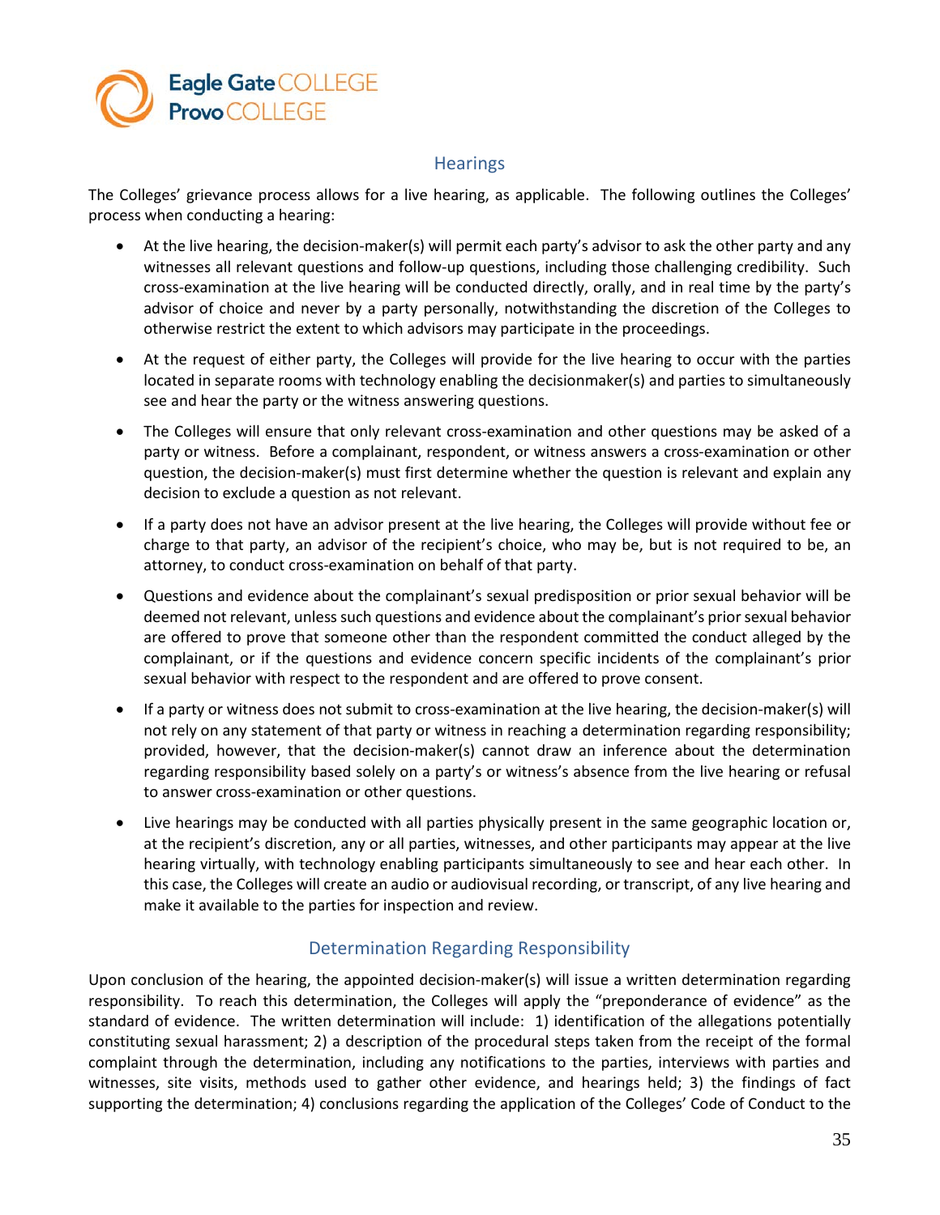## Hearings

The Colleges' grievance process allows for a live hearing, as applicable. The following outlines the Colleges' process when conducting a hearing:

- At the live hearing, the decision-maker(s) will permit each party's advisor to ask the other party and any witnesses all relevant questions and follow-up questions, including those challenging credibility. Such cross-examination at the live hearing will be conducted directly, orally, and in real time by the party's advisor of choice and never by a party personally, notwithstanding the discretion of the Colleges to otherwise restrict the extent to which advisors may participate in the proceedings.
- At the request of either party, the Colleges will provide for the live hearing to occur with the parties located in separate rooms with technology enabling the decisionmaker(s) and parties to simultaneously see and hear the party or the witness answering questions.
- The Colleges will ensure that only relevant cross-examination and other questions may be asked of a party or witness. Before a complainant, respondent, or witness answers a cross-examination or other question, the decision-maker(s) must first determine whether the question is relevant and explain any decision to exclude a question as not relevant.
- If a party does not have an advisor present at the live hearing, the Colleges will provide without fee or charge to that party, an advisor of the recipient's choice, who may be, but is not required to be, an attorney, to conduct cross-examination on behalf of that party.
- Questions and evidence about the complainant's sexual predisposition or prior sexual behavior will be deemed not relevant, unless such questions and evidence about the complainant's prior sexual behavior are offered to prove that someone other than the respondent committed the conduct alleged by the complainant, or if the questions and evidence concern specific incidents of the complainant's prior sexual behavior with respect to the respondent and are offered to prove consent.
- If a party or witness does not submit to cross-examination at the live hearing, the decision-maker(s) will not rely on any statement of that party or witness in reaching a determination regarding responsibility; provided, however, that the decision-maker(s) cannot draw an inference about the determination regarding responsibility based solely on a party's or witness's absence from the live hearing or refusal to answer cross-examination or other questions.
- Live hearings may be conducted with all parties physically present in the same geographic location or, at the recipient's discretion, any or all parties, witnesses, and other participants may appear at the live hearing virtually, with technology enabling participants simultaneously to see and hear each other. In this case, the Colleges will create an audio or audiovisual recording, or transcript, of any live hearing and make it available to the parties for inspection and review.

## Determination Regarding Responsibility

Upon conclusion of the hearing, the appointed decision-maker(s) will issue a written determination regarding responsibility. To reach this determination, the Colleges will apply the "preponderance of evidence" as the standard of evidence. The written determination will include: 1) identification of the allegations potentially constituting sexual harassment; 2) a description of the procedural steps taken from the receipt of the formal complaint through the determination, including any notifications to the parties, interviews with parties and witnesses, site visits, methods used to gather other evidence, and hearings held; 3) the findings of fact supporting the determination; 4) conclusions regarding the application of the Colleges' Code of Conduct to the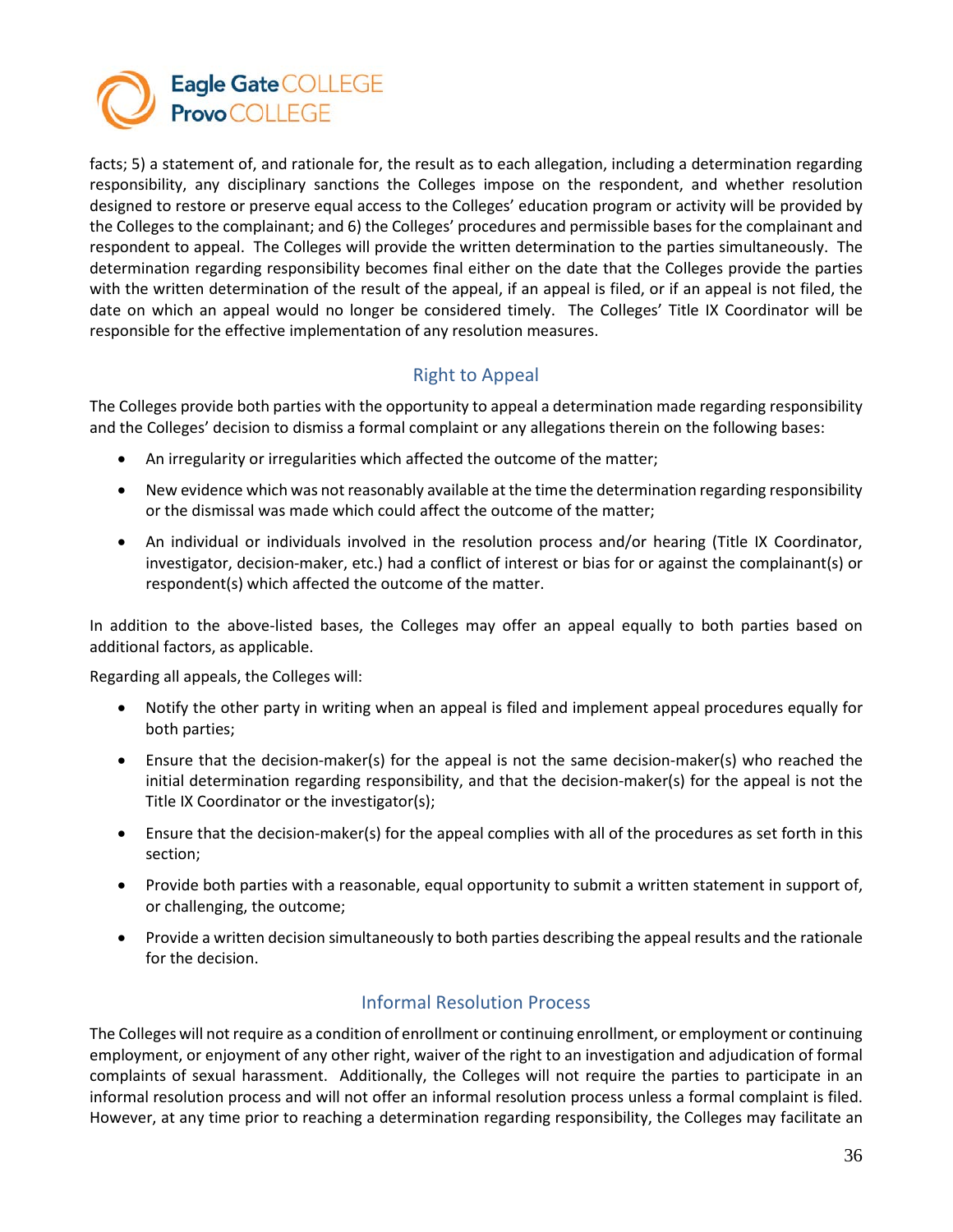facts; 5) a statement of, and rationale for, the result as to each allegation, including a determination regarding responsibility, any disciplinary sanctions the Colleges impose on the respondent, and whether resolution designed to restore or preserve equal access to the Colleges' education program or activity will be provided by the Colleges to the complainant; and 6) the Colleges' procedures and permissible bases for the complainant and respondent to appeal. The Colleges will provide the written determination to the parties simultaneously. The determination regarding responsibility becomes final either on the date that the Colleges provide the parties with the written determination of the result of the appeal, if an appeal is filed, or if an appeal is not filed, the date on which an appeal would no longer be considered timely. The Colleges' Title IX Coordinator will be responsible for the effective implementation of any resolution measures.

## Right to Appeal

The Colleges provide both parties with the opportunity to appeal a determination made regarding responsibility and the Colleges' decision to dismiss a formal complaint or any allegations therein on the following bases:

- An irregularity or irregularities which affected the outcome of the matter;
- New evidence which was not reasonably available at the time the determination regarding responsibility or the dismissal was made which could affect the outcome of the matter;
- An individual or individuals involved in the resolution process and/or hearing (Title IX Coordinator, investigator, decision-maker, etc.) had a conflict of interest or bias for or against the complainant(s) or respondent(s) which affected the outcome of the matter.

In addition to the above-listed bases, the Colleges may offer an appeal equally to both parties based on additional factors, as applicable.

Regarding all appeals, the Colleges will:

- Notify the other party in writing when an appeal is filed and implement appeal procedures equally for both parties;
- Ensure that the decision-maker(s) for the appeal is not the same decision-maker(s) who reached the initial determination regarding responsibility, and that the decision-maker(s) for the appeal is not the Title IX Coordinator or the investigator(s);
- Ensure that the decision-maker(s) for the appeal complies with all of the procedures as set forth in this section;
- Provide both parties with a reasonable, equal opportunity to submit a written statement in support of, or challenging, the outcome;
- Provide a written decision simultaneously to both parties describing the appeal results and the rationale for the decision.

## Informal Resolution Process

The Colleges will not require as a condition of enrollment or continuing enrollment, or employment or continuing employment, or enjoyment of any other right, waiver of the right to an investigation and adjudication of formal complaints of sexual harassment. Additionally, the Colleges will not require the parties to participate in an informal resolution process and will not offer an informal resolution process unless a formal complaint is filed. However, at any time prior to reaching a determination regarding responsibility, the Colleges may facilitate an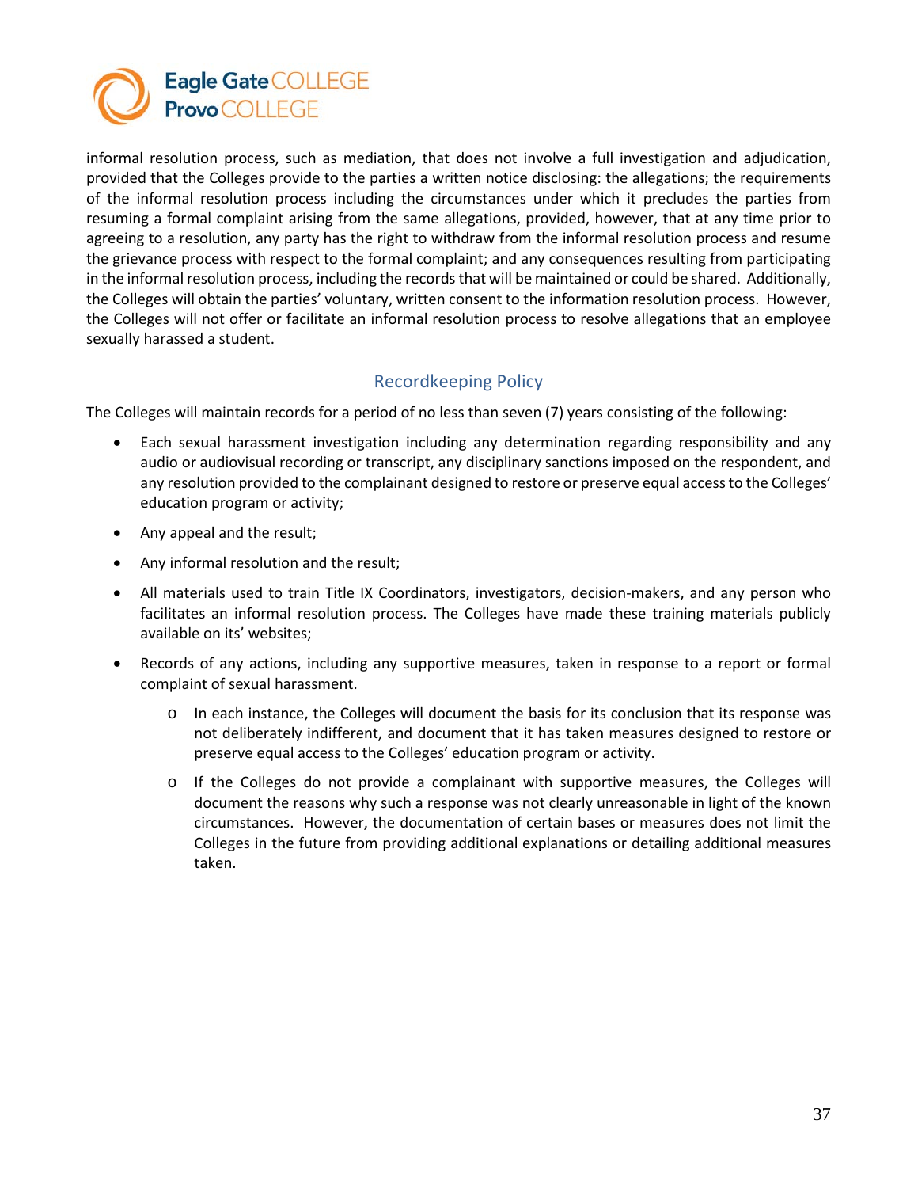informal resolution process, such as mediation, that does not involve a full investigation and adjudication, provided that the Colleges provide to the parties a written notice disclosing: the allegations; the requirements of the informal resolution process including the circumstances under which it precludes the parties from resuming a formal complaint arising from the same allegations, provided, however, that at any time prior to agreeing to a resolution, any party has the right to withdraw from the informal resolution process and resume the grievance process with respect to the formal complaint; and any consequences resulting from participating in the informal resolution process, including the records that will be maintained or could be shared. Additionally, the Colleges will obtain the parties' voluntary, written consent to the information resolution process. However, the Colleges will not offer or facilitate an informal resolution process to resolve allegations that an employee sexually harassed a student.

## Recordkeeping Policy

The Colleges will maintain records for a period of no less than seven (7) years consisting of the following:

- Each sexual harassment investigation including any determination regarding responsibility and any audio or audiovisual recording or transcript, any disciplinary sanctions imposed on the respondent, and any resolution provided to the complainant designed to restore or preserve equal access to the Colleges' education program or activity;
- Any appeal and the result;
- Any informal resolution and the result;
- All materials used to train Title IX Coordinators, investigators, decision-makers, and any person who facilitates an informal resolution process. The Colleges have made these training materials publicly available on its' websites;
- Records of any actions, including any supportive measures, taken in response to a report or formal complaint of sexual harassment.
  - In each instance, the Colleges will document the basis for its conclusion that its response was not deliberately indifferent, and document that it has taken measures designed to restore or preserve equal access to the Colleges' education program or activity.
  - If the Colleges do not provide a complainant with supportive measures, the Colleges will document the reasons why such a response was not clearly unreasonable in light of the known circumstances. However, the documentation of certain bases or measures does not limit the Colleges in the future from providing additional explanations or detailing additional measures taken.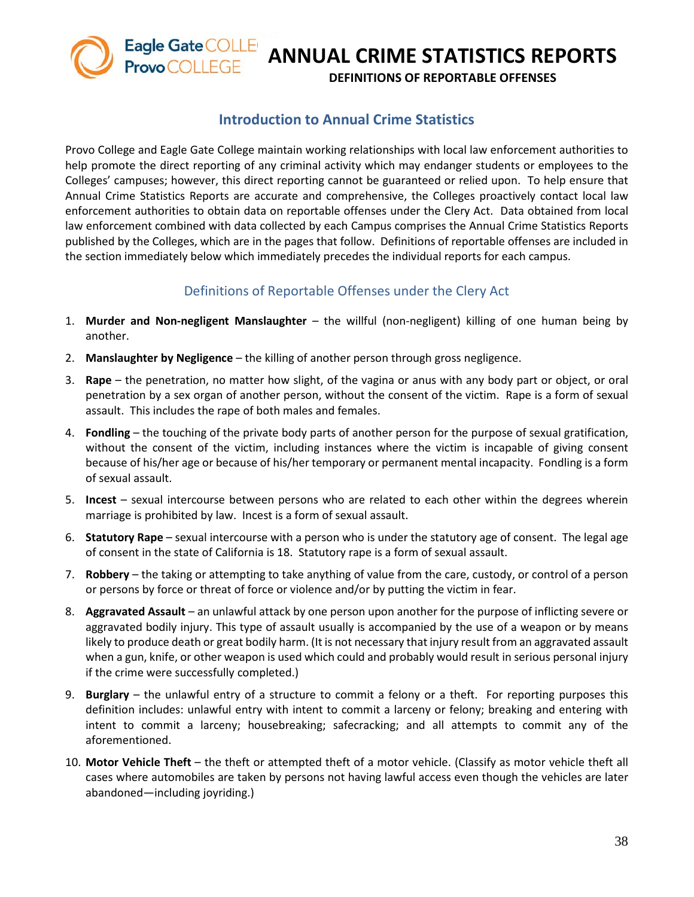# ANNUAL CRIME STATISTICS REPORTS

**DEFINITIONS OF REPORTABLE OFFENSES**

## Introduction to Annual Crime Statistics

Provo College and Eagle Gate College maintain working relationships with local law enforcement authorities to help promote the direct reporting of any criminal activity which may endanger students or employees to the Colleges' campuses; however, this direct reporting cannot be guaranteed or relied upon. To help ensure that Annual Crime Statistics Reports are accurate and comprehensive, the Colleges proactively contact local law enforcement authorities to obtain data on reportable offenses under the Clery Act. Data obtained from local law enforcement combined with data collected by each Campus comprises the Annual Crime Statistics Reports published by the Colleges, which are in the pages that follow. Definitions of reportable offenses are included in the section immediately below which immediately precedes the individual reports for each campus.

### Definitions of Reportable Offenses under the Clery Act

1. **Murder and Non-negligent Manslaughter** – the willful (non-negligent) killing of one human being by another.
2. **Manslaughter by Negligence** – the killing of another person through gross negligence.
3. **Rape** – the penetration, no matter how slight, of the vagina or anus with any body part or object, or oral penetration by a sex organ of another person, without the consent of the victim. Rape is a form of sexual assault. This includes the rape of both males and females.
4. **Fondling** – the touching of the private body parts of another person for the purpose of sexual gratification, without the consent of the victim, including instances where the victim is incapable of giving consent because of his/her age or because of his/her temporary or permanent mental incapacity. Fondling is a form of sexual assault.
5. **Incest** – sexual intercourse between persons who are related to each other within the degrees wherein marriage is prohibited by law. Incest is a form of sexual assault.
6. **Statutory Rape** – sexual intercourse with a person who is under the statutory age of consent. The legal age of consent in the state of California is 18. Statutory rape is a form of sexual assault.
7. **Robbery** – the taking or attempting to take anything of value from the care, custody, or control of a person or persons by force or threat of force or violence and/or by putting the victim in fear.
8. **Aggravated Assault** – an unlawful attack by one person upon another for the purpose of inflicting severe or aggravated bodily injury. This type of assault usually is accompanied by the use of a weapon or by means likely to produce death or great bodily harm. (It is not necessary that injury result from an aggravated assault when a gun, knife, or other weapon is used which could and probably would result in serious personal injury if the crime were successfully completed.)
9. **Burglary** – the unlawful entry of a structure to commit a felony or a theft. For reporting purposes this definition includes: unlawful entry with intent to commit a larceny or felony; breaking and entering with intent to commit a larceny; housebreaking; safecracking; and all attempts to commit any of the aforementioned.
10. **Motor Vehicle Theft** – the theft or attempted theft of a motor vehicle. (Classify as motor vehicle theft all cases where automobiles are taken by persons not having lawful access even though the vehicles are later abandoned—including joyriding.)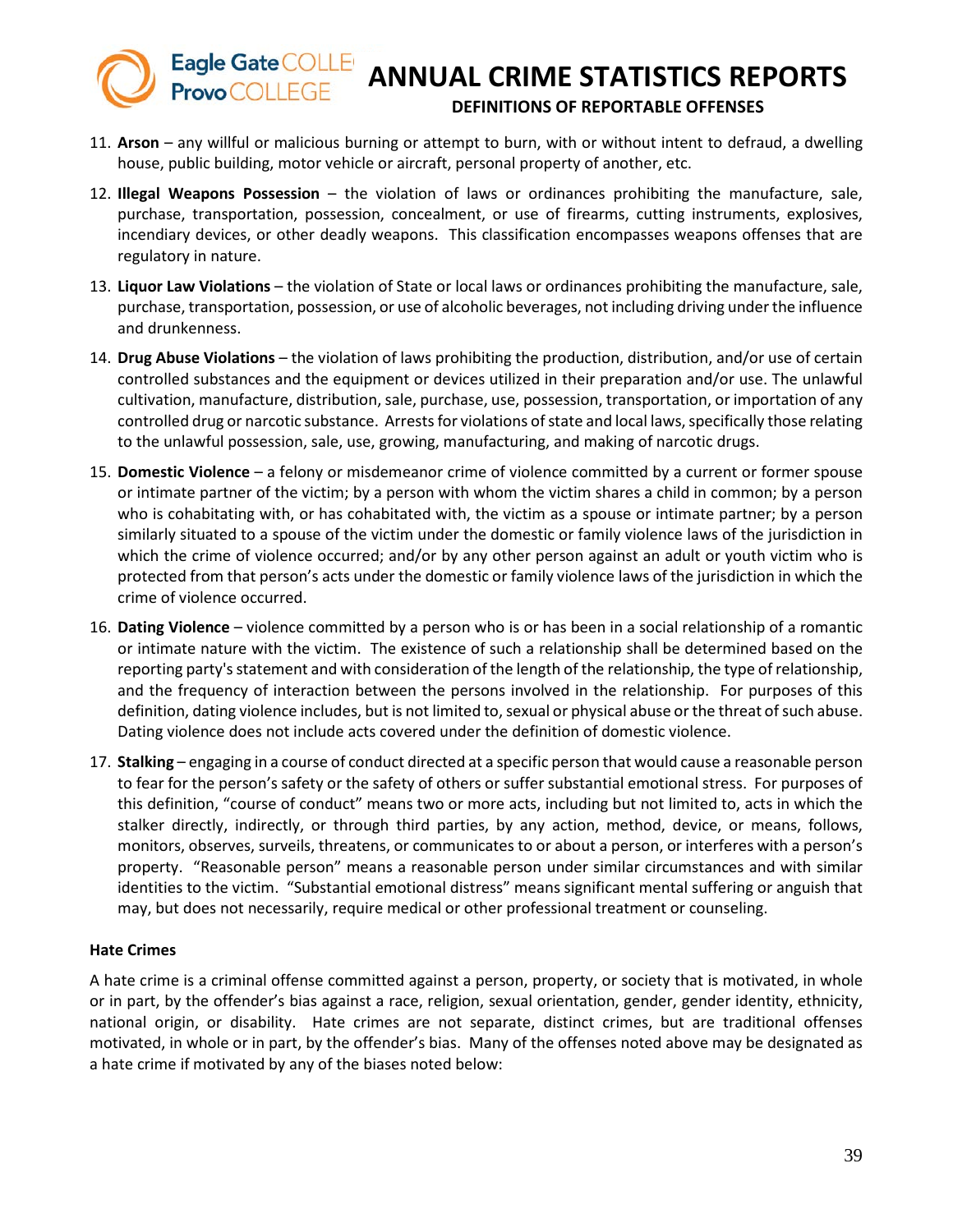11. **Arson** – any willful or malicious burning or attempt to burn, with or without intent to defraud, a dwelling house, public building, motor vehicle or aircraft, personal property of another, etc.
12. **Illegal Weapons Possession** – the violation of laws or ordinances prohibiting the manufacture, sale, purchase, transportation, possession, concealment, or use of firearms, cutting instruments, explosives, incendiary devices, or other deadly weapons. This classification encompasses weapons offenses that are regulatory in nature.
13. **Liquor Law Violations** – the violation of State or local laws or ordinances prohibiting the manufacture, sale, purchase, transportation, possession, or use of alcoholic beverages, not including driving under the influence and drunkenness.
14. **Drug Abuse Violations** – the violation of laws prohibiting the production, distribution, and/or use of certain controlled substances and the equipment or devices utilized in their preparation and/or use. The unlawful cultivation, manufacture, distribution, sale, purchase, use, possession, transportation, or importation of any controlled drug or narcotic substance. Arrests for violations of state and local laws, specifically those relating to the unlawful possession, sale, use, growing, manufacturing, and making of narcotic drugs.
15. **Domestic Violence** – a felony or misdemeanor crime of violence committed by a current or former spouse or intimate partner of the victim; by a person with whom the victim shares a child in common; by a person who is cohabitating with, or has cohabitated with, the victim as a spouse or intimate partner; by a person similarly situated to a spouse of the victim under the domestic or family violence laws of the jurisdiction in which the crime of violence occurred; and/or by any other person against an adult or youth victim who is protected from that person's acts under the domestic or family violence laws of the jurisdiction in which the crime of violence occurred.
16. **Dating Violence** – violence committed by a person who is or has been in a social relationship of a romantic or intimate nature with the victim. The existence of such a relationship shall be determined based on the reporting party's statement and with consideration of the length of the relationship, the type of relationship, and the frequency of interaction between the persons involved in the relationship. For purposes of this definition, dating violence includes, but is not limited to, sexual or physical abuse or the threat of such abuse. Dating violence does not include acts covered under the definition of domestic violence.
17. **Stalking** – engaging in a course of conduct directed at a specific person that would cause a reasonable person to fear for the person's safety or the safety of others or suffer substantial emotional stress. For purposes of this definition, "course of conduct" means two or more acts, including but not limited to, acts in which the stalker directly, indirectly, or through third parties, by any action, method, device, or means, follows, monitors, observes, surveils, threatens, or communicates to or about a person, or interferes with a person's property. "Reasonable person" means a reasonable person under similar circumstances and with similar identities to the victim. "Substantial emotional distress" means significant mental suffering or anguish that may, but does not necessarily, require medical or other professional treatment or counseling.

**Hate Crimes**

A hate crime is a criminal offense committed against a person, property, or society that is motivated, in whole or in part, by the offender's bias against a race, religion, sexual orientation, gender, gender identity, ethnicity, national origin, or disability. Hate crimes are not separate, distinct crimes, but are traditional offenses motivated, in whole or in part, by the offender's bias. Many of the offenses noted above may be designated as a hate crime if motivated by any of the biases noted below: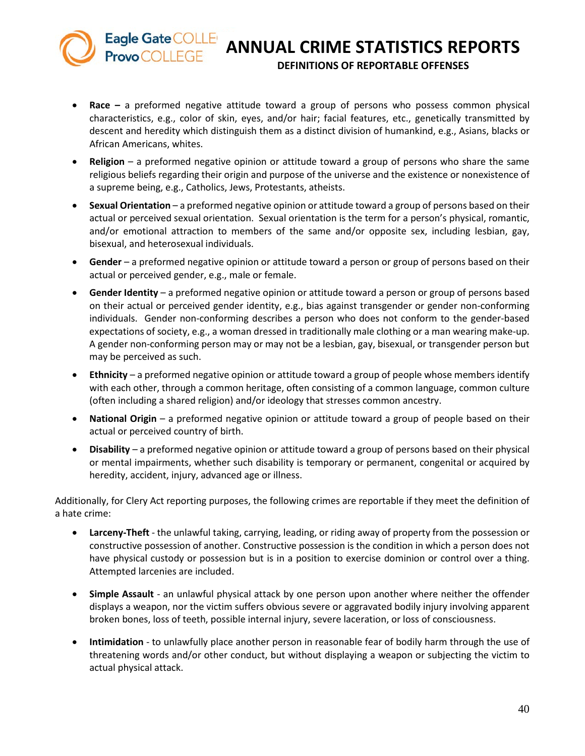- **Race –** a preformed negative attitude toward a group of persons who possess common physical characteristics, e.g., color of skin, eyes, and/or hair; facial features, etc., genetically transmitted by descent and heredity which distinguish them as a distinct division of humankind, e.g., Asians, blacks or African Americans, whites.
- **Religion** – a preformed negative opinion or attitude toward a group of persons who share the same religious beliefs regarding their origin and purpose of the universe and the existence or nonexistence of a supreme being, e.g., Catholics, Jews, Protestants, atheists.
- **Sexual Orientation** – a preformed negative opinion or attitude toward a group of persons based on their actual or perceived sexual orientation. Sexual orientation is the term for a person's physical, romantic, and/or emotional attraction to members of the same and/or opposite sex, including lesbian, gay, bisexual, and heterosexual individuals.
- **Gender** – a preformed negative opinion or attitude toward a person or group of persons based on their actual or perceived gender, e.g., male or female.
- **Gender Identity** – a preformed negative opinion or attitude toward a person or group of persons based on their actual or perceived gender identity, e.g., bias against transgender or gender non-conforming individuals. Gender non-conforming describes a person who does not conform to the gender-based expectations of society, e.g., a woman dressed in traditionally male clothing or a man wearing make-up. A gender non-conforming person may or may not be a lesbian, gay, bisexual, or transgender person but may be perceived as such.
- **Ethnicity** – a preformed negative opinion or attitude toward a group of people whose members identify with each other, through a common heritage, often consisting of a common language, common culture (often including a shared religion) and/or ideology that stresses common ancestry.
- **National Origin** – a preformed negative opinion or attitude toward a group of people based on their actual or perceived country of birth.
- **Disability** – a preformed negative opinion or attitude toward a group of persons based on their physical or mental impairments, whether such disability is temporary or permanent, congenital or acquired by heredity, accident, injury, advanced age or illness.

Additionally, for Clery Act reporting purposes, the following crimes are reportable if they meet the definition of a hate crime:

- **Larceny-Theft** - the unlawful taking, carrying, leading, or riding away of property from the possession or constructive possession of another. Constructive possession is the condition in which a person does not have physical custody or possession but is in a position to exercise dominion or control over a thing. Attempted larcenies are included.
- **Simple Assault** - an unlawful physical attack by one person upon another where neither the offender displays a weapon, nor the victim suffers obvious severe or aggravated bodily injury involving apparent broken bones, loss of teeth, possible internal injury, severe laceration, or loss of consciousness.
- **Intimidation** - to unlawfully place another person in reasonable fear of bodily harm through the use of threatening words and/or other conduct, but without displaying a weapon or subjecting the victim to actual physical attack.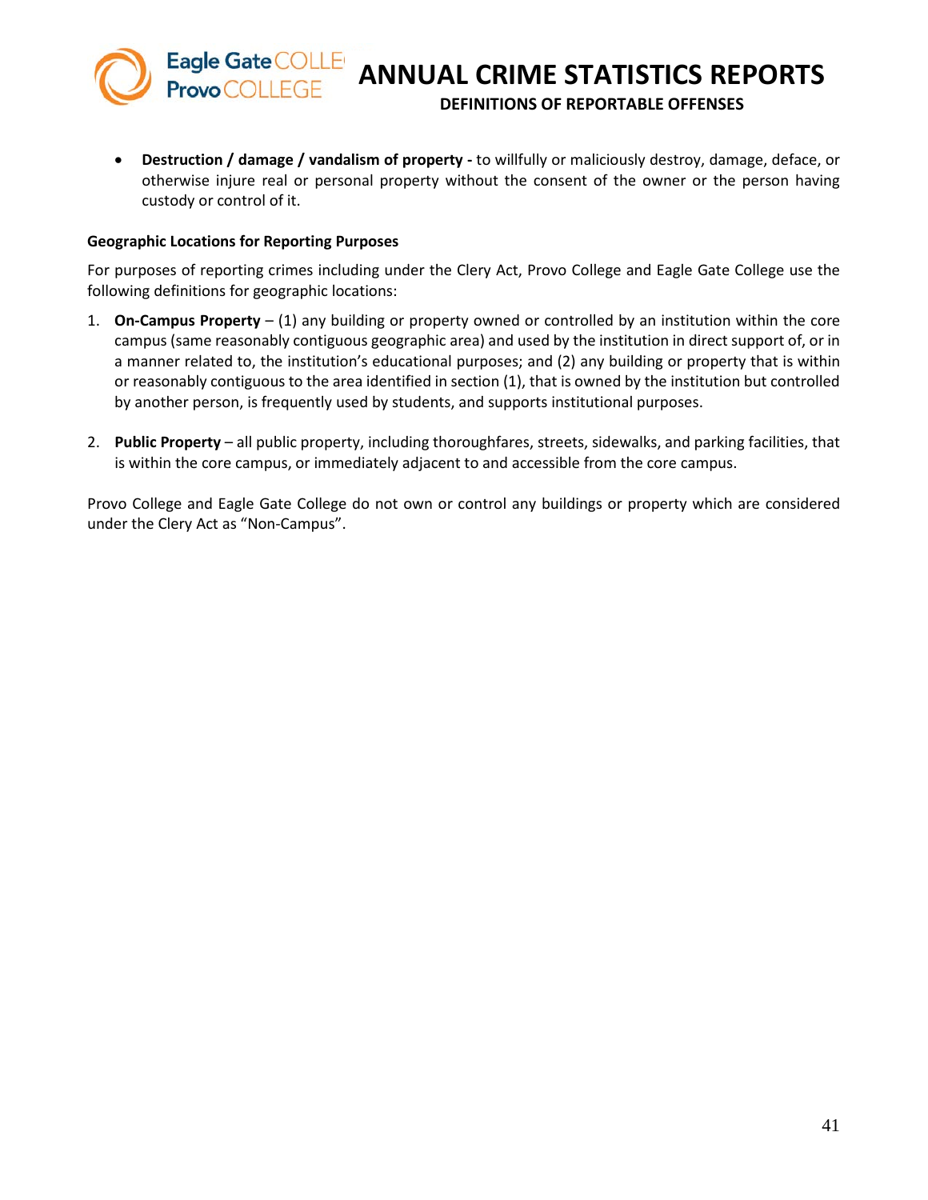- **Destruction / damage / vandalism of property -** to willfully or maliciously destroy, damage, deface, or otherwise injure real or personal property without the consent of the owner or the person having custody or control of it.

**Geographic Locations for Reporting Purposes**

For purposes of reporting crimes including under the Clery Act, Provo College and Eagle Gate College use the following definitions for geographic locations:

1. **On-Campus Property** – (1) any building or property owned or controlled by an institution within the core campus (same reasonably contiguous geographic area) and used by the institution in direct support of, or in a manner related to, the institution's educational purposes; and (2) any building or property that is within or reasonably contiguous to the area identified in section (1), that is owned by the institution but controlled by another person, is frequently used by students, and supports institutional purposes.

2. **Public Property** – all public property, including thoroughfares, streets, sidewalks, and parking facilities, that is within the core campus, or immediately adjacent to and accessible from the core campus.

Provo College and Eagle Gate College do not own or control any buildings or property which are considered under the Clery Act as "Non-Campus".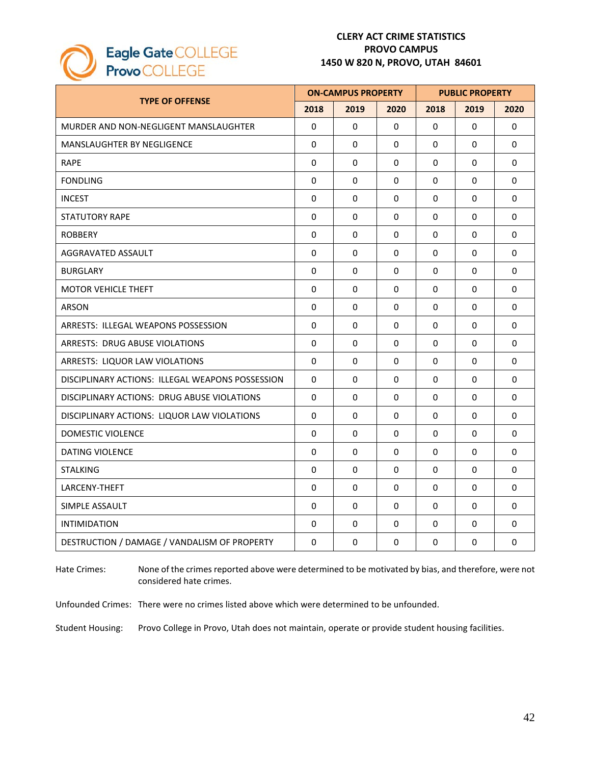Eagle Gate COLLEGE
Provo COLLEGE

**CLERY ACT CRIME STATISTICS**
**PROVO CAMPUS**
**1450 W 820 N, PROVO, UTAH 84601**

| TYPE OF OFFENSE | ON-CAMPUS PROPERTY | | | PUBLIC PROPERTY | | |
|---|---|---|---|---|---|---|
| | 2018 | 2019 | 2020 | 2018 | 2019 | 2020 |
| MURDER AND NON-NEGLIGENT MANSLAUGHTER | 0 | 0 | 0 | 0 | 0 | 0 |
| MANSLAUGHTER BY NEGLIGENCE | 0 | 0 | 0 | 0 | 0 | 0 |
| RAPE | 0 | 0 | 0 | 0 | 0 | 0 |
| FONDLING | 0 | 0 | 0 | 0 | 0 | 0 |
| INCEST | 0 | 0 | 0 | 0 | 0 | 0 |
| STATUTORY RAPE | 0 | 0 | 0 | 0 | 0 | 0 |
| ROBBERY | 0 | 0 | 0 | 0 | 0 | 0 |
| AGGRAVATED ASSAULT | 0 | 0 | 0 | 0 | 0 | 0 |
| BURGLARY | 0 | 0 | 0 | 0 | 0 | 0 |
| MOTOR VEHICLE THEFT | 0 | 0 | 0 | 0 | 0 | 0 |
| ARSON | 0 | 0 | 0 | 0 | 0 | 0 |
| ARRESTS: ILLEGAL WEAPONS POSSESSION | 0 | 0 | 0 | 0 | 0 | 0 |
| ARRESTS: DRUG ABUSE VIOLATIONS | 0 | 0 | 0 | 0 | 0 | 0 |
| ARRESTS: LIQUOR LAW VIOLATIONS | 0 | 0 | 0 | 0 | 0 | 0 |
| DISCIPLINARY ACTIONS: ILLEGAL WEAPONS POSSESSION | 0 | 0 | 0 | 0 | 0 | 0 |
| DISCIPLINARY ACTIONS: DRUG ABUSE VIOLATIONS | 0 | 0 | 0 | 0 | 0 | 0 |
| DISCIPLINARY ACTIONS: LIQUOR LAW VIOLATIONS | 0 | 0 | 0 | 0 | 0 | 0 |
| DOMESTIC VIOLENCE | 0 | 0 | 0 | 0 | 0 | 0 |
| DATING VIOLENCE | 0 | 0 | 0 | 0 | 0 | 0 |
| STALKING | 0 | 0 | 0 | 0 | 0 | 0 |
| LARCENY-THEFT | 0 | 0 | 0 | 0 | 0 | 0 |
| SIMPLE ASSAULT | 0 | 0 | 0 | 0 | 0 | 0 |
| INTIMIDATION | 0 | 0 | 0 | 0 | 0 | 0 |
| DESTRUCTION / DAMAGE / VANDALISM OF PROPERTY | 0 | 0 | 0 | 0 | 0 | 0 |

Hate Crimes: None of the crimes reported above were determined to be motivated by bias, and therefore, were not considered hate crimes.

Unfounded Crimes: There were no crimes listed above which were determined to be unfounded.

Student Housing: Provo College in Provo, Utah does not maintain, operate or provide student housing facilities.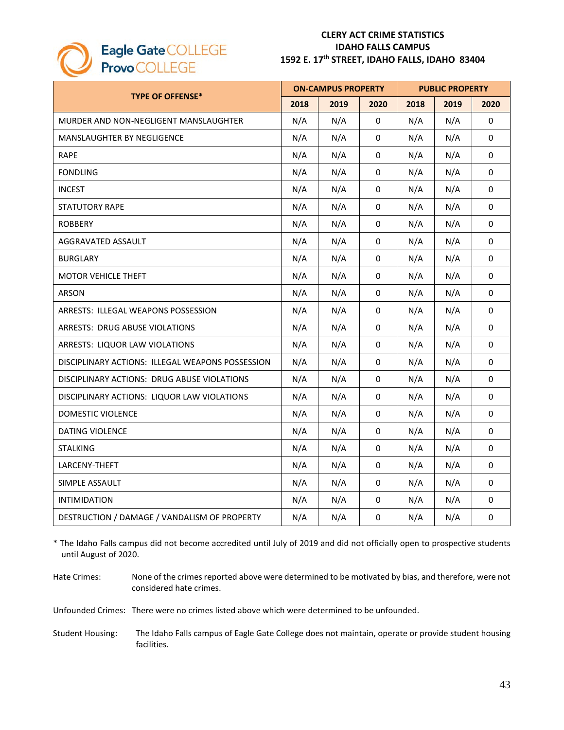Eagle Gate COLLEGE
Provo COLLEGE

# CLERY ACT CRIME STATISTICS
## IDAHO FALLS CAMPUS
## 1592 E. 17th STREET, IDAHO FALLS, IDAHO 83404

| TYPE OF OFFENSE* | ON-CAMPUS PROPERTY | | | PUBLIC PROPERTY | | |
|---|---|---|---|---|---|---|
| | 2018 | 2019 | 2020 | 2018 | 2019 | 2020 |
| MURDER AND NON-NEGLIGENT MANSLAUGHTER | N/A | N/A | 0 | N/A | N/A | 0 |
| MANSLAUGHTER BY NEGLIGENCE | N/A | N/A | 0 | N/A | N/A | 0 |
| RAPE | N/A | N/A | 0 | N/A | N/A | 0 |
| FONDLING | N/A | N/A | 0 | N/A | N/A | 0 |
| INCEST | N/A | N/A | 0 | N/A | N/A | 0 |
| STATUTORY RAPE | N/A | N/A | 0 | N/A | N/A | 0 |
| ROBBERY | N/A | N/A | 0 | N/A | N/A | 0 |
| AGGRAVATED ASSAULT | N/A | N/A | 0 | N/A | N/A | 0 |
| BURGLARY | N/A | N/A | 0 | N/A | N/A | 0 |
| MOTOR VEHICLE THEFT | N/A | N/A | 0 | N/A | N/A | 0 |
| ARSON | N/A | N/A | 0 | N/A | N/A | 0 |
| ARRESTS: ILLEGAL WEAPONS POSSESSION | N/A | N/A | 0 | N/A | N/A | 0 |
| ARRESTS: DRUG ABUSE VIOLATIONS | N/A | N/A | 0 | N/A | N/A | 0 |
| ARRESTS: LIQUOR LAW VIOLATIONS | N/A | N/A | 0 | N/A | N/A | 0 |
| DISCIPLINARY ACTIONS: ILLEGAL WEAPONS POSSESSION | N/A | N/A | 0 | N/A | N/A | 0 |
| DISCIPLINARY ACTIONS: DRUG ABUSE VIOLATIONS | N/A | N/A | 0 | N/A | N/A | 0 |
| DISCIPLINARY ACTIONS: LIQUOR LAW VIOLATIONS | N/A | N/A | 0 | N/A | N/A | 0 |
| DOMESTIC VIOLENCE | N/A | N/A | 0 | N/A | N/A | 0 |
| DATING VIOLENCE | N/A | N/A | 0 | N/A | N/A | 0 |
| STALKING | N/A | N/A | 0 | N/A | N/A | 0 |
| LARCENY-THEFT | N/A | N/A | 0 | N/A | N/A | 0 |
| SIMPLE ASSAULT | N/A | N/A | 0 | N/A | N/A | 0 |
| INTIMIDATION | N/A | N/A | 0 | N/A | N/A | 0 |
| DESTRUCTION / DAMAGE / VANDALISM OF PROPERTY | N/A | N/A | 0 | N/A | N/A | 0 |

* The Idaho Falls campus did not become accredited until July of 2019 and did not officially open to prospective students until August of 2020.

Hate Crimes: None of the crimes reported above were determined to be motivated by bias, and therefore, were not considered hate crimes.

Unfounded Crimes: There were no crimes listed above which were determined to be unfounded.

Student Housing: The Idaho Falls campus of Eagle Gate College does not maintain, operate or provide student housing facilities.